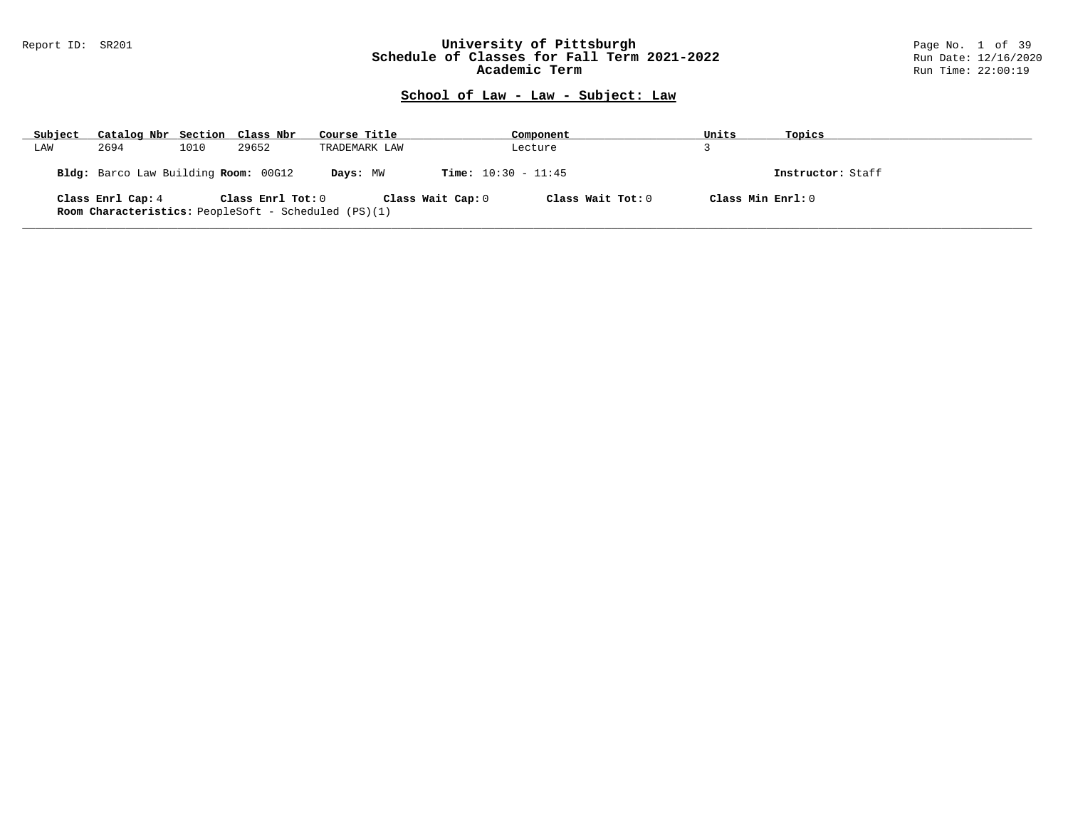Report ID: SR201

# University of Pittsburgh
## Schedule of Classes for Fall Term 2021-2022
### Academic Term

Run Date: 12/16/2020
Run Time: 22:00:19

## School of Law - Law - Subject: Law

| Subject | Catalog Nbr | Section | Class Nbr | Course Title | Component | Units | Topics |
| --- | --- | --- | --- | --- | --- | --- | --- |
| LAW | 2694 | 1010 | 29652 | TRADEMARK LAW | Lecture | 3 | |

**Bldg:** Barco Law Building **Room:** 00G12 **Days:** MW **Time:** 10:30 - 11:45 **Instructor:** Staff

**Class Enrl Cap:** 4 **Class Enrl Tot:** 0 **Class Wait Cap:** 0 **Class Wait Tot:** 0 **Class Min Enrl:** 0

**Room Characteristics:** PeopleSoft - Scheduled (PS)(1)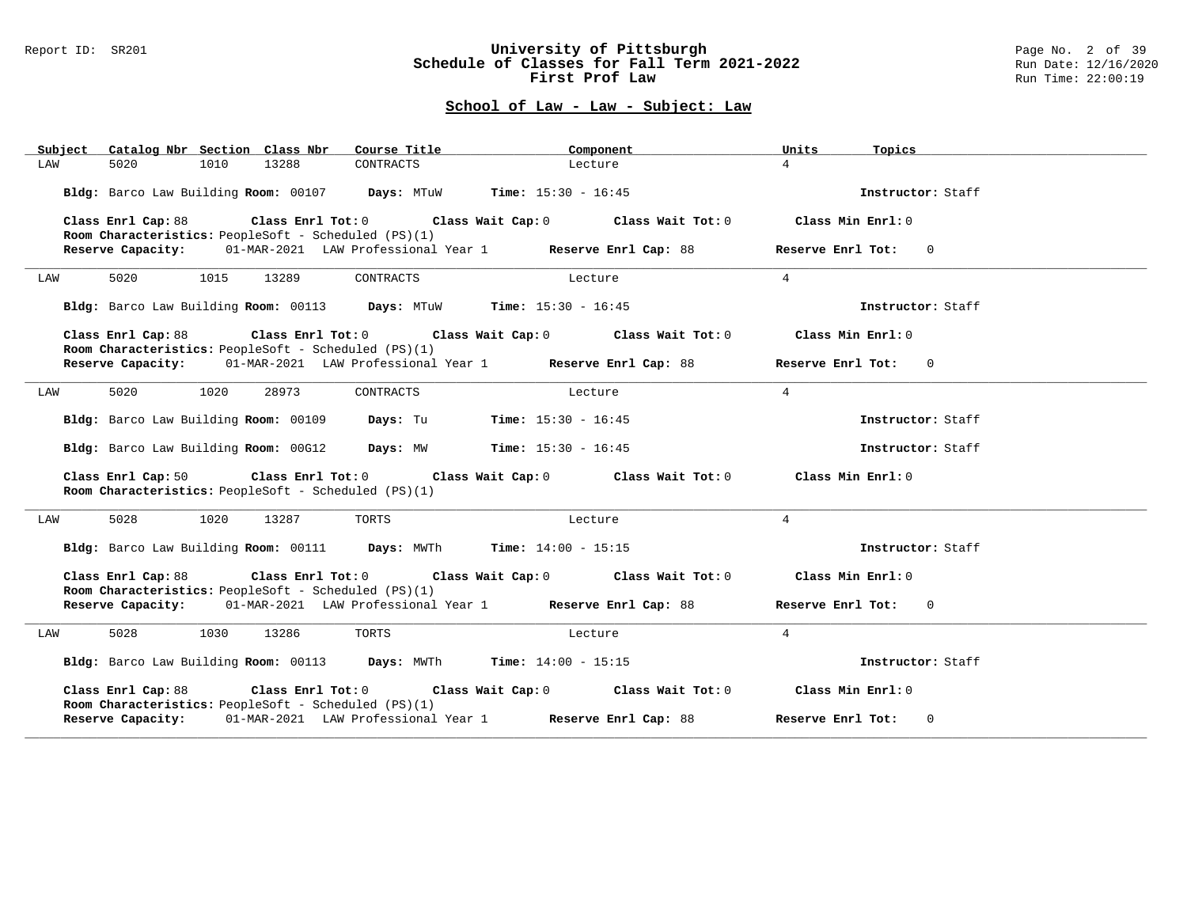## School of Law - Law - Subject: Law

| Subject | Catalog Nbr | Section | Class Nbr | Course Title | Component | Units | Topics |
|---|---|---|---|---|---|---|---|
| LAW | 5020 | 1010 | 13288 | CONTRACTS | Lecture | 4 | |

**Bldg:** Barco Law Building **Room:** 00107 **Days:** MTuW **Time:** 15:30 - 16:45 **Instructor:** Staff

**Class Enrl Cap:** 88 **Class Enrl Tot:** 0 **Class Wait Cap:** 0 **Class Wait Tot:** 0 **Class Min Enrl:** 0
**Room Characteristics:** PeopleSoft - Scheduled (PS)(1)
**Reserve Capacity:** 01-MAR-2021 LAW Professional Year 1 **Reserve Enrl Cap:** 88 **Reserve Enrl Tot:** 0

---

| Subject | Catalog Nbr | Section | Class Nbr | Course Title | Component | Units | Topics |
|---|---|---|---|---|---|---|---|
| LAW | 5020 | 1015 | 13289 | CONTRACTS | Lecture | 4 | |

**Bldg:** Barco Law Building **Room:** 00113 **Days:** MTuW **Time:** 15:30 - 16:45 **Instructor:** Staff

**Class Enrl Cap:** 88 **Class Enrl Tot:** 0 **Class Wait Cap:** 0 **Class Wait Tot:** 0 **Class Min Enrl:** 0
**Room Characteristics:** PeopleSoft - Scheduled (PS)(1)
**Reserve Capacity:** 01-MAR-2021 LAW Professional Year 1 **Reserve Enrl Cap:** 88 **Reserve Enrl Tot:** 0

---

| Subject | Catalog Nbr | Section | Class Nbr | Course Title | Component | Units | Topics |
|---|---|---|---|---|---|---|---|
| LAW | 5020 | 1020 | 28973 | CONTRACTS | Lecture | 4 | |

**Bldg:** Barco Law Building **Room:** 00109 **Days:** Tu **Time:** 15:30 - 16:45 **Instructor:** Staff

**Bldg:** Barco Law Building **Room:** 00G12 **Days:** MW **Time:** 15:30 - 16:45 **Instructor:** Staff

**Class Enrl Cap:** 50 **Class Enrl Tot:** 0 **Class Wait Cap:** 0 **Class Wait Tot:** 0 **Class Min Enrl:** 0
**Room Characteristics:** PeopleSoft - Scheduled (PS)(1)

---

| Subject | Catalog Nbr | Section | Class Nbr | Course Title | Component | Units | Topics |
|---|---|---|---|---|---|---|---|
| LAW | 5028 | 1020 | 13287 | TORTS | Lecture | 4 | |

**Bldg:** Barco Law Building **Room:** 00111 **Days:** MWTh **Time:** 14:00 - 15:15 **Instructor:** Staff

**Class Enrl Cap:** 88 **Class Enrl Tot:** 0 **Class Wait Cap:** 0 **Class Wait Tot:** 0 **Class Min Enrl:** 0
**Room Characteristics:** PeopleSoft - Scheduled (PS)(1)
**Reserve Capacity:** 01-MAR-2021 LAW Professional Year 1 **Reserve Enrl Cap:** 88 **Reserve Enrl Tot:** 0

---

| Subject | Catalog Nbr | Section | Class Nbr | Course Title | Component | Units | Topics |
|---|---|---|---|---|---|---|---|
| LAW | 5028 | 1030 | 13286 | TORTS | Lecture | 4 | |

**Bldg:** Barco Law Building **Room:** 00113 **Days:** MWTh **Time:** 14:00 - 15:15 **Instructor:** Staff

**Class Enrl Cap:** 88 **Class Enrl Tot:** 0 **Class Wait Cap:** 0 **Class Wait Tot:** 0 **Class Min Enrl:** 0
**Room Characteristics:** PeopleSoft - Scheduled (PS)(1)
**Reserve Capacity:** 01-MAR-2021 LAW Professional Year 1 **Reserve Enrl Cap:** 88 **Reserve Enrl Tot:** 0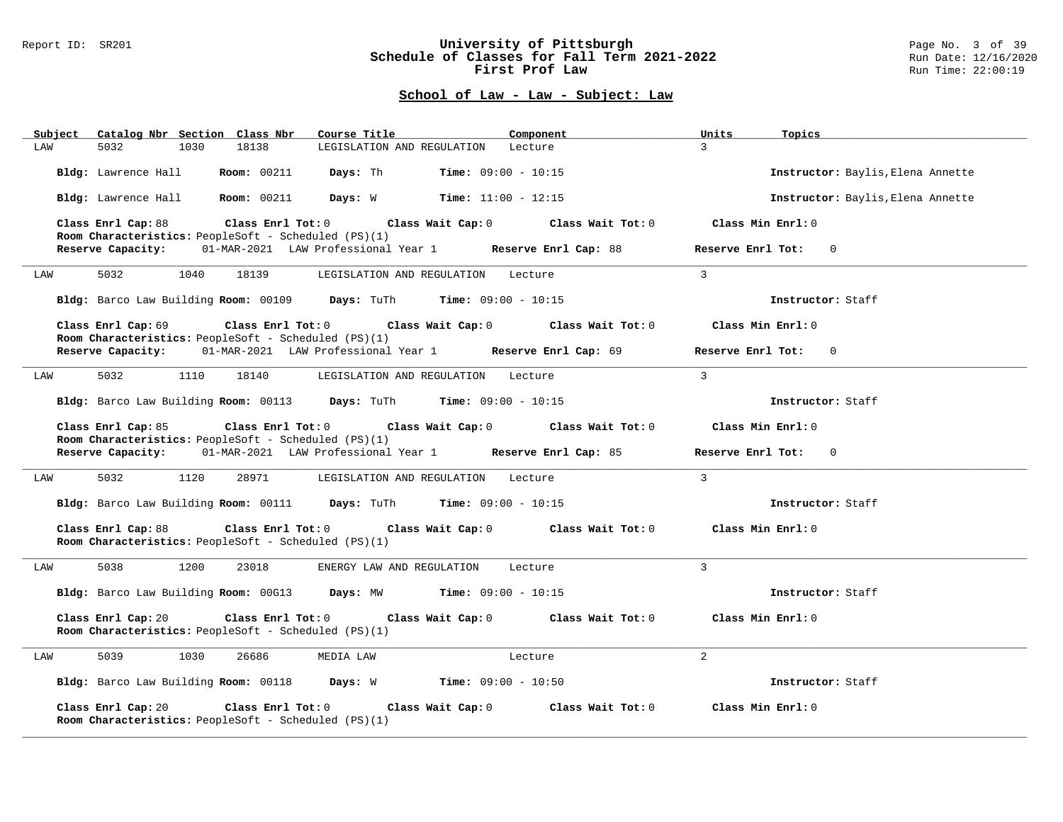## School of Law - Law - Subject: Law

| Subject | Catalog Nbr | Section | Class Nbr | Course Title | Component | Units | Topics |
|---|---|---|---|---|---|---|---|
| LAW | 5032 | 1030 | 18138 | LEGISLATION AND REGULATION | Lecture | 3 | |

**Bldg:** Lawrence Hall **Room:** 00211 **Days:** Th **Time:** 09:00 - 10:15 **Instructor:** Baylis,Elena Annette

**Bldg:** Lawrence Hall **Room:** 00211 **Days:** W **Time:** 11:00 - 12:15 **Instructor:** Baylis,Elena Annette

**Class Enrl Cap:** 88 **Class Enrl Tot:** 0 **Class Wait Cap:** 0 **Class Wait Tot:** 0 **Class Min Enrl:** 0
**Room Characteristics:** PeopleSoft - Scheduled (PS)(1)
**Reserve Capacity:** 01-MAR-2021 LAW Professional Year 1 **Reserve Enrl Cap:** 88 **Reserve Enrl Tot:** 0

---

| Subject | Catalog Nbr | Section | Class Nbr | Course Title | Component | Units | Topics |
|---|---|---|---|---|---|---|---|
| LAW | 5032 | 1040 | 18139 | LEGISLATION AND REGULATION | Lecture | 3 | |

**Bldg:** Barco Law Building **Room:** 00109 **Days:** TuTh **Time:** 09:00 - 10:15 **Instructor:** Staff

**Class Enrl Cap:** 69 **Class Enrl Tot:** 0 **Class Wait Cap:** 0 **Class Wait Tot:** 0 **Class Min Enrl:** 0
**Room Characteristics:** PeopleSoft - Scheduled (PS)(1)
**Reserve Capacity:** 01-MAR-2021 LAW Professional Year 1 **Reserve Enrl Cap:** 69 **Reserve Enrl Tot:** 0

---

| Subject | Catalog Nbr | Section | Class Nbr | Course Title | Component | Units | Topics |
|---|---|---|---|---|---|---|---|
| LAW | 5032 | 1110 | 18140 | LEGISLATION AND REGULATION | Lecture | 3 | |

**Bldg:** Barco Law Building **Room:** 00113 **Days:** TuTh **Time:** 09:00 - 10:15 **Instructor:** Staff

**Class Enrl Cap:** 85 **Class Enrl Tot:** 0 **Class Wait Cap:** 0 **Class Wait Tot:** 0 **Class Min Enrl:** 0
**Room Characteristics:** PeopleSoft - Scheduled (PS)(1)
**Reserve Capacity:** 01-MAR-2021 LAW Professional Year 1 **Reserve Enrl Cap:** 85 **Reserve Enrl Tot:** 0

---

| Subject | Catalog Nbr | Section | Class Nbr | Course Title | Component | Units | Topics |
|---|---|---|---|---|---|---|---|
| LAW | 5032 | 1120 | 28971 | LEGISLATION AND REGULATION | Lecture | 3 | |

**Bldg:** Barco Law Building **Room:** 00111 **Days:** TuTh **Time:** 09:00 - 10:15 **Instructor:** Staff

**Class Enrl Cap:** 88 **Class Enrl Tot:** 0 **Class Wait Cap:** 0 **Class Wait Tot:** 0 **Class Min Enrl:** 0
**Room Characteristics:** PeopleSoft - Scheduled (PS)(1)

---

| Subject | Catalog Nbr | Section | Class Nbr | Course Title | Component | Units | Topics |
|---|---|---|---|---|---|---|---|
| LAW | 5038 | 1200 | 23018 | ENERGY LAW AND REGULATION | Lecture | 3 | |

**Bldg:** Barco Law Building **Room:** 00G13 **Days:** MW **Time:** 09:00 - 10:15 **Instructor:** Staff

**Class Enrl Cap:** 20 **Class Enrl Tot:** 0 **Class Wait Cap:** 0 **Class Wait Tot:** 0 **Class Min Enrl:** 0
**Room Characteristics:** PeopleSoft - Scheduled (PS)(1)

---

| Subject | Catalog Nbr | Section | Class Nbr | Course Title | Component | Units | Topics |
|---|---|---|---|---|---|---|---|
| LAW | 5039 | 1030 | 26686 | MEDIA LAW | Lecture | 2 | |

**Bldg:** Barco Law Building **Room:** 00118 **Days:** W **Time:** 09:00 - 10:50 **Instructor:** Staff

**Class Enrl Cap:** 20 **Class Enrl Tot:** 0 **Class Wait Cap:** 0 **Class Wait Tot:** 0 **Class Min Enrl:** 0
**Room Characteristics:** PeopleSoft - Scheduled (PS)(1)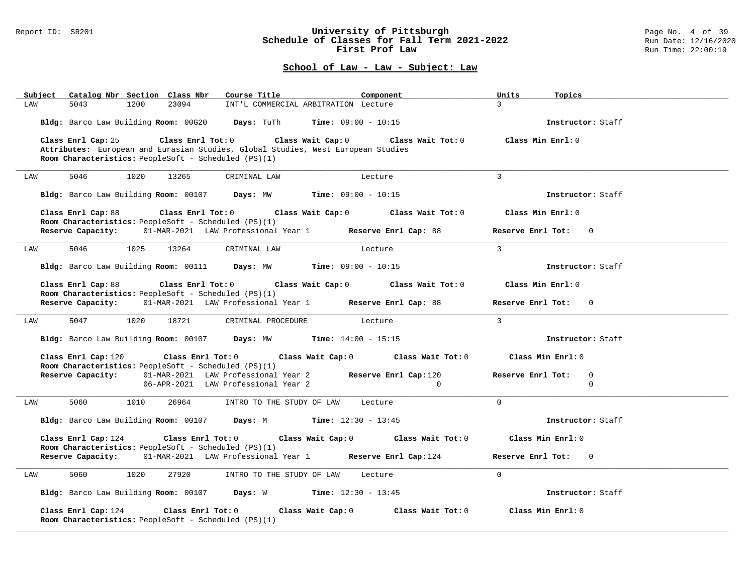## School of Law - Law - Subject: Law

| Subject | Catalog Nbr | Section | Class Nbr | Course Title | Component | Units | Topics |
|---|---|---|---|---|---|---|---|
| LAW | 5043 | 1200 | 23094 | INT'L COMMERCIAL ARBITRATION | Lecture | 3 | |

**Bldg:** Barco Law Building **Room:** 00G20 **Days:** TuTh **Time:** 09:00 - 10:15 **Instructor:** Staff

**Class Enrl Cap:** 25 **Class Enrl Tot:** 0 **Class Wait Cap:** 0 **Class Wait Tot:** 0 **Class Min Enrl:** 0
**Attributes:** European and Eurasian Studies, Global Studies, West European Studies
**Room Characteristics:** PeopleSoft - Scheduled (PS)(1)

---

| Subject | Catalog Nbr | Section | Class Nbr | Course Title | Component | Units | Topics |
|---|---|---|---|---|---|---|---|
| LAW | 5046 | 1020 | 13265 | CRIMINAL LAW | Lecture | 3 | |

**Bldg:** Barco Law Building **Room:** 00107 **Days:** MW **Time:** 09:00 - 10:15 **Instructor:** Staff

**Class Enrl Cap:** 88 **Class Enrl Tot:** 0 **Class Wait Cap:** 0 **Class Wait Tot:** 0 **Class Min Enrl:** 0
**Room Characteristics:** PeopleSoft - Scheduled (PS)(1)
**Reserve Capacity:** 01-MAR-2021 LAW Professional Year 1 **Reserve Enrl Cap:** 88 **Reserve Enrl Tot:** 0

---

| Subject | Catalog Nbr | Section | Class Nbr | Course Title | Component | Units | Topics |
|---|---|---|---|---|---|---|---|
| LAW | 5046 | 1025 | 13264 | CRIMINAL LAW | Lecture | 3 | |

**Bldg:** Barco Law Building **Room:** 00111 **Days:** MW **Time:** 09:00 - 10:15 **Instructor:** Staff

**Class Enrl Cap:** 88 **Class Enrl Tot:** 0 **Class Wait Cap:** 0 **Class Wait Tot:** 0 **Class Min Enrl:** 0
**Room Characteristics:** PeopleSoft - Scheduled (PS)(1)
**Reserve Capacity:** 01-MAR-2021 LAW Professional Year 1 **Reserve Enrl Cap:** 88 **Reserve Enrl Tot:** 0

---

| Subject | Catalog Nbr | Section | Class Nbr | Course Title | Component | Units | Topics |
|---|---|---|---|---|---|---|---|
| LAW | 5047 | 1020 | 18721 | CRIMINAL PROCEDURE | Lecture | 3 | |

**Bldg:** Barco Law Building **Room:** 00107 **Days:** MW **Time:** 14:00 - 15:15 **Instructor:** Staff

**Class Enrl Cap:** 120 **Class Enrl Tot:** 0 **Class Wait Cap:** 0 **Class Wait Tot:** 0 **Class Min Enrl:** 0
**Room Characteristics:** PeopleSoft - Scheduled (PS)(1)

| Reserve Capacity | | Reserve Enrl Cap | Reserve Enrl Tot |
|---|---|---|---|
| 01-MAR-2021 | LAW Professional Year 2 | 120 | 0 |
| 06-APR-2021 | LAW Professional Year 2 | 0 | 0 |

---

| Subject | Catalog Nbr | Section | Class Nbr | Course Title | Component | Units | Topics |
|---|---|---|---|---|---|---|---|
| LAW | 5060 | 1010 | 26964 | INTRO TO THE STUDY OF LAW | Lecture | 0 | |

**Bldg:** Barco Law Building **Room:** 00107 **Days:** M **Time:** 12:30 - 13:45 **Instructor:** Staff

**Class Enrl Cap:** 124 **Class Enrl Tot:** 0 **Class Wait Cap:** 0 **Class Wait Tot:** 0 **Class Min Enrl:** 0
**Room Characteristics:** PeopleSoft - Scheduled (PS)(1)
**Reserve Capacity:** 01-MAR-2021 LAW Professional Year 1 **Reserve Enrl Cap:** 124 **Reserve Enrl Tot:** 0

---

| Subject | Catalog Nbr | Section | Class Nbr | Course Title | Component | Units | Topics |
|---|---|---|---|---|---|---|---|
| LAW | 5060 | 1020 | 27920 | INTRO TO THE STUDY OF LAW | Lecture | 0 | |

**Bldg:** Barco Law Building **Room:** 00107 **Days:** W **Time:** 12:30 - 13:45 **Instructor:** Staff

**Class Enrl Cap:** 124 **Class Enrl Tot:** 0 **Class Wait Cap:** 0 **Class Wait Tot:** 0 **Class Min Enrl:** 0
**Room Characteristics:** PeopleSoft - Scheduled (PS)(1)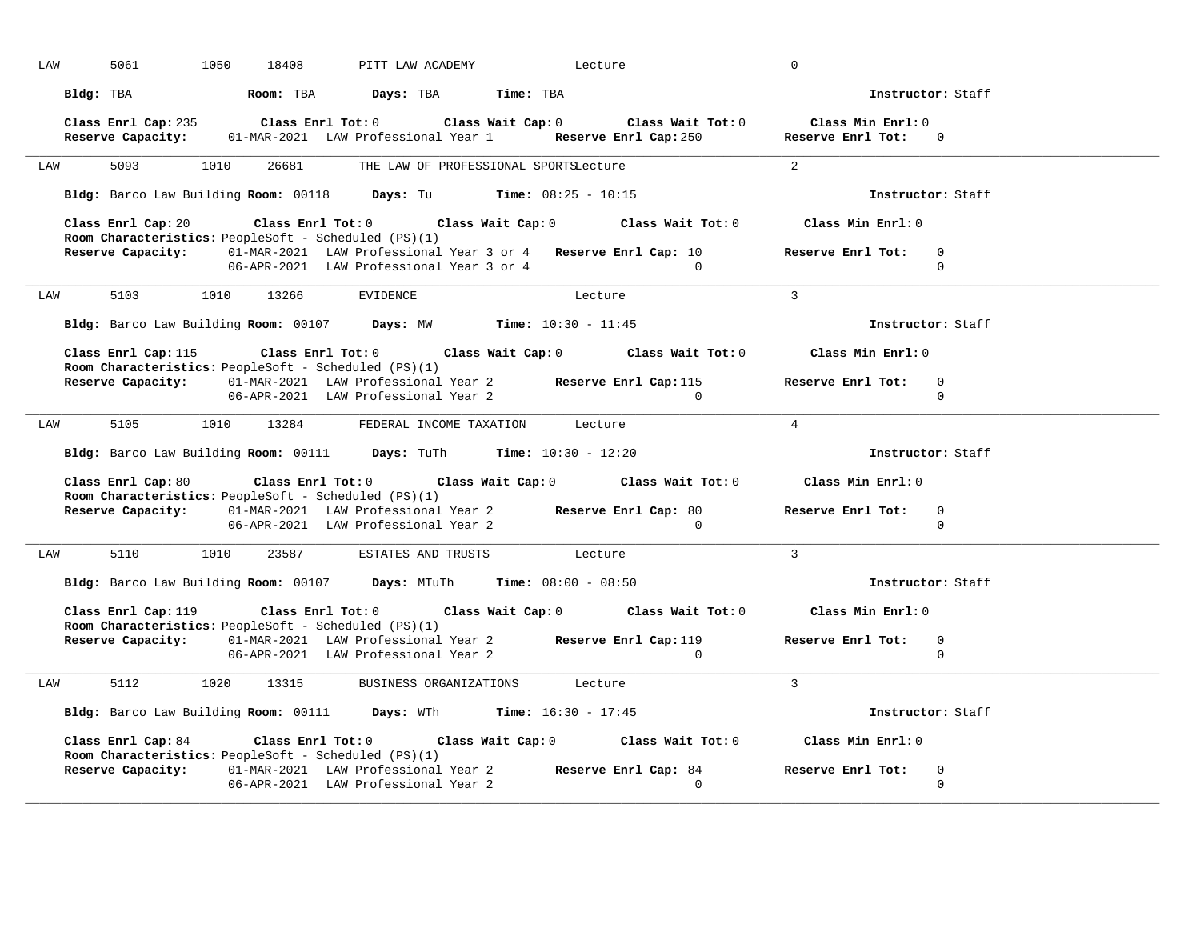LAW 5061 1050 18408 PITT LAW ACADEMY Lecture 0

**Bldg:** TBA **Room:** TBA **Days:** TBA **Time:** TBA **Instructor:** Staff

**Class Enrl Cap:** 235 **Class Enrl Tot:** 0 **Class Wait Cap:** 0 **Class Wait Tot:** 0 **Class Min Enrl:** 0
**Reserve Capacity:** 01-MAR-2021 LAW Professional Year 1 **Reserve Enrl Cap:** 250 **Reserve Enrl Tot:** 0

---

LAW 5093 1010 26681 THE LAW OF PROFESSIONAL SPORTS Lecture 2

**Bldg:** Barco Law Building **Room:** 00118 **Days:** Tu **Time:** 08:25 - 10:15 **Instructor:** Staff

**Class Enrl Cap:** 20 **Class Enrl Tot:** 0 **Class Wait Cap:** 0 **Class Wait Tot:** 0 **Class Min Enrl:** 0
**Room Characteristics:** PeopleSoft - Scheduled (PS)(1)
**Reserve Capacity:** 01-MAR-2021 LAW Professional Year 3 or 4 **Reserve Enrl Cap:** 10 **Reserve Enrl Tot:** 0
06-APR-2021 LAW Professional Year 3 or 4 0 0

---

LAW 5103 1010 13266 EVIDENCE Lecture 3

**Bldg:** Barco Law Building **Room:** 00107 **Days:** MW **Time:** 10:30 - 11:45 **Instructor:** Staff

**Class Enrl Cap:** 115 **Class Enrl Tot:** 0 **Class Wait Cap:** 0 **Class Wait Tot:** 0 **Class Min Enrl:** 0
**Room Characteristics:** PeopleSoft - Scheduled (PS)(1)
**Reserve Capacity:** 01-MAR-2021 LAW Professional Year 2 **Reserve Enrl Cap:** 115 **Reserve Enrl Tot:** 0
06-APR-2021 LAW Professional Year 2 0 0

---

LAW 5105 1010 13284 FEDERAL INCOME TAXATION Lecture 4

**Bldg:** Barco Law Building **Room:** 00111 **Days:** TuTh **Time:** 10:30 - 12:20 **Instructor:** Staff

**Class Enrl Cap:** 80 **Class Enrl Tot:** 0 **Class Wait Cap:** 0 **Class Wait Tot:** 0 **Class Min Enrl:** 0
**Room Characteristics:** PeopleSoft - Scheduled (PS)(1)
**Reserve Capacity:** 01-MAR-2021 LAW Professional Year 2 **Reserve Enrl Cap:** 80 **Reserve Enrl Tot:** 0
06-APR-2021 LAW Professional Year 2 0 0

---

LAW 5110 1010 23587 ESTATES AND TRUSTS Lecture 3

**Bldg:** Barco Law Building **Room:** 00107 **Days:** MTuTh **Time:** 08:00 - 08:50 **Instructor:** Staff

**Class Enrl Cap:** 119 **Class Enrl Tot:** 0 **Class Wait Cap:** 0 **Class Wait Tot:** 0 **Class Min Enrl:** 0
**Room Characteristics:** PeopleSoft - Scheduled (PS)(1)
**Reserve Capacity:** 01-MAR-2021 LAW Professional Year 2 **Reserve Enrl Cap:** 119 **Reserve Enrl Tot:** 0
06-APR-2021 LAW Professional Year 2 0 0

---

LAW 5112 1020 13315 BUSINESS ORGANIZATIONS Lecture 3

**Bldg:** Barco Law Building **Room:** 00111 **Days:** WTh **Time:** 16:30 - 17:45 **Instructor:** Staff

**Class Enrl Cap:** 84 **Class Enrl Tot:** 0 **Class Wait Cap:** 0 **Class Wait Tot:** 0 **Class Min Enrl:** 0
**Room Characteristics:** PeopleSoft - Scheduled (PS)(1)
**Reserve Capacity:** 01-MAR-2021 LAW Professional Year 2 **Reserve Enrl Cap:** 84 **Reserve Enrl Tot:** 0
06-APR-2021 LAW Professional Year 2 0 0

---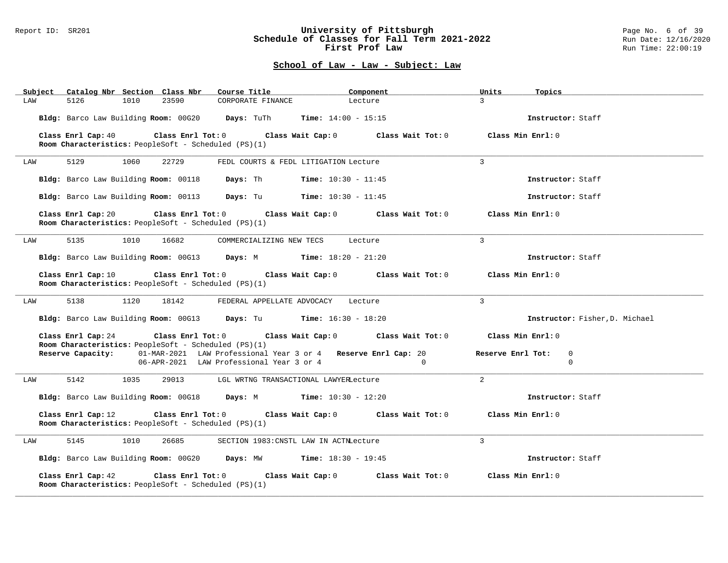# University of Pittsburgh
## Schedule of Classes for Fall Term 2021-2022
## First Prof Law

Report ID: SR201 | Run Date: 12/16/2020 | Run Time: 22:00:19

### School of Law - Law - Subject: Law

| Subject | Catalog Nbr | Section | Class Nbr | Course Title | Component | Units | Topics |
|---|---|---|---|---|---|---|---|
| LAW | 5126 | 1010 | 23590 | CORPORATE FINANCE | Lecture | 3 | |

**Bldg:** Barco Law Building **Room:** 00G20 **Days:** TuTh **Time:** 14:00 - 15:15 **Instructor:** Staff

**Class Enrl Cap:** 40 **Class Enrl Tot:** 0 **Class Wait Cap:** 0 **Class Wait Tot:** 0 **Class Min Enrl:** 0
**Room Characteristics:** PeopleSoft - Scheduled (PS)(1)

---

| Subject | Catalog Nbr | Section | Class Nbr | Course Title | Component | Units | Topics |
|---|---|---|---|---|---|---|---|
| LAW | 5129 | 1060 | 22729 | FEDL COURTS & FEDL LITIGATION | Lecture | 3 | |

**Bldg:** Barco Law Building **Room:** 00118 **Days:** Th **Time:** 10:30 - 11:45 **Instructor:** Staff

**Bldg:** Barco Law Building **Room:** 00113 **Days:** Tu **Time:** 10:30 - 11:45 **Instructor:** Staff

**Class Enrl Cap:** 20 **Class Enrl Tot:** 0 **Class Wait Cap:** 0 **Class Wait Tot:** 0 **Class Min Enrl:** 0
**Room Characteristics:** PeopleSoft - Scheduled (PS)(1)

---

| Subject | Catalog Nbr | Section | Class Nbr | Course Title | Component | Units | Topics |
|---|---|---|---|---|---|---|---|
| LAW | 5135 | 1010 | 16682 | COMMERCIALIZING NEW TECS | Lecture | 3 | |

**Bldg:** Barco Law Building **Room:** 00G13 **Days:** M **Time:** 18:20 - 21:20 **Instructor:** Staff

**Class Enrl Cap:** 10 **Class Enrl Tot:** 0 **Class Wait Cap:** 0 **Class Wait Tot:** 0 **Class Min Enrl:** 0
**Room Characteristics:** PeopleSoft - Scheduled (PS)(1)

---

| Subject | Catalog Nbr | Section | Class Nbr | Course Title | Component | Units | Topics |
|---|---|---|---|---|---|---|---|
| LAW | 5138 | 1120 | 18142 | FEDERAL APPELLATE ADVOCACY | Lecture | 3 | |

**Bldg:** Barco Law Building **Room:** 00G13 **Days:** Tu **Time:** 16:30 - 18:20 **Instructor:** Fisher,D. Michael

**Class Enrl Cap:** 24 **Class Enrl Tot:** 0 **Class Wait Cap:** 0 **Class Wait Tot:** 0 **Class Min Enrl:** 0
**Room Characteristics:** PeopleSoft - Scheduled (PS)(1)

| Reserve Capacity: | Date | Description | Reserve Enrl Cap | Reserve Enrl Tot |
|---|---|---|---|---|
| | 01-MAR-2021 | LAW Professional Year 3 or 4 | 20 | 0 |
| | 06-APR-2021 | LAW Professional Year 3 or 4 | 0 | 0 |

---

| Subject | Catalog Nbr | Section | Class Nbr | Course Title | Component | Units | Topics |
|---|---|---|---|---|---|---|---|
| LAW | 5142 | 1035 | 29013 | LGL WRTNG TRANSACTIONAL LAWYER | Lecture | 2 | |

**Bldg:** Barco Law Building **Room:** 00G18 **Days:** M **Time:** 10:30 - 12:20 **Instructor:** Staff

**Class Enrl Cap:** 12 **Class Enrl Tot:** 0 **Class Wait Cap:** 0 **Class Wait Tot:** 0 **Class Min Enrl:** 0
**Room Characteristics:** PeopleSoft - Scheduled (PS)(1)

---

| Subject | Catalog Nbr | Section | Class Nbr | Course Title | Component | Units | Topics |
|---|---|---|---|---|---|---|---|
| LAW | 5145 | 1010 | 26685 | SECTION 1983:CNSTL LAW IN ACTN | Lecture | 3 | |

**Bldg:** Barco Law Building **Room:** 00G20 **Days:** MW **Time:** 18:30 - 19:45 **Instructor:** Staff

**Class Enrl Cap:** 42 **Class Enrl Tot:** 0 **Class Wait Cap:** 0 **Class Wait Tot:** 0 **Class Min Enrl:** 0
**Room Characteristics:** PeopleSoft - Scheduled (PS)(1)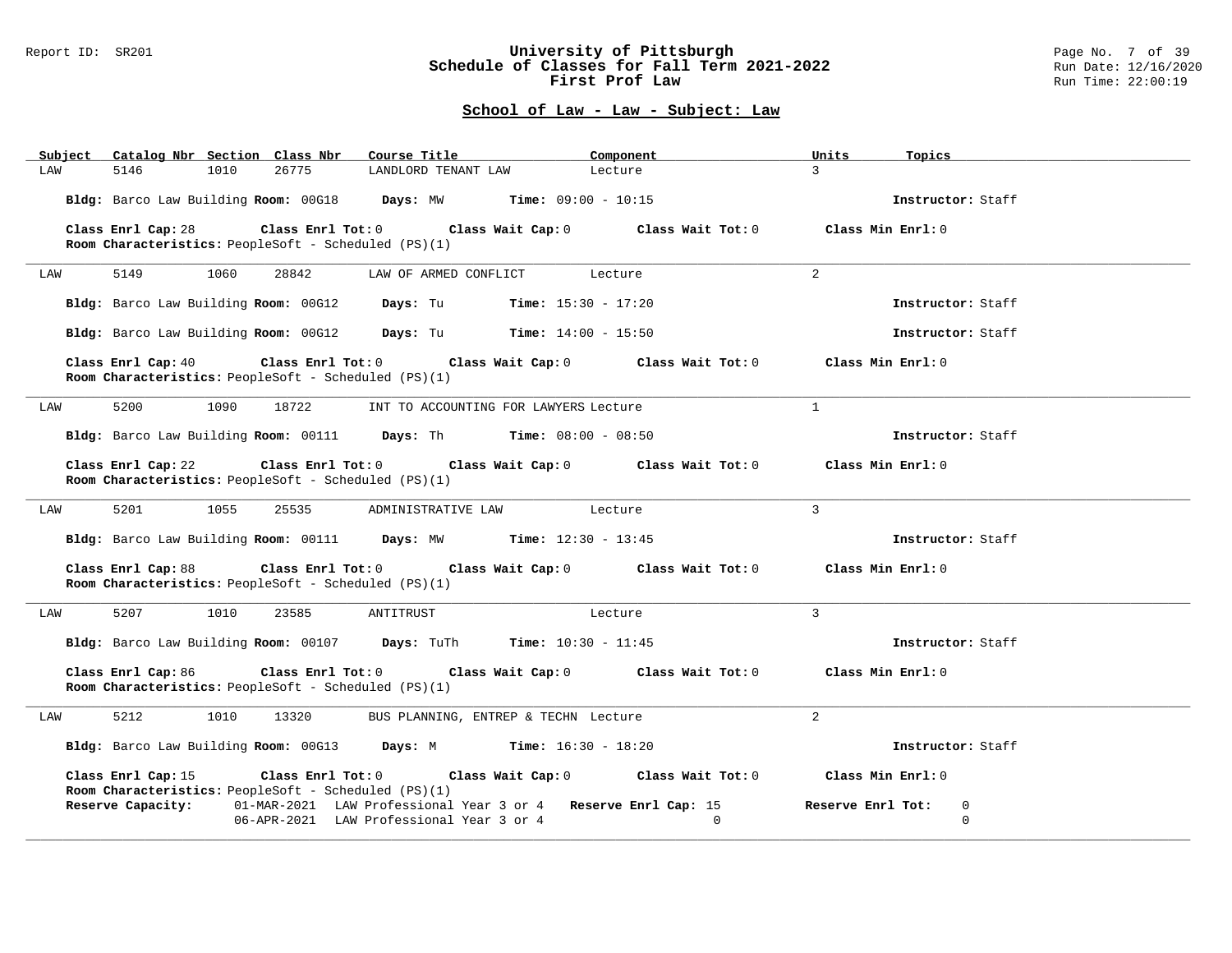# University of Pittsburgh
## Schedule of Classes for Fall Term 2021-2022
## First Prof Law

Report ID: SR201

Run Date: 12/16/2020
Run Time: 22:00:19

### School of Law - Law - Subject: Law

| Subject | Catalog Nbr | Section | Class Nbr | Course Title | Component | Units | Topics |
|---|---|---|---|---|---|---|---|
| LAW | 5146 | 1010 | 26775 | LANDLORD TENANT LAW | Lecture | 3 | |

**Bldg:** Barco Law Building **Room:** 00G18 **Days:** MW **Time:** 09:00 - 10:15 **Instructor:** Staff

**Class Enrl Cap:** 28 **Class Enrl Tot:** 0 **Class Wait Cap:** 0 **Class Wait Tot:** 0 **Class Min Enrl:** 0
**Room Characteristics:** PeopleSoft - Scheduled (PS)(1)

---

| Subject | Catalog Nbr | Section | Class Nbr | Course Title | Component | Units | Topics |
|---|---|---|---|---|---|---|---|
| LAW | 5149 | 1060 | 28842 | LAW OF ARMED CONFLICT | Lecture | 2 | |

**Bldg:** Barco Law Building **Room:** 00G12 **Days:** Tu **Time:** 15:30 - 17:20 **Instructor:** Staff

**Bldg:** Barco Law Building **Room:** 00G12 **Days:** Tu **Time:** 14:00 - 15:50 **Instructor:** Staff

**Class Enrl Cap:** 40 **Class Enrl Tot:** 0 **Class Wait Cap:** 0 **Class Wait Tot:** 0 **Class Min Enrl:** 0
**Room Characteristics:** PeopleSoft - Scheduled (PS)(1)

---

| Subject | Catalog Nbr | Section | Class Nbr | Course Title | Component | Units | Topics |
|---|---|---|---|---|---|---|---|
| LAW | 5200 | 1090 | 18722 | INT TO ACCOUNTING FOR LAWYERS | Lecture | 1 | |

**Bldg:** Barco Law Building **Room:** 00111 **Days:** Th **Time:** 08:00 - 08:50 **Instructor:** Staff

**Class Enrl Cap:** 22 **Class Enrl Tot:** 0 **Class Wait Cap:** 0 **Class Wait Tot:** 0 **Class Min Enrl:** 0
**Room Characteristics:** PeopleSoft - Scheduled (PS)(1)

---

| Subject | Catalog Nbr | Section | Class Nbr | Course Title | Component | Units | Topics |
|---|---|---|---|---|---|---|---|
| LAW | 5201 | 1055 | 25535 | ADMINISTRATIVE LAW | Lecture | 3 | |

**Bldg:** Barco Law Building **Room:** 00111 **Days:** MW **Time:** 12:30 - 13:45 **Instructor:** Staff

**Class Enrl Cap:** 88 **Class Enrl Tot:** 0 **Class Wait Cap:** 0 **Class Wait Tot:** 0 **Class Min Enrl:** 0
**Room Characteristics:** PeopleSoft - Scheduled (PS)(1)

---

| Subject | Catalog Nbr | Section | Class Nbr | Course Title | Component | Units | Topics |
|---|---|---|---|---|---|---|---|
| LAW | 5207 | 1010 | 23585 | ANTITRUST | Lecture | 3 | |

**Bldg:** Barco Law Building **Room:** 00107 **Days:** TuTh **Time:** 10:30 - 11:45 **Instructor:** Staff

**Class Enrl Cap:** 86 **Class Enrl Tot:** 0 **Class Wait Cap:** 0 **Class Wait Tot:** 0 **Class Min Enrl:** 0
**Room Characteristics:** PeopleSoft - Scheduled (PS)(1)

---

| Subject | Catalog Nbr | Section | Class Nbr | Course Title | Component | Units | Topics |
|---|---|---|---|---|---|---|---|
| LAW | 5212 | 1010 | 13320 | BUS PLANNING, ENTREP & TECHN | Lecture | 2 | |

**Bldg:** Barco Law Building **Room:** 00G13 **Days:** M **Time:** 16:30 - 18:20 **Instructor:** Staff

**Class Enrl Cap:** 15 **Class Enrl Tot:** 0 **Class Wait Cap:** 0 **Class Wait Tot:** 0 **Class Min Enrl:** 0
**Room Characteristics:** PeopleSoft - Scheduled (PS)(1)

| Reserve Capacity: | Date | Group | Reserve Enrl Cap | Reserve Enrl Tot |
|---|---|---|---|---|
| | 01-MAR-2021 | LAW Professional Year 3 or 4 | 15 | 0 |
| | 06-APR-2021 | LAW Professional Year 3 or 4 | 0 | 0 |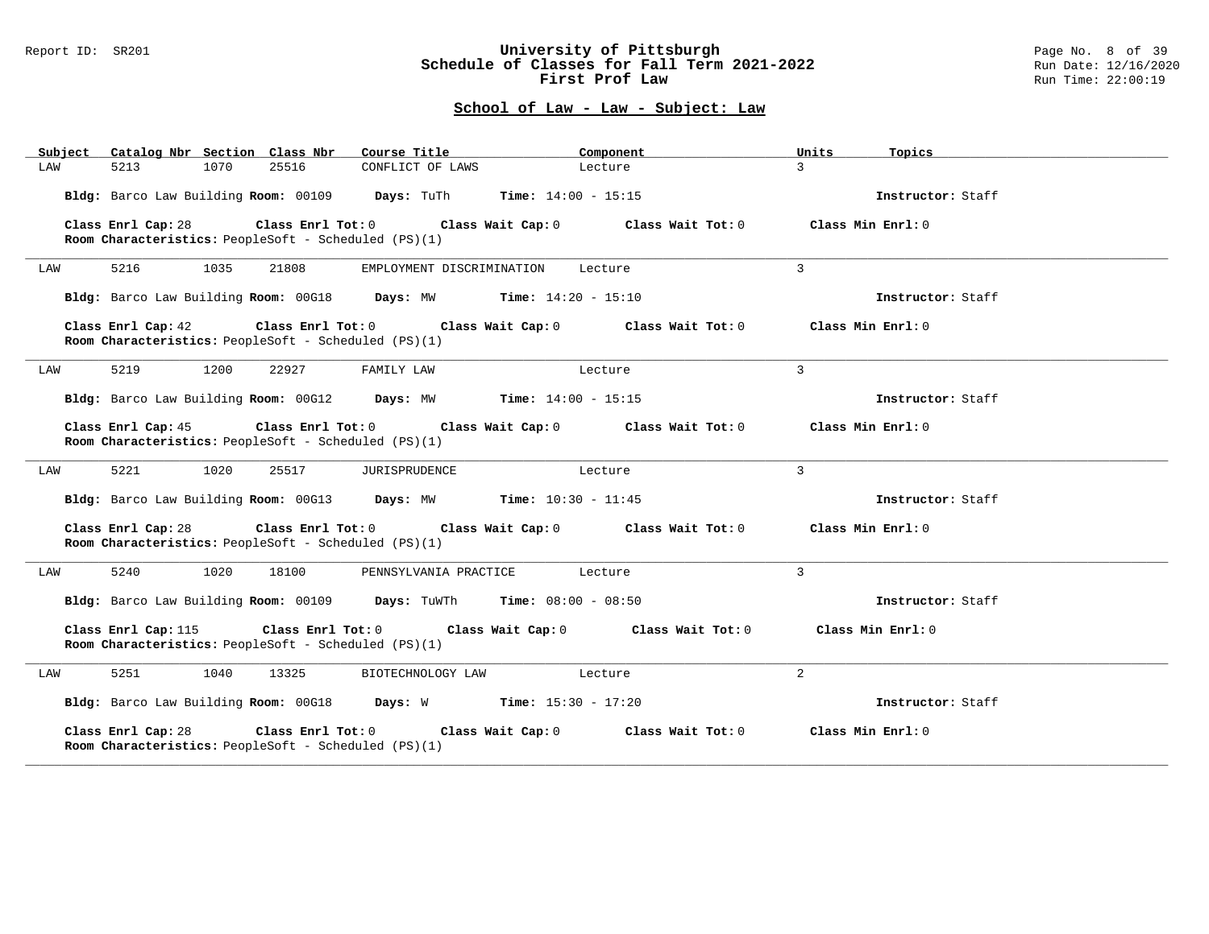## School of Law - Law - Subject: Law

| Subject | Catalog Nbr | Section | Class Nbr | Course Title | Component | Units | Topics |
|---|---|---|---|---|---|---|---|
| LAW | 5213 | 1070 | 25516 | CONFLICT OF LAWS | Lecture | 3 | |

**Bldg:** Barco Law Building **Room:** 00109 **Days:** TuTh **Time:** 14:00 - 15:15 **Instructor:** Staff

**Class Enrl Cap:** 28 **Class Enrl Tot:** 0 **Class Wait Cap:** 0 **Class Wait Tot:** 0 **Class Min Enrl:** 0
**Room Characteristics:** PeopleSoft - Scheduled (PS)(1)

---

| Subject | Catalog Nbr | Section | Class Nbr | Course Title | Component | Units | Topics |
|---|---|---|---|---|---|---|---|
| LAW | 5216 | 1035 | 21808 | EMPLOYMENT DISCRIMINATION | Lecture | 3 | |

**Bldg:** Barco Law Building **Room:** 00G18 **Days:** MW **Time:** 14:20 - 15:10 **Instructor:** Staff

**Class Enrl Cap:** 42 **Class Enrl Tot:** 0 **Class Wait Cap:** 0 **Class Wait Tot:** 0 **Class Min Enrl:** 0
**Room Characteristics:** PeopleSoft - Scheduled (PS)(1)

---

| Subject | Catalog Nbr | Section | Class Nbr | Course Title | Component | Units | Topics |
|---|---|---|---|---|---|---|---|
| LAW | 5219 | 1200 | 22927 | FAMILY LAW | Lecture | 3 | |

**Bldg:** Barco Law Building **Room:** 00G12 **Days:** MW **Time:** 14:00 - 15:15 **Instructor:** Staff

**Class Enrl Cap:** 45 **Class Enrl Tot:** 0 **Class Wait Cap:** 0 **Class Wait Tot:** 0 **Class Min Enrl:** 0
**Room Characteristics:** PeopleSoft - Scheduled (PS)(1)

---

| Subject | Catalog Nbr | Section | Class Nbr | Course Title | Component | Units | Topics |
|---|---|---|---|---|---|---|---|
| LAW | 5221 | 1020 | 25517 | JURISPRUDENCE | Lecture | 3 | |

**Bldg:** Barco Law Building **Room:** 00G13 **Days:** MW **Time:** 10:30 - 11:45 **Instructor:** Staff

**Class Enrl Cap:** 28 **Class Enrl Tot:** 0 **Class Wait Cap:** 0 **Class Wait Tot:** 0 **Class Min Enrl:** 0
**Room Characteristics:** PeopleSoft - Scheduled (PS)(1)

---

| Subject | Catalog Nbr | Section | Class Nbr | Course Title | Component | Units | Topics |
|---|---|---|---|---|---|---|---|
| LAW | 5240 | 1020 | 18100 | PENNSYLVANIA PRACTICE | Lecture | 3 | |

**Bldg:** Barco Law Building **Room:** 00109 **Days:** TuWTh **Time:** 08:00 - 08:50 **Instructor:** Staff

**Class Enrl Cap:** 115 **Class Enrl Tot:** 0 **Class Wait Cap:** 0 **Class Wait Tot:** 0 **Class Min Enrl:** 0
**Room Characteristics:** PeopleSoft - Scheduled (PS)(1)

---

| Subject | Catalog Nbr | Section | Class Nbr | Course Title | Component | Units | Topics |
|---|---|---|---|---|---|---|---|
| LAW | 5251 | 1040 | 13325 | BIOTECHNOLOGY LAW | Lecture | 2 | |

**Bldg:** Barco Law Building **Room:** 00G18 **Days:** W **Time:** 15:30 - 17:20 **Instructor:** Staff

**Class Enrl Cap:** 28 **Class Enrl Tot:** 0 **Class Wait Cap:** 0 **Class Wait Tot:** 0 **Class Min Enrl:** 0
**Room Characteristics:** PeopleSoft - Scheduled (PS)(1)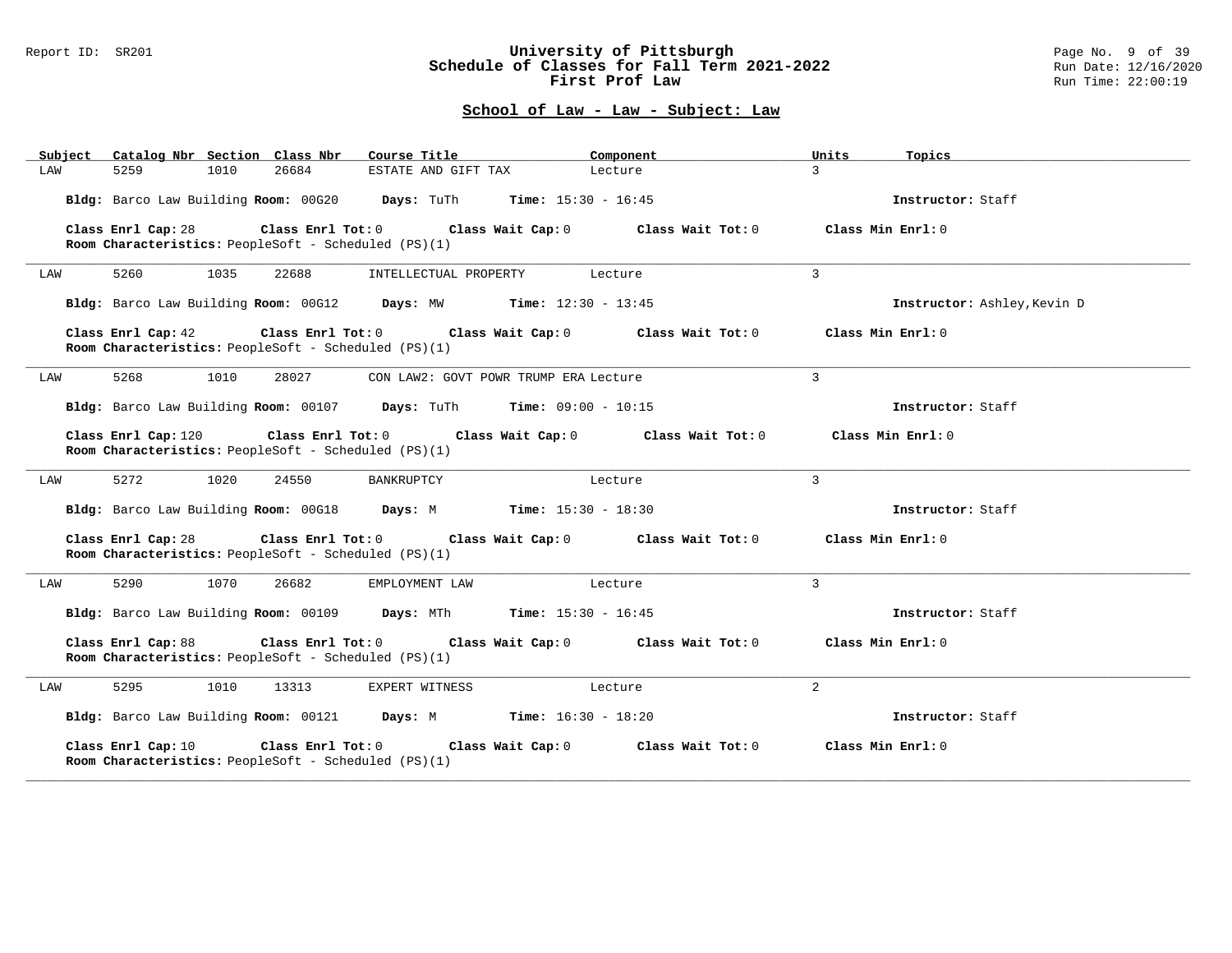## School of Law - Law - Subject: Law

| Subject | Catalog Nbr | Section | Class Nbr | Course Title | Component | Units | Topics |
|---|---|---|---|---|---|---|---|
| LAW | 5259 | 1010 | 26684 | ESTATE AND GIFT TAX | Lecture | 3 | |

**Bldg:** Barco Law Building **Room:** 00G20 **Days:** TuTh **Time:** 15:30 - 16:45 **Instructor:** Staff

**Class Enrl Cap:** 28 **Class Enrl Tot:** 0 **Class Wait Cap:** 0 **Class Wait Tot:** 0 **Class Min Enrl:** 0
**Room Characteristics:** PeopleSoft - Scheduled (PS)(1)

---

| Subject | Catalog Nbr | Section | Class Nbr | Course Title | Component | Units | Topics |
|---|---|---|---|---|---|---|---|
| LAW | 5260 | 1035 | 22688 | INTELLECTUAL PROPERTY | Lecture | 3 | |

**Bldg:** Barco Law Building **Room:** 00G12 **Days:** MW **Time:** 12:30 - 13:45 **Instructor:** Ashley,Kevin D

**Class Enrl Cap:** 42 **Class Enrl Tot:** 0 **Class Wait Cap:** 0 **Class Wait Tot:** 0 **Class Min Enrl:** 0
**Room Characteristics:** PeopleSoft - Scheduled (PS)(1)

---

| Subject | Catalog Nbr | Section | Class Nbr | Course Title | Component | Units | Topics |
|---|---|---|---|---|---|---|---|
| LAW | 5268 | 1010 | 28027 | CON LAW2: GOVT POWR TRUMP ERA | Lecture | 3 | |

**Bldg:** Barco Law Building **Room:** 00107 **Days:** TuTh **Time:** 09:00 - 10:15 **Instructor:** Staff

**Class Enrl Cap:** 120 **Class Enrl Tot:** 0 **Class Wait Cap:** 0 **Class Wait Tot:** 0 **Class Min Enrl:** 0
**Room Characteristics:** PeopleSoft - Scheduled (PS)(1)

---

| Subject | Catalog Nbr | Section | Class Nbr | Course Title | Component | Units | Topics |
|---|---|---|---|---|---|---|---|
| LAW | 5272 | 1020 | 24550 | BANKRUPTCY | Lecture | 3 | |

**Bldg:** Barco Law Building **Room:** 00G18 **Days:** M **Time:** 15:30 - 18:30 **Instructor:** Staff

**Class Enrl Cap:** 28 **Class Enrl Tot:** 0 **Class Wait Cap:** 0 **Class Wait Tot:** 0 **Class Min Enrl:** 0
**Room Characteristics:** PeopleSoft - Scheduled (PS)(1)

---

| Subject | Catalog Nbr | Section | Class Nbr | Course Title | Component | Units | Topics |
|---|---|---|---|---|---|---|---|
| LAW | 5290 | 1070 | 26682 | EMPLOYMENT LAW | Lecture | 3 | |

**Bldg:** Barco Law Building **Room:** 00109 **Days:** MTh **Time:** 15:30 - 16:45 **Instructor:** Staff

**Class Enrl Cap:** 88 **Class Enrl Tot:** 0 **Class Wait Cap:** 0 **Class Wait Tot:** 0 **Class Min Enrl:** 0
**Room Characteristics:** PeopleSoft - Scheduled (PS)(1)

---

| Subject | Catalog Nbr | Section | Class Nbr | Course Title | Component | Units | Topics |
|---|---|---|---|---|---|---|---|
| LAW | 5295 | 1010 | 13313 | EXPERT WITNESS | Lecture | 2 | |

**Bldg:** Barco Law Building **Room:** 00121 **Days:** M **Time:** 16:30 - 18:20 **Instructor:** Staff

**Class Enrl Cap:** 10 **Class Enrl Tot:** 0 **Class Wait Cap:** 0 **Class Wait Tot:** 0 **Class Min Enrl:** 0
**Room Characteristics:** PeopleSoft - Scheduled (PS)(1)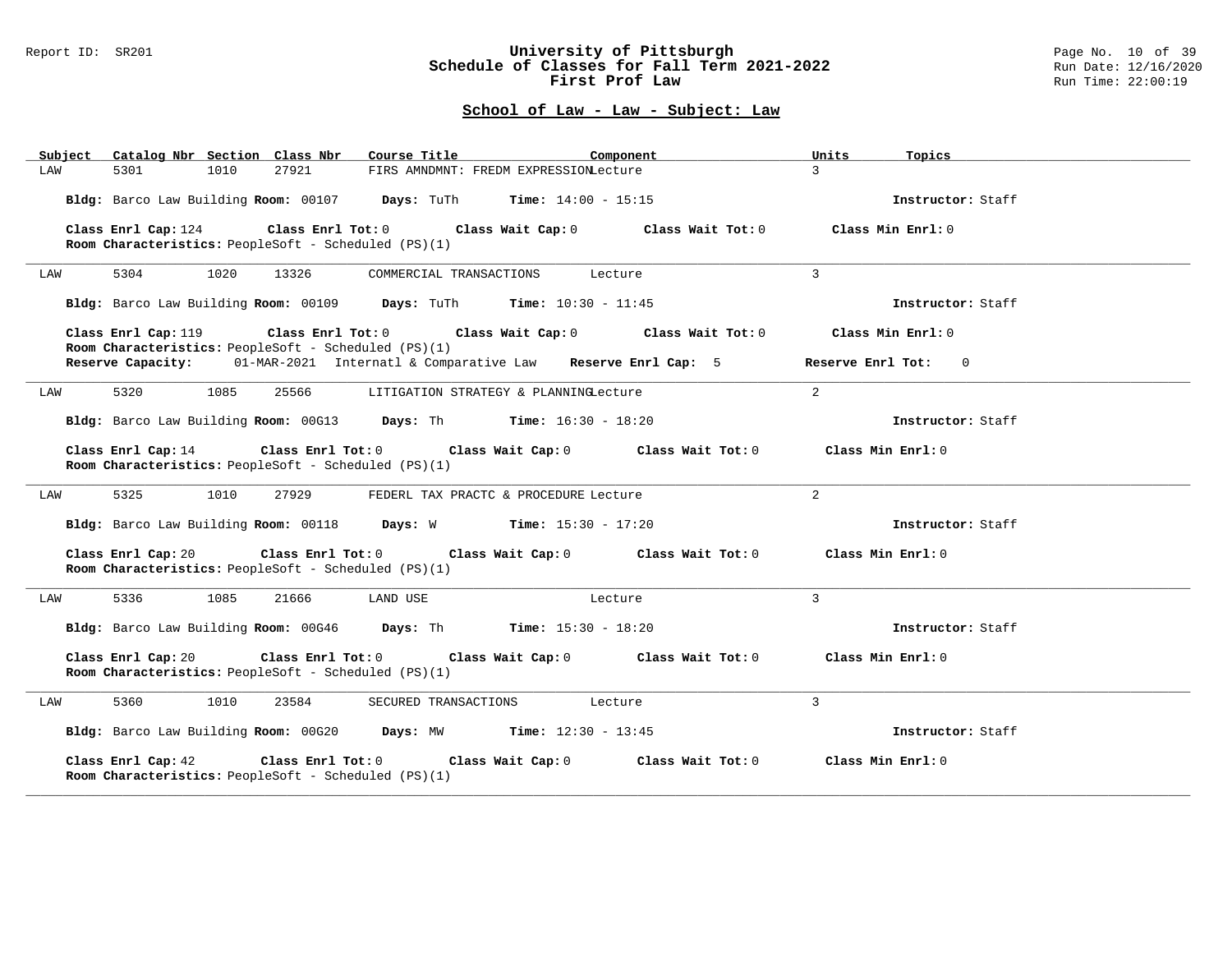## School of Law - Law - Subject: Law

| Subject | Catalog Nbr | Section | Class Nbr | Course Title | Component | Units | Topics |
|---|---|---|---|---|---|---|---|
| LAW | 5301 | 1010 | 27921 | FIRS AMNDMNT: FREDM EXPRESSION | Lecture | 3 | |

**Bldg:** Barco Law Building **Room:** 00107 **Days:** TuTh **Time:** 14:00 - 15:15 **Instructor:** Staff

**Class Enrl Cap:** 124 **Class Enrl Tot:** 0 **Class Wait Cap:** 0 **Class Wait Tot:** 0 **Class Min Enrl:** 0
**Room Characteristics:** PeopleSoft - Scheduled (PS)(1)

---

| Subject | Catalog Nbr | Section | Class Nbr | Course Title | Component | Units | Topics |
|---|---|---|---|---|---|---|---|
| LAW | 5304 | 1020 | 13326 | COMMERCIAL TRANSACTIONS | Lecture | 3 | |

**Bldg:** Barco Law Building **Room:** 00109 **Days:** TuTh **Time:** 10:30 - 11:45 **Instructor:** Staff

**Class Enrl Cap:** 119 **Class Enrl Tot:** 0 **Class Wait Cap:** 0 **Class Wait Tot:** 0 **Class Min Enrl:** 0
**Room Characteristics:** PeopleSoft - Scheduled (PS)(1)
**Reserve Capacity:** 01-MAR-2021 Internatl & Comparative Law **Reserve Enrl Cap:** 5 **Reserve Enrl Tot:** 0

---

| Subject | Catalog Nbr | Section | Class Nbr | Course Title | Component | Units | Topics |
|---|---|---|---|---|---|---|---|
| LAW | 5320 | 1085 | 25566 | LITIGATION STRATEGY & PLANNING | Lecture | 2 | |

**Bldg:** Barco Law Building **Room:** 00G13 **Days:** Th **Time:** 16:30 - 18:20 **Instructor:** Staff

**Class Enrl Cap:** 14 **Class Enrl Tot:** 0 **Class Wait Cap:** 0 **Class Wait Tot:** 0 **Class Min Enrl:** 0
**Room Characteristics:** PeopleSoft - Scheduled (PS)(1)

---

| Subject | Catalog Nbr | Section | Class Nbr | Course Title | Component | Units | Topics |
|---|---|---|---|---|---|---|---|
| LAW | 5325 | 1010 | 27929 | FEDERL TAX PRACTC & PROCEDURE | Lecture | 2 | |

**Bldg:** Barco Law Building **Room:** 00118 **Days:** W **Time:** 15:30 - 17:20 **Instructor:** Staff

**Class Enrl Cap:** 20 **Class Enrl Tot:** 0 **Class Wait Cap:** 0 **Class Wait Tot:** 0 **Class Min Enrl:** 0
**Room Characteristics:** PeopleSoft - Scheduled (PS)(1)

---

| Subject | Catalog Nbr | Section | Class Nbr | Course Title | Component | Units | Topics |
|---|---|---|---|---|---|---|---|
| LAW | 5336 | 1085 | 21666 | LAND USE | Lecture | 3 | |

**Bldg:** Barco Law Building **Room:** 00G46 **Days:** Th **Time:** 15:30 - 18:20 **Instructor:** Staff

**Class Enrl Cap:** 20 **Class Enrl Tot:** 0 **Class Wait Cap:** 0 **Class Wait Tot:** 0 **Class Min Enrl:** 0
**Room Characteristics:** PeopleSoft - Scheduled (PS)(1)

---

| Subject | Catalog Nbr | Section | Class Nbr | Course Title | Component | Units | Topics |
|---|---|---|---|---|---|---|---|
| LAW | 5360 | 1010 | 23584 | SECURED TRANSACTIONS | Lecture | 3 | |

**Bldg:** Barco Law Building **Room:** 00G20 **Days:** MW **Time:** 12:30 - 13:45 **Instructor:** Staff

**Class Enrl Cap:** 42 **Class Enrl Tot:** 0 **Class Wait Cap:** 0 **Class Wait Tot:** 0 **Class Min Enrl:** 0
**Room Characteristics:** PeopleSoft - Scheduled (PS)(1)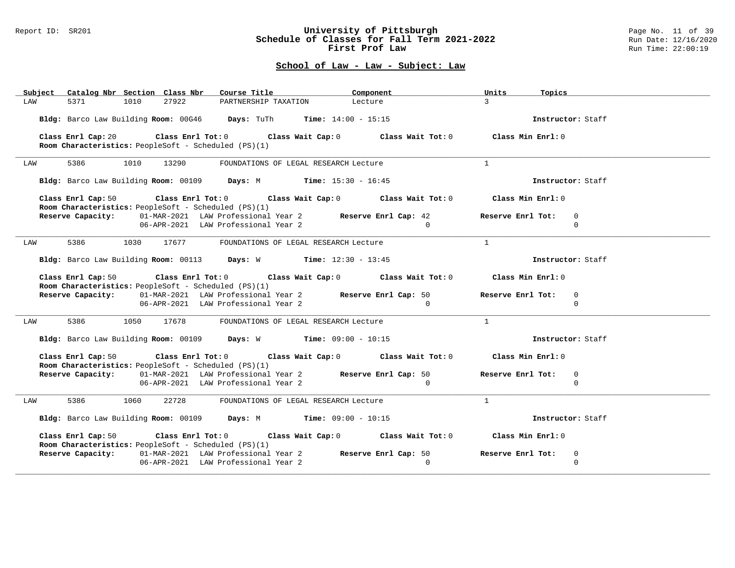## School of Law - Law - Subject: Law

| Subject | Catalog Nbr | Section | Class Nbr | Course Title | Component | Units | Topics |
|---|---|---|---|---|---|---|---|
| LAW | 5371 | 1010 | 27922 | PARTNERSHIP TAXATION | Lecture | 3 | |

**Bldg:** Barco Law Building **Room:** 00G46 **Days:** TuTh **Time:** 14:00 - 15:15 **Instructor:** Staff

**Class Enrl Cap:** 20 **Class Enrl Tot:** 0 **Class Wait Cap:** 0 **Class Wait Tot:** 0 **Class Min Enrl:** 0
**Room Characteristics:** PeopleSoft - Scheduled (PS)(1)

---

| Subject | Catalog Nbr | Section | Class Nbr | Course Title | Component | Units | Topics |
|---|---|---|---|---|---|---|---|
| LAW | 5386 | 1010 | 13290 | FOUNDATIONS OF LEGAL RESEARCH | Lecture | 1 | |

**Bldg:** Barco Law Building **Room:** 00109 **Days:** M **Time:** 15:30 - 16:45 **Instructor:** Staff

**Class Enrl Cap:** 50 **Class Enrl Tot:** 0 **Class Wait Cap:** 0 **Class Wait Tot:** 0 **Class Min Enrl:** 0
**Room Characteristics:** PeopleSoft - Scheduled (PS)(1)

| Reserve Capacity: | | Reserve Enrl Cap: | Reserve Enrl Tot: |
|---|---|---|---|
| 01-MAR-2021 | LAW Professional Year 2 | 42 | 0 |
| 06-APR-2021 | LAW Professional Year 2 | 0 | 0 |

---

| Subject | Catalog Nbr | Section | Class Nbr | Course Title | Component | Units | Topics |
|---|---|---|---|---|---|---|---|
| LAW | 5386 | 1030 | 17677 | FOUNDATIONS OF LEGAL RESEARCH | Lecture | 1 | |

**Bldg:** Barco Law Building **Room:** 00113 **Days:** W **Time:** 12:30 - 13:45 **Instructor:** Staff

**Class Enrl Cap:** 50 **Class Enrl Tot:** 0 **Class Wait Cap:** 0 **Class Wait Tot:** 0 **Class Min Enrl:** 0
**Room Characteristics:** PeopleSoft - Scheduled (PS)(1)

| Reserve Capacity: | | Reserve Enrl Cap: | Reserve Enrl Tot: |
|---|---|---|---|
| 01-MAR-2021 | LAW Professional Year 2 | 50 | 0 |
| 06-APR-2021 | LAW Professional Year 2 | 0 | 0 |

---

| Subject | Catalog Nbr | Section | Class Nbr | Course Title | Component | Units | Topics |
|---|---|---|---|---|---|---|---|
| LAW | 5386 | 1050 | 17678 | FOUNDATIONS OF LEGAL RESEARCH | Lecture | 1 | |

**Bldg:** Barco Law Building **Room:** 00109 **Days:** W **Time:** 09:00 - 10:15 **Instructor:** Staff

**Class Enrl Cap:** 50 **Class Enrl Tot:** 0 **Class Wait Cap:** 0 **Class Wait Tot:** 0 **Class Min Enrl:** 0
**Room Characteristics:** PeopleSoft - Scheduled (PS)(1)

| Reserve Capacity: | | Reserve Enrl Cap: | Reserve Enrl Tot: |
|---|---|---|---|
| 01-MAR-2021 | LAW Professional Year 2 | 50 | 0 |
| 06-APR-2021 | LAW Professional Year 2 | 0 | 0 |

---

| Subject | Catalog Nbr | Section | Class Nbr | Course Title | Component | Units | Topics |
|---|---|---|---|---|---|---|---|
| LAW | 5386 | 1060 | 22728 | FOUNDATIONS OF LEGAL RESEARCH | Lecture | 1 | |

**Bldg:** Barco Law Building **Room:** 00109 **Days:** M **Time:** 09:00 - 10:15 **Instructor:** Staff

**Class Enrl Cap:** 50 **Class Enrl Tot:** 0 **Class Wait Cap:** 0 **Class Wait Tot:** 0 **Class Min Enrl:** 0
**Room Characteristics:** PeopleSoft - Scheduled (PS)(1)

| Reserve Capacity: | | Reserve Enrl Cap: | Reserve Enrl Tot: |
|---|---|---|---|
| 01-MAR-2021 | LAW Professional Year 2 | 50 | 0 |
| 06-APR-2021 | LAW Professional Year 2 | 0 | 0 |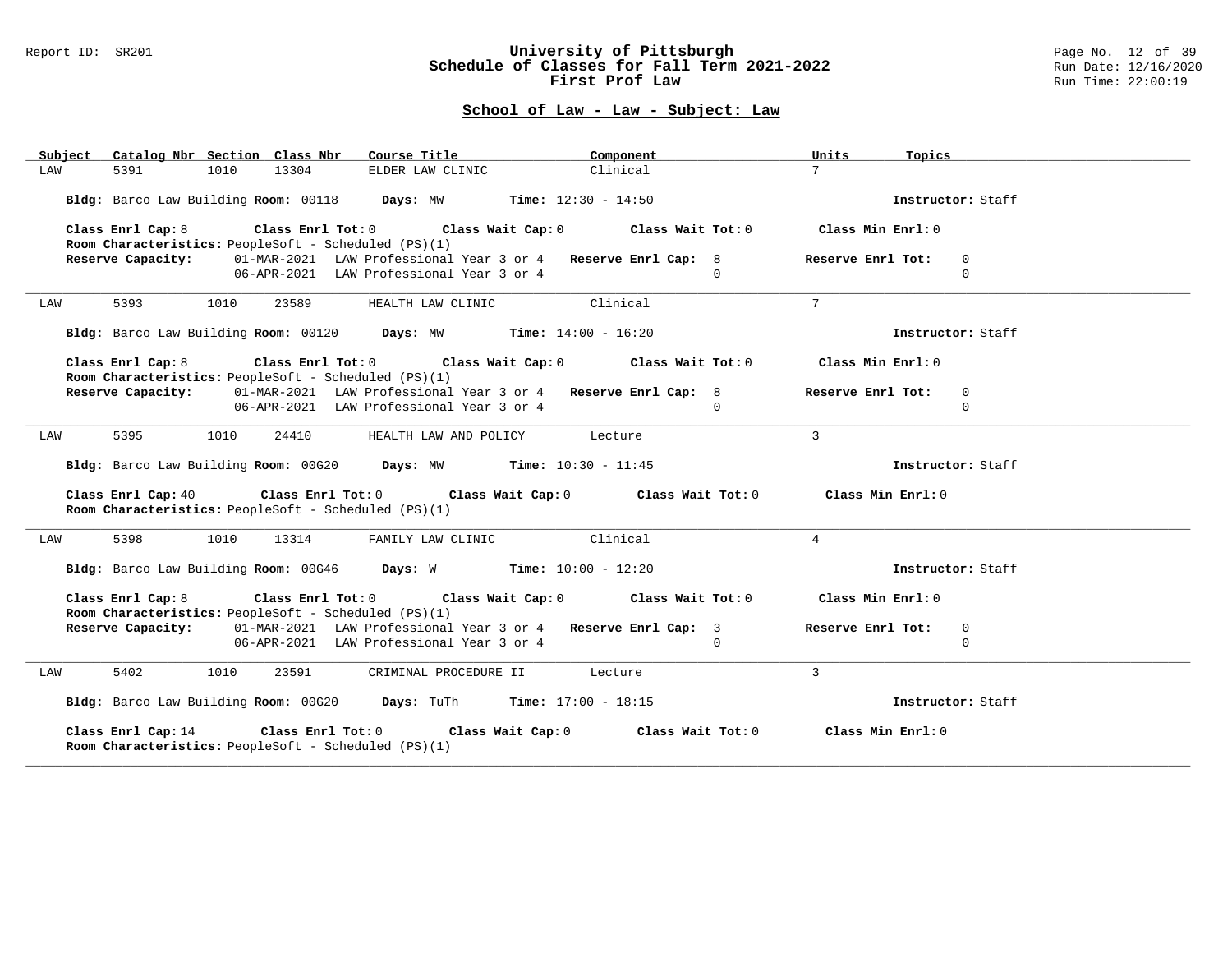## School of Law - Law - Subject: Law

| Subject | Catalog Nbr | Section | Class Nbr | Course Title | Component | Units | Topics |
|---|---|---|---|---|---|---|---|
| LAW | 5391 | 1010 | 13304 | ELDER LAW CLINIC | Clinical | 7 | |

**Bldg:** Barco Law Building **Room:** 00118 **Days:** MW **Time:** 12:30 - 14:50 **Instructor:** Staff

**Class Enrl Cap:** 8 **Class Enrl Tot:** 0 **Class Wait Cap:** 0 **Class Wait Tot:** 0 **Class Min Enrl:** 0

**Room Characteristics:** PeopleSoft - Scheduled (PS)(1)

**Reserve Capacity:** 01-MAR-2021 LAW Professional Year 3 or 4 **Reserve Enrl Cap:** 8 **Reserve Enrl Tot:** 0
06-APR-2021 LAW Professional Year 3 or 4 0 0

---

| Subject | Catalog Nbr | Section | Class Nbr | Course Title | Component | Units | Topics |
|---|---|---|---|---|---|---|---|
| LAW | 5393 | 1010 | 23589 | HEALTH LAW CLINIC | Clinical | 7 | |

**Bldg:** Barco Law Building **Room:** 00120 **Days:** MW **Time:** 14:00 - 16:20 **Instructor:** Staff

**Class Enrl Cap:** 8 **Class Enrl Tot:** 0 **Class Wait Cap:** 0 **Class Wait Tot:** 0 **Class Min Enrl:** 0

**Room Characteristics:** PeopleSoft - Scheduled (PS)(1)

**Reserve Capacity:** 01-MAR-2021 LAW Professional Year 3 or 4 **Reserve Enrl Cap:** 8 **Reserve Enrl Tot:** 0
06-APR-2021 LAW Professional Year 3 or 4 0 0

---

| Subject | Catalog Nbr | Section | Class Nbr | Course Title | Component | Units | Topics |
|---|---|---|---|---|---|---|---|
| LAW | 5395 | 1010 | 24410 | HEALTH LAW AND POLICY | Lecture | 3 | |

**Bldg:** Barco Law Building **Room:** 00G20 **Days:** MW **Time:** 10:30 - 11:45 **Instructor:** Staff

**Class Enrl Cap:** 40 **Class Enrl Tot:** 0 **Class Wait Cap:** 0 **Class Wait Tot:** 0 **Class Min Enrl:** 0

**Room Characteristics:** PeopleSoft - Scheduled (PS)(1)

---

| Subject | Catalog Nbr | Section | Class Nbr | Course Title | Component | Units | Topics |
|---|---|---|---|---|---|---|---|
| LAW | 5398 | 1010 | 13314 | FAMILY LAW CLINIC | Clinical | 4 | |

**Bldg:** Barco Law Building **Room:** 00G46 **Days:** W **Time:** 10:00 - 12:20 **Instructor:** Staff

**Class Enrl Cap:** 8 **Class Enrl Tot:** 0 **Class Wait Cap:** 0 **Class Wait Tot:** 0 **Class Min Enrl:** 0

**Room Characteristics:** PeopleSoft - Scheduled (PS)(1)

**Reserve Capacity:** 01-MAR-2021 LAW Professional Year 3 or 4 **Reserve Enrl Cap:** 3 **Reserve Enrl Tot:** 0
06-APR-2021 LAW Professional Year 3 or 4 0 0

---

| Subject | Catalog Nbr | Section | Class Nbr | Course Title | Component | Units | Topics |
|---|---|---|---|---|---|---|---|
| LAW | 5402 | 1010 | 23591 | CRIMINAL PROCEDURE II | Lecture | 3 | |

**Bldg:** Barco Law Building **Room:** 00G20 **Days:** TuTh **Time:** 17:00 - 18:15 **Instructor:** Staff

**Class Enrl Cap:** 14 **Class Enrl Tot:** 0 **Class Wait Cap:** 0 **Class Wait Tot:** 0 **Class Min Enrl:** 0

**Room Characteristics:** PeopleSoft - Scheduled (PS)(1)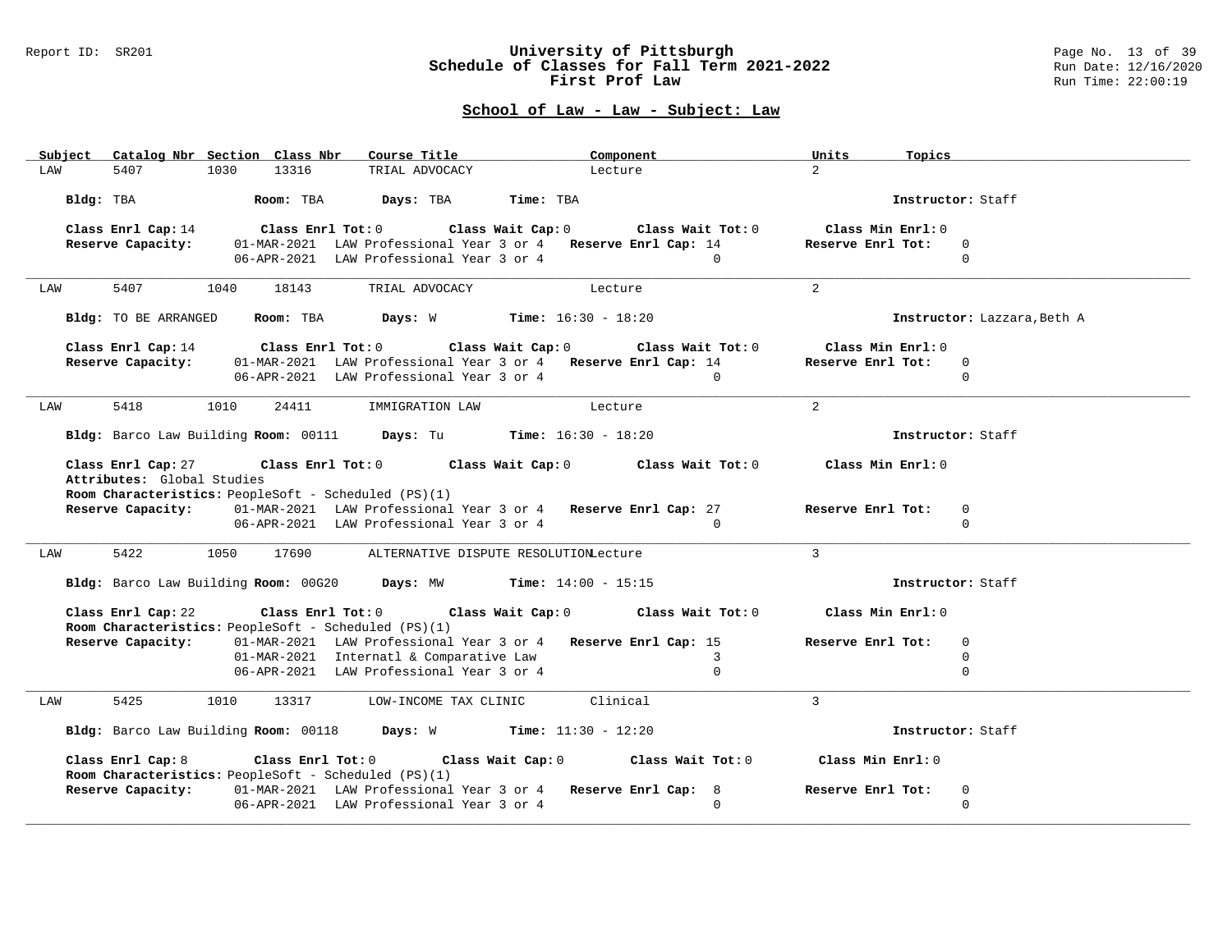## School of Law - Law - Subject: Law

| Subject | Catalog Nbr | Section | Class Nbr | Course Title | Component | Units | Topics |
|---|---|---|---|---|---|---|---|
| LAW | 5407 | 1030 | 13316 | TRIAL ADVOCACY | Lecture | 2 | |

**Bldg:** TBA **Room:** TBA **Days:** TBA **Time:** TBA **Instructor:** Staff

**Class Enrl Cap:** 14 **Class Enrl Tot:** 0 **Class Wait Cap:** 0 **Class Wait Tot:** 0 **Class Min Enrl:** 0

| **Reserve Capacity:** | | **Reserve Enrl Cap:** | **Reserve Enrl Tot:** |
|---|---|---|---|
| 01-MAR-2021 | LAW Professional Year 3 or 4 | 14 | 0 |
| 06-APR-2021 | LAW Professional Year 3 or 4 | 0 | 0 |

---

| Subject | Catalog Nbr | Section | Class Nbr | Course Title | Component | Units | Topics |
|---|---|---|---|---|---|---|---|
| LAW | 5407 | 1040 | 18143 | TRIAL ADVOCACY | Lecture | 2 | |

**Bldg:** TO BE ARRANGED **Room:** TBA **Days:** W **Time:** 16:30 - 18:20 **Instructor:** Lazzara,Beth A

**Class Enrl Cap:** 14 **Class Enrl Tot:** 0 **Class Wait Cap:** 0 **Class Wait Tot:** 0 **Class Min Enrl:** 0

| **Reserve Capacity:** | | **Reserve Enrl Cap:** | **Reserve Enrl Tot:** |
|---|---|---|---|
| 01-MAR-2021 | LAW Professional Year 3 or 4 | 14 | 0 |
| 06-APR-2021 | LAW Professional Year 3 or 4 | 0 | 0 |

---

| Subject | Catalog Nbr | Section | Class Nbr | Course Title | Component | Units | Topics |
|---|---|---|---|---|---|---|---|
| LAW | 5418 | 1010 | 24411 | IMMIGRATION LAW | Lecture | 2 | |

**Bldg:** Barco Law Building **Room:** 00111 **Days:** Tu **Time:** 16:30 - 18:20 **Instructor:** Staff

**Class Enrl Cap:** 27 **Class Enrl Tot:** 0 **Class Wait Cap:** 0 **Class Wait Tot:** 0 **Class Min Enrl:** 0

**Attributes:** Global Studies

**Room Characteristics:** PeopleSoft - Scheduled (PS)(1)

| **Reserve Capacity:** | | **Reserve Enrl Cap:** | **Reserve Enrl Tot:** |
|---|---|---|---|
| 01-MAR-2021 | LAW Professional Year 3 or 4 | 27 | 0 |
| 06-APR-2021 | LAW Professional Year 3 or 4 | 0 | 0 |

---

| Subject | Catalog Nbr | Section | Class Nbr | Course Title | Component | Units | Topics |
|---|---|---|---|---|---|---|---|
| LAW | 5422 | 1050 | 17690 | ALTERNATIVE DISPUTE RESOLUTION | Lecture | 3 | |

**Bldg:** Barco Law Building **Room:** 00G20 **Days:** MW **Time:** 14:00 - 15:15 **Instructor:** Staff

**Class Enrl Cap:** 22 **Class Enrl Tot:** 0 **Class Wait Cap:** 0 **Class Wait Tot:** 0 **Class Min Enrl:** 0

**Room Characteristics:** PeopleSoft - Scheduled (PS)(1)

| **Reserve Capacity:** | | **Reserve Enrl Cap:** | **Reserve Enrl Tot:** |
|---|---|---|---|
| 01-MAR-2021 | LAW Professional Year 3 or 4 | 15 | 0 |
| 01-MAR-2021 | Internatl & Comparative Law | 3 | 0 |
| 06-APR-2021 | LAW Professional Year 3 or 4 | 0 | 0 |

---

| Subject | Catalog Nbr | Section | Class Nbr | Course Title | Component | Units | Topics |
|---|---|---|---|---|---|---|---|
| LAW | 5425 | 1010 | 13317 | LOW-INCOME TAX CLINIC | Clinical | 3 | |

**Bldg:** Barco Law Building **Room:** 00118 **Days:** W **Time:** 11:30 - 12:20 **Instructor:** Staff

**Class Enrl Cap:** 8 **Class Enrl Tot:** 0 **Class Wait Cap:** 0 **Class Wait Tot:** 0 **Class Min Enrl:** 0

**Room Characteristics:** PeopleSoft - Scheduled (PS)(1)

| **Reserve Capacity:** | | **Reserve Enrl Cap:** | **Reserve Enrl Tot:** |
|---|---|---|---|
| 01-MAR-2021 | LAW Professional Year 3 or 4 | 8 | 0 |
| 06-APR-2021 | LAW Professional Year 3 or 4 | 0 | 0 |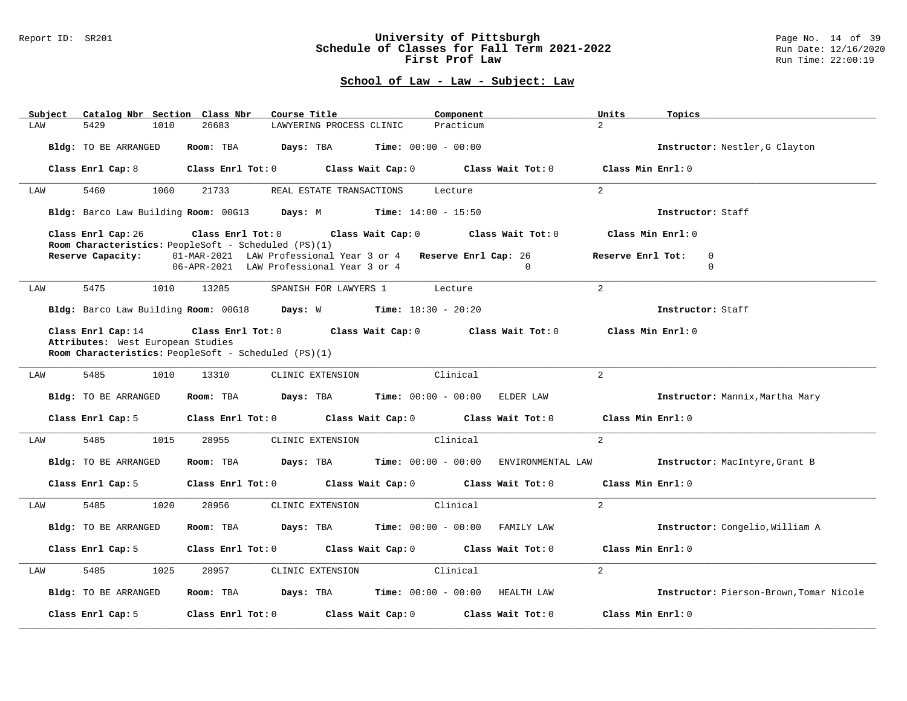## School of Law - Law - Subject: Law

| Subject | Catalog Nbr | Section | Class Nbr | Course Title | Component | Units | Topics |
|---|---|---|---|---|---|---|---|
| LAW | 5429 | 1010 | 26683 | LAWYERING PROCESS CLINIC | Practicum | 2 | |

**Bldg:** TO BE ARRANGED **Room:** TBA **Days:** TBA **Time:** 00:00 - 00:00 **Instructor:** Nestler,G Clayton

**Class Enrl Cap:** 8 **Class Enrl Tot:** 0 **Class Wait Cap:** 0 **Class Wait Tot:** 0 **Class Min Enrl:** 0

---

| Subject | Catalog Nbr | Section | Class Nbr | Course Title | Component | Units | Topics |
|---|---|---|---|---|---|---|---|
| LAW | 5460 | 1060 | 21733 | REAL ESTATE TRANSACTIONS | Lecture | 2 | |

**Bldg:** Barco Law Building **Room:** 00G13 **Days:** M **Time:** 14:00 - 15:50 **Instructor:** Staff

**Class Enrl Cap:** 26 **Class Enrl Tot:** 0 **Class Wait Cap:** 0 **Class Wait Tot:** 0 **Class Min Enrl:** 0

**Room Characteristics:** PeopleSoft - Scheduled (PS)(1)

| Reserve Capacity: | | Reserve Enrl Cap | Reserve Enrl Tot |
|---|---|---|---|
| 01-MAR-2021 | LAW Professional Year 3 or 4 | 26 | 0 |
| 06-APR-2021 | LAW Professional Year 3 or 4 | 0 | 0 |

---

| Subject | Catalog Nbr | Section | Class Nbr | Course Title | Component | Units | Topics |
|---|---|---|---|---|---|---|---|
| LAW | 5475 | 1010 | 13285 | SPANISH FOR LAWYERS 1 | Lecture | 2 | |

**Bldg:** Barco Law Building **Room:** 00G18 **Days:** W **Time:** 18:30 - 20:20 **Instructor:** Staff

**Class Enrl Cap:** 14 **Class Enrl Tot:** 0 **Class Wait Cap:** 0 **Class Wait Tot:** 0 **Class Min Enrl:** 0

**Attributes:** West European Studies

**Room Characteristics:** PeopleSoft - Scheduled (PS)(1)

---

| Subject | Catalog Nbr | Section | Class Nbr | Course Title | Component | Units | Topics |
|---|---|---|---|---|---|---|---|
| LAW | 5485 | 1010 | 13310 | CLINIC EXTENSION | Clinical | 2 | |

**Bldg:** TO BE ARRANGED **Room:** TBA **Days:** TBA **Time:** 00:00 - 00:00 ELDER LAW **Instructor:** Mannix,Martha Mary

**Class Enrl Cap:** 5 **Class Enrl Tot:** 0 **Class Wait Cap:** 0 **Class Wait Tot:** 0 **Class Min Enrl:** 0

---

| Subject | Catalog Nbr | Section | Class Nbr | Course Title | Component | Units | Topics |
|---|---|---|---|---|---|---|---|
| LAW | 5485 | 1015 | 28955 | CLINIC EXTENSION | Clinical | 2 | |

**Bldg:** TO BE ARRANGED **Room:** TBA **Days:** TBA **Time:** 00:00 - 00:00 ENVIRONMENTAL LAW **Instructor:** MacIntyre,Grant B

**Class Enrl Cap:** 5 **Class Enrl Tot:** 0 **Class Wait Cap:** 0 **Class Wait Tot:** 0 **Class Min Enrl:** 0

---

| Subject | Catalog Nbr | Section | Class Nbr | Course Title | Component | Units | Topics |
|---|---|---|---|---|---|---|---|
| LAW | 5485 | 1020 | 28956 | CLINIC EXTENSION | Clinical | 2 | |

**Bldg:** TO BE ARRANGED **Room:** TBA **Days:** TBA **Time:** 00:00 - 00:00 FAMILY LAW **Instructor:** Congelio,William A

**Class Enrl Cap:** 5 **Class Enrl Tot:** 0 **Class Wait Cap:** 0 **Class Wait Tot:** 0 **Class Min Enrl:** 0

---

| Subject | Catalog Nbr | Section | Class Nbr | Course Title | Component | Units | Topics |
|---|---|---|---|---|---|---|---|
| LAW | 5485 | 1025 | 28957 | CLINIC EXTENSION | Clinical | 2 | |

**Bldg:** TO BE ARRANGED **Room:** TBA **Days:** TBA **Time:** 00:00 - 00:00 HEALTH LAW **Instructor:** Pierson-Brown,Tomar Nicole

**Class Enrl Cap:** 5 **Class Enrl Tot:** 0 **Class Wait Cap:** 0 **Class Wait Tot:** 0 **Class Min Enrl:** 0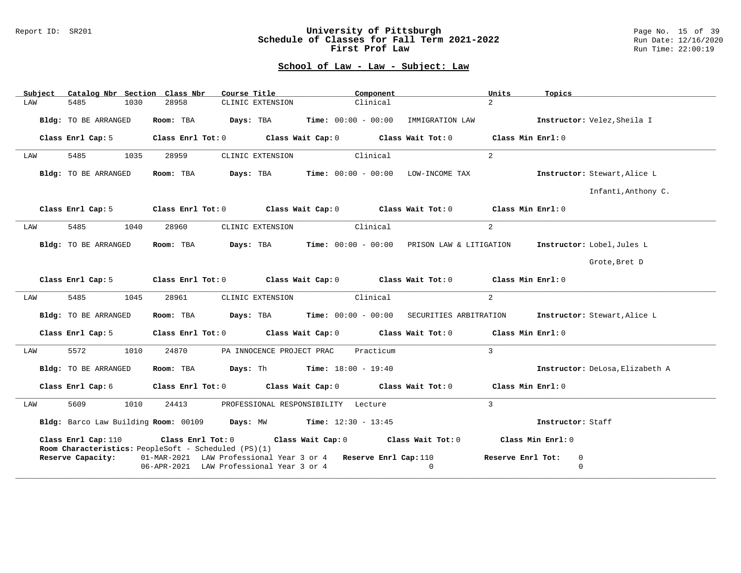## School of Law - Law - Subject: Law

| Subject | Catalog Nbr | Section | Class Nbr | Course Title | Component | Units | Topics |
|---|---|---|---|---|---|---|---|
| LAW | 5485 | 1030 | 28958 | CLINIC EXTENSION | Clinical | 2 | |

**Bldg:** TO BE ARRANGED **Room:** TBA **Days:** TBA **Time:** 00:00 - 00:00 IMMIGRATION LAW **Instructor:** Velez,Sheila I

**Class Enrl Cap:** 5 **Class Enrl Tot:** 0 **Class Wait Cap:** 0 **Class Wait Tot:** 0 **Class Min Enrl:** 0

---

| Subject | Catalog Nbr | Section | Class Nbr | Course Title | Component | Units | Topics |
|---|---|---|---|---|---|---|---|
| LAW | 5485 | 1035 | 28959 | CLINIC EXTENSION | Clinical | 2 | |

**Bldg:** TO BE ARRANGED **Room:** TBA **Days:** TBA **Time:** 00:00 - 00:00 LOW-INCOME TAX **Instructor:** Stewart,Alice L
Infanti,Anthony C.

**Class Enrl Cap:** 5 **Class Enrl Tot:** 0 **Class Wait Cap:** 0 **Class Wait Tot:** 0 **Class Min Enrl:** 0

---

| Subject | Catalog Nbr | Section | Class Nbr | Course Title | Component | Units | Topics |
|---|---|---|---|---|---|---|---|
| LAW | 5485 | 1040 | 28960 | CLINIC EXTENSION | Clinical | 2 | |

**Bldg:** TO BE ARRANGED **Room:** TBA **Days:** TBA **Time:** 00:00 - 00:00 PRISON LAW & LITIGATION **Instructor:** Lobel,Jules L
Grote,Bret D

**Class Enrl Cap:** 5 **Class Enrl Tot:** 0 **Class Wait Cap:** 0 **Class Wait Tot:** 0 **Class Min Enrl:** 0

---

| Subject | Catalog Nbr | Section | Class Nbr | Course Title | Component | Units | Topics |
|---|---|---|---|---|---|---|---|
| LAW | 5485 | 1045 | 28961 | CLINIC EXTENSION | Clinical | 2 | |

**Bldg:** TO BE ARRANGED **Room:** TBA **Days:** TBA **Time:** 00:00 - 00:00 SECURITIES ARBITRATION **Instructor:** Stewart,Alice L

**Class Enrl Cap:** 5 **Class Enrl Tot:** 0 **Class Wait Cap:** 0 **Class Wait Tot:** 0 **Class Min Enrl:** 0

---

| Subject | Catalog Nbr | Section | Class Nbr | Course Title | Component | Units | Topics |
|---|---|---|---|---|---|---|---|
| LAW | 5572 | 1010 | 24870 | PA INNOCENCE PROJECT PRAC | Practicum | 3 | |

**Bldg:** TO BE ARRANGED **Room:** TBA **Days:** Th **Time:** 18:00 - 19:40 **Instructor:** DeLosa,Elizabeth A

**Class Enrl Cap:** 6 **Class Enrl Tot:** 0 **Class Wait Cap:** 0 **Class Wait Tot:** 0 **Class Min Enrl:** 0

---

| Subject | Catalog Nbr | Section | Class Nbr | Course Title | Component | Units | Topics |
|---|---|---|---|---|---|---|---|
| LAW | 5609 | 1010 | 24413 | PROFESSIONAL RESPONSIBILITY | Lecture | 3 | |

**Bldg:** Barco Law Building **Room:** 00109 **Days:** MW **Time:** 12:30 - 13:45 **Instructor:** Staff

**Class Enrl Cap:** 110 **Class Enrl Tot:** 0 **Class Wait Cap:** 0 **Class Wait Tot:** 0 **Class Min Enrl:** 0
**Room Characteristics:** PeopleSoft - Scheduled (PS)(1)

| Reserve Capacity: | | Reserve Enrl Cap | Reserve Enrl Tot |
|---|---|---|---|
| 01-MAR-2021 | LAW Professional Year 3 or 4 | 110 | 0 |
| 06-APR-2021 | LAW Professional Year 3 or 4 | 0 | 0 |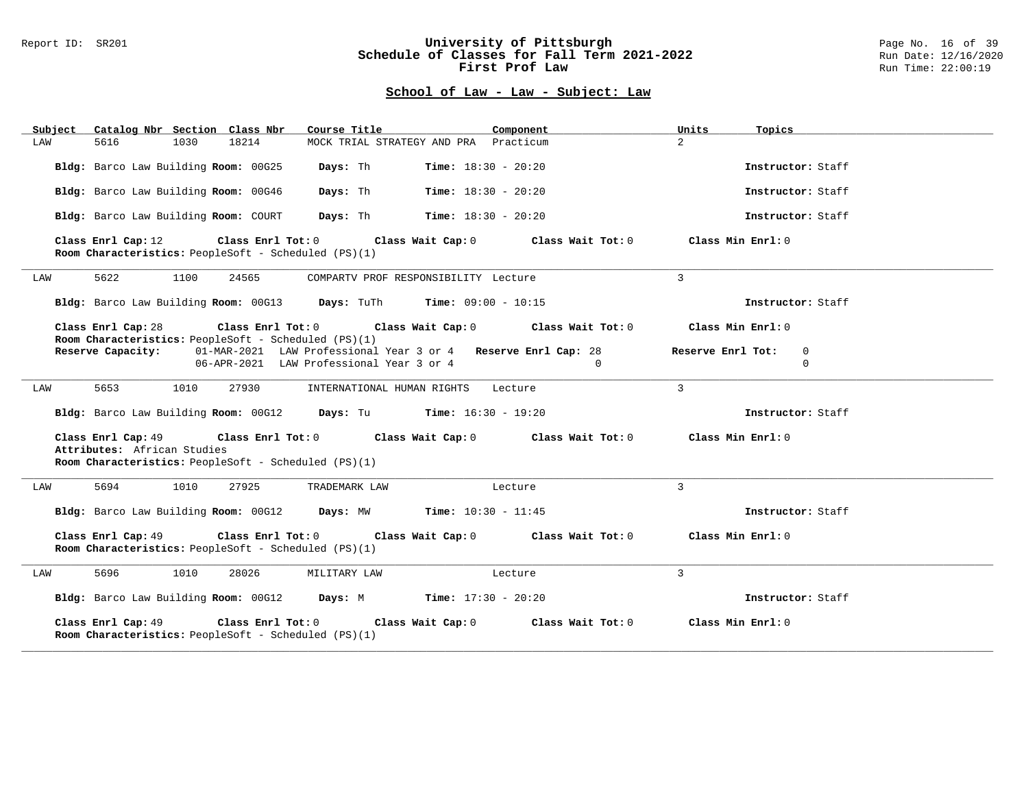## School of Law - Law - Subject: Law

| Subject | Catalog Nbr | Section | Class Nbr | Course Title | Component | Units | Topics |
|---|---|---|---|---|---|---|---|
| LAW | 5616 | 1030 | 18214 | MOCK TRIAL STRATEGY AND PRA | Practicum | 2 | |

**Bldg:** Barco Law Building **Room:** 00G25 **Days:** Th **Time:** 18:30 - 20:20 **Instructor:** Staff

**Bldg:** Barco Law Building **Room:** 00G46 **Days:** Th **Time:** 18:30 - 20:20 **Instructor:** Staff

**Bldg:** Barco Law Building **Room:** COURT **Days:** Th **Time:** 18:30 - 20:20 **Instructor:** Staff

**Class Enrl Cap:** 12 **Class Enrl Tot:** 0 **Class Wait Cap:** 0 **Class Wait Tot:** 0 **Class Min Enrl:** 0
**Room Characteristics:** PeopleSoft - Scheduled (PS)(1)

---

| Subject | Catalog Nbr | Section | Class Nbr | Course Title | Component | Units | Topics |
|---|---|---|---|---|---|---|---|
| LAW | 5622 | 1100 | 24565 | COMPARTV PROF RESPONSIBILITY | Lecture | 3 | |

**Bldg:** Barco Law Building **Room:** 00G13 **Days:** TuTh **Time:** 09:00 - 10:15 **Instructor:** Staff

**Class Enrl Cap:** 28 **Class Enrl Tot:** 0 **Class Wait Cap:** 0 **Class Wait Tot:** 0 **Class Min Enrl:** 0
**Room Characteristics:** PeopleSoft - Scheduled (PS)(1)

| Reserve Capacity: | | Reserve Enrl Cap: | Reserve Enrl Tot: |
|---|---|---|---|
| 01-MAR-2021 | LAW Professional Year 3 or 4 | 28 | 0 |
| 06-APR-2021 | LAW Professional Year 3 or 4 | 0 | 0 |

---

| Subject | Catalog Nbr | Section | Class Nbr | Course Title | Component | Units | Topics |
|---|---|---|---|---|---|---|---|
| LAW | 5653 | 1010 | 27930 | INTERNATIONAL HUMAN RIGHTS | Lecture | 3 | |

**Bldg:** Barco Law Building **Room:** 00G12 **Days:** Tu **Time:** 16:30 - 19:20 **Instructor:** Staff

**Class Enrl Cap:** 49 **Class Enrl Tot:** 0 **Class Wait Cap:** 0 **Class Wait Tot:** 0 **Class Min Enrl:** 0
**Attributes:** African Studies
**Room Characteristics:** PeopleSoft - Scheduled (PS)(1)

---

| Subject | Catalog Nbr | Section | Class Nbr | Course Title | Component | Units | Topics |
|---|---|---|---|---|---|---|---|
| LAW | 5694 | 1010 | 27925 | TRADEMARK LAW | Lecture | 3 | |

**Bldg:** Barco Law Building **Room:** 00G12 **Days:** MW **Time:** 10:30 - 11:45 **Instructor:** Staff

**Class Enrl Cap:** 49 **Class Enrl Tot:** 0 **Class Wait Cap:** 0 **Class Wait Tot:** 0 **Class Min Enrl:** 0
**Room Characteristics:** PeopleSoft - Scheduled (PS)(1)

---

| Subject | Catalog Nbr | Section | Class Nbr | Course Title | Component | Units | Topics |
|---|---|---|---|---|---|---|---|
| LAW | 5696 | 1010 | 28026 | MILITARY LAW | Lecture | 3 | |

**Bldg:** Barco Law Building **Room:** 00G12 **Days:** M **Time:** 17:30 - 20:20 **Instructor:** Staff

**Class Enrl Cap:** 49 **Class Enrl Tot:** 0 **Class Wait Cap:** 0 **Class Wait Tot:** 0 **Class Min Enrl:** 0
**Room Characteristics:** PeopleSoft - Scheduled (PS)(1)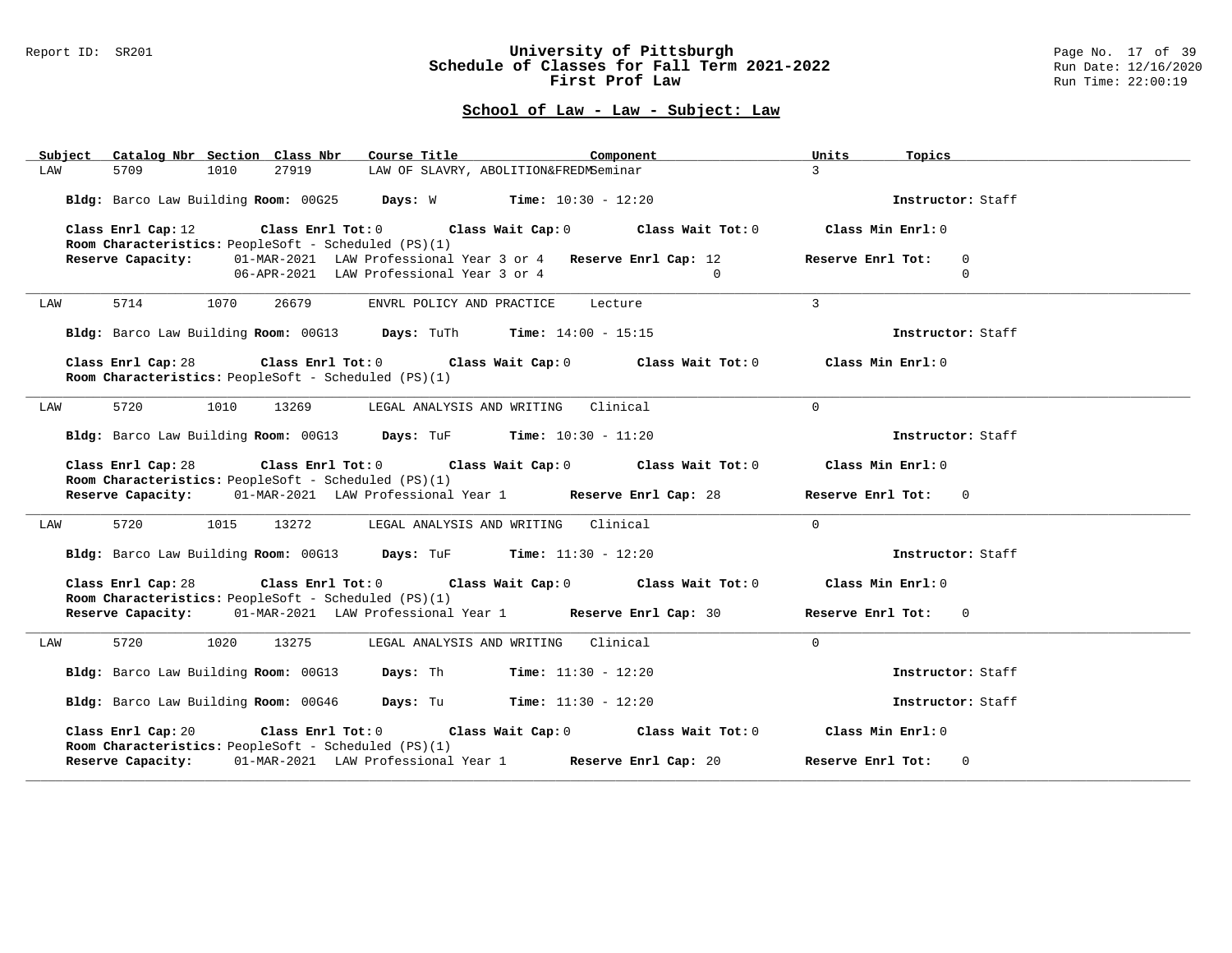## School of Law - Law - Subject: Law

| Subject | Catalog Nbr | Section | Class Nbr | Course Title | Component | Units | Topics |
|---|---|---|---|---|---|---|---|
| LAW | 5709 | 1010 | 27919 | LAW OF SLAVRY, ABOLITION&FREDM | Seminar | 3 | |

**Bldg:** Barco Law Building **Room:** 00G25 **Days:** W **Time:** 10:30 - 12:20 **Instructor:** Staff

**Class Enrl Cap:** 12 **Class Enrl Tot:** 0 **Class Wait Cap:** 0 **Class Wait Tot:** 0 **Class Min Enrl:** 0

**Room Characteristics:** PeopleSoft - Scheduled (PS)(1)

**Reserve Capacity:** 01-MAR-2021 LAW Professional Year 3 or 4 **Reserve Enrl Cap:** 12 **Reserve Enrl Tot:** 0
06-APR-2021 LAW Professional Year 3 or 4 0 0

---

| Subject | Catalog Nbr | Section | Class Nbr | Course Title | Component | Units | Topics |
|---|---|---|---|---|---|---|---|
| LAW | 5714 | 1070 | 26679 | ENVRL POLICY AND PRACTICE | Lecture | 3 | |

**Bldg:** Barco Law Building **Room:** 00G13 **Days:** TuTh **Time:** 14:00 - 15:15 **Instructor:** Staff

**Class Enrl Cap:** 28 **Class Enrl Tot:** 0 **Class Wait Cap:** 0 **Class Wait Tot:** 0 **Class Min Enrl:** 0

**Room Characteristics:** PeopleSoft - Scheduled (PS)(1)

---

| Subject | Catalog Nbr | Section | Class Nbr | Course Title | Component | Units | Topics |
|---|---|---|---|---|---|---|---|
| LAW | 5720 | 1010 | 13269 | LEGAL ANALYSIS AND WRITING | Clinical | 0 | |

**Bldg:** Barco Law Building **Room:** 00G13 **Days:** TuF **Time:** 10:30 - 11:20 **Instructor:** Staff

**Class Enrl Cap:** 28 **Class Enrl Tot:** 0 **Class Wait Cap:** 0 **Class Wait Tot:** 0 **Class Min Enrl:** 0

**Room Characteristics:** PeopleSoft - Scheduled (PS)(1)

**Reserve Capacity:** 01-MAR-2021 LAW Professional Year 1 **Reserve Enrl Cap:** 28 **Reserve Enrl Tot:** 0

---

| Subject | Catalog Nbr | Section | Class Nbr | Course Title | Component | Units | Topics |
|---|---|---|---|---|---|---|---|
| LAW | 5720 | 1015 | 13272 | LEGAL ANALYSIS AND WRITING | Clinical | 0 | |

**Bldg:** Barco Law Building **Room:** 00G13 **Days:** TuF **Time:** 11:30 - 12:20 **Instructor:** Staff

**Class Enrl Cap:** 28 **Class Enrl Tot:** 0 **Class Wait Cap:** 0 **Class Wait Tot:** 0 **Class Min Enrl:** 0

**Room Characteristics:** PeopleSoft - Scheduled (PS)(1)

**Reserve Capacity:** 01-MAR-2021 LAW Professional Year 1 **Reserve Enrl Cap:** 30 **Reserve Enrl Tot:** 0

---

| Subject | Catalog Nbr | Section | Class Nbr | Course Title | Component | Units | Topics |
|---|---|---|---|---|---|---|---|
| LAW | 5720 | 1020 | 13275 | LEGAL ANALYSIS AND WRITING | Clinical | 0 | |

**Bldg:** Barco Law Building **Room:** 00G13 **Days:** Th **Time:** 11:30 - 12:20 **Instructor:** Staff

**Bldg:** Barco Law Building **Room:** 00G46 **Days:** Tu **Time:** 11:30 - 12:20 **Instructor:** Staff

**Class Enrl Cap:** 20 **Class Enrl Tot:** 0 **Class Wait Cap:** 0 **Class Wait Tot:** 0 **Class Min Enrl:** 0

**Room Characteristics:** PeopleSoft - Scheduled (PS)(1)

**Reserve Capacity:** 01-MAR-2021 LAW Professional Year 1 **Reserve Enrl Cap:** 20 **Reserve Enrl Tot:** 0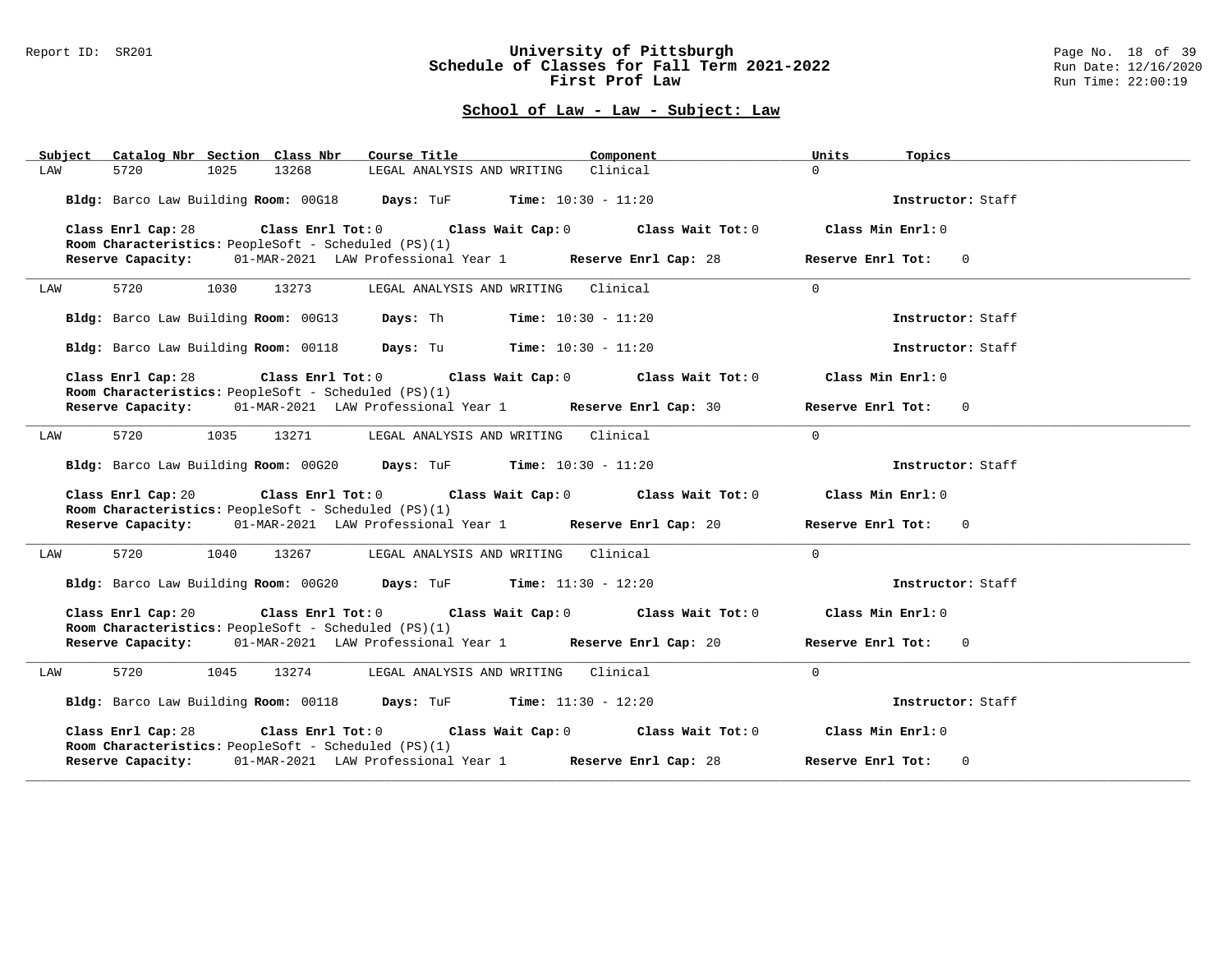## School of Law - Law - Subject: Law

| Subject | Catalog Nbr | Section | Class Nbr | Course Title | Component | Units | Topics |
|---|---|---|---|---|---|---|---|
| LAW | 5720 | 1025 | 13268 | LEGAL ANALYSIS AND WRITING | Clinical | 0 | |

**Bldg:** Barco Law Building **Room:** 00G18 **Days:** TuF **Time:** 10:30 - 11:20 **Instructor:** Staff

**Class Enrl Cap:** 28 **Class Enrl Tot:** 0 **Class Wait Cap:** 0 **Class Wait Tot:** 0 **Class Min Enrl:** 0
**Room Characteristics:** PeopleSoft - Scheduled (PS)(1)
**Reserve Capacity:** 01-MAR-2021 LAW Professional Year 1 **Reserve Enrl Cap:** 28 **Reserve Enrl Tot:** 0

---

| Subject | Catalog Nbr | Section | Class Nbr | Course Title | Component | Units | Topics |
|---|---|---|---|---|---|---|---|
| LAW | 5720 | 1030 | 13273 | LEGAL ANALYSIS AND WRITING | Clinical | 0 | |

**Bldg:** Barco Law Building **Room:** 00G13 **Days:** Th **Time:** 10:30 - 11:20 **Instructor:** Staff

**Bldg:** Barco Law Building **Room:** 00118 **Days:** Tu **Time:** 10:30 - 11:20 **Instructor:** Staff

**Class Enrl Cap:** 28 **Class Enrl Tot:** 0 **Class Wait Cap:** 0 **Class Wait Tot:** 0 **Class Min Enrl:** 0
**Room Characteristics:** PeopleSoft - Scheduled (PS)(1)
**Reserve Capacity:** 01-MAR-2021 LAW Professional Year 1 **Reserve Enrl Cap:** 30 **Reserve Enrl Tot:** 0

---

| Subject | Catalog Nbr | Section | Class Nbr | Course Title | Component | Units | Topics |
|---|---|---|---|---|---|---|---|
| LAW | 5720 | 1035 | 13271 | LEGAL ANALYSIS AND WRITING | Clinical | 0 | |

**Bldg:** Barco Law Building **Room:** 00G20 **Days:** TuF **Time:** 10:30 - 11:20 **Instructor:** Staff

**Class Enrl Cap:** 20 **Class Enrl Tot:** 0 **Class Wait Cap:** 0 **Class Wait Tot:** 0 **Class Min Enrl:** 0
**Room Characteristics:** PeopleSoft - Scheduled (PS)(1)
**Reserve Capacity:** 01-MAR-2021 LAW Professional Year 1 **Reserve Enrl Cap:** 20 **Reserve Enrl Tot:** 0

---

| Subject | Catalog Nbr | Section | Class Nbr | Course Title | Component | Units | Topics |
|---|---|---|---|---|---|---|---|
| LAW | 5720 | 1040 | 13267 | LEGAL ANALYSIS AND WRITING | Clinical | 0 | |

**Bldg:** Barco Law Building **Room:** 00G20 **Days:** TuF **Time:** 11:30 - 12:20 **Instructor:** Staff

**Class Enrl Cap:** 20 **Class Enrl Tot:** 0 **Class Wait Cap:** 0 **Class Wait Tot:** 0 **Class Min Enrl:** 0
**Room Characteristics:** PeopleSoft - Scheduled (PS)(1)
**Reserve Capacity:** 01-MAR-2021 LAW Professional Year 1 **Reserve Enrl Cap:** 20 **Reserve Enrl Tot:** 0

---

| Subject | Catalog Nbr | Section | Class Nbr | Course Title | Component | Units | Topics |
|---|---|---|---|---|---|---|---|
| LAW | 5720 | 1045 | 13274 | LEGAL ANALYSIS AND WRITING | Clinical | 0 | |

**Bldg:** Barco Law Building **Room:** 00118 **Days:** TuF **Time:** 11:30 - 12:20 **Instructor:** Staff

**Class Enrl Cap:** 28 **Class Enrl Tot:** 0 **Class Wait Cap:** 0 **Class Wait Tot:** 0 **Class Min Enrl:** 0
**Room Characteristics:** PeopleSoft - Scheduled (PS)(1)
**Reserve Capacity:** 01-MAR-2021 LAW Professional Year 1 **Reserve Enrl Cap:** 28 **Reserve Enrl Tot:** 0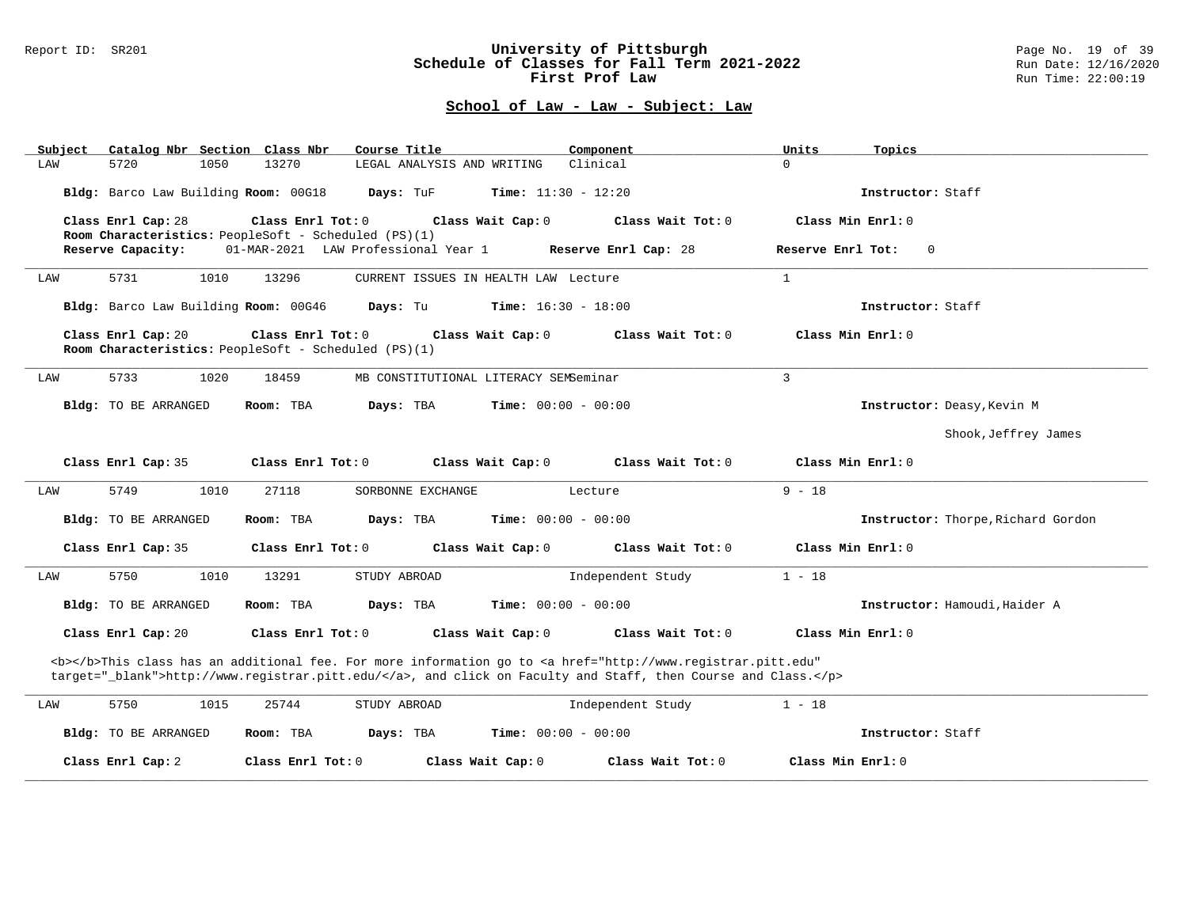## School of Law - Law - Subject: Law

| Subject | Catalog Nbr | Section | Class Nbr | Course Title | Component | Units | Topics |
|---|---|---|---|---|---|---|---|
| LAW | 5720 | 1050 | 13270 | LEGAL ANALYSIS AND WRITING | Clinical | 0 | |

**Bldg:** Barco Law Building **Room:** 00G18 **Days:** TuF **Time:** 11:30 - 12:20 **Instructor:** Staff

**Class Enrl Cap:** 28 **Class Enrl Tot:** 0 **Class Wait Cap:** 0 **Class Wait Tot:** 0 **Class Min Enrl:** 0

**Room Characteristics:** PeopleSoft - Scheduled (PS)(1)

**Reserve Capacity:** 01-MAR-2021 LAW Professional Year 1 **Reserve Enrl Cap:** 28 **Reserve Enrl Tot:** 0

---

| Subject | Catalog Nbr | Section | Class Nbr | Course Title | Component | Units | Topics |
|---|---|---|---|---|---|---|---|
| LAW | 5731 | 1010 | 13296 | CURRENT ISSUES IN HEALTH LAW | Lecture | 1 | |

**Bldg:** Barco Law Building **Room:** 00G46 **Days:** Tu **Time:** 16:30 - 18:00 **Instructor:** Staff

**Class Enrl Cap:** 20 **Class Enrl Tot:** 0 **Class Wait Cap:** 0 **Class Wait Tot:** 0 **Class Min Enrl:** 0

**Room Characteristics:** PeopleSoft - Scheduled (PS)(1)

---

| Subject | Catalog Nbr | Section | Class Nbr | Course Title | Component | Units | Topics |
|---|---|---|---|---|---|---|---|
| LAW | 5733 | 1020 | 18459 | MB CONSTITUTIONAL LITERACY SEM | Seminar | 3 | |

**Bldg:** TO BE ARRANGED **Room:** TBA **Days:** TBA **Time:** 00:00 - 00:00 **Instructor:** Deasy,Kevin M; Shook,Jeffrey James

**Class Enrl Cap:** 35 **Class Enrl Tot:** 0 **Class Wait Cap:** 0 **Class Wait Tot:** 0 **Class Min Enrl:** 0

---

| Subject | Catalog Nbr | Section | Class Nbr | Course Title | Component | Units | Topics |
|---|---|---|---|---|---|---|---|
| LAW | 5749 | 1010 | 27118 | SORBONNE EXCHANGE | Lecture | 9 - 18 | |

**Bldg:** TO BE ARRANGED **Room:** TBA **Days:** TBA **Time:** 00:00 - 00:00 **Instructor:** Thorpe,Richard Gordon

**Class Enrl Cap:** 35 **Class Enrl Tot:** 0 **Class Wait Cap:** 0 **Class Wait Tot:** 0 **Class Min Enrl:** 0

---

| Subject | Catalog Nbr | Section | Class Nbr | Course Title | Component | Units | Topics |
|---|---|---|---|---|---|---|---|
| LAW | 5750 | 1010 | 13291 | STUDY ABROAD | Independent Study | 1 - 18 | |

**Bldg:** TO BE ARRANGED **Room:** TBA **Days:** TBA **Time:** 00:00 - 00:00 **Instructor:** Hamoudi,Haider A

**Class Enrl Cap:** 20 **Class Enrl Tot:** 0 **Class Wait Cap:** 0 **Class Wait Tot:** 0 **Class Min Enrl:** 0

<b></b>This class has an additional fee. For more information go to <a href="http://www.registrar.pitt.edu" target="_blank">http://www.registrar.pitt.edu/</a>, and click on Faculty and Staff, then Course and Class.</p>

---

| Subject | Catalog Nbr | Section | Class Nbr | Course Title | Component | Units | Topics |
|---|---|---|---|---|---|---|---|
| LAW | 5750 | 1015 | 25744 | STUDY ABROAD | Independent Study | 1 - 18 | |

**Bldg:** TO BE ARRANGED **Room:** TBA **Days:** TBA **Time:** 00:00 - 00:00 **Instructor:** Staff

**Class Enrl Cap:** 2 **Class Enrl Tot:** 0 **Class Wait Cap:** 0 **Class Wait Tot:** 0 **Class Min Enrl:** 0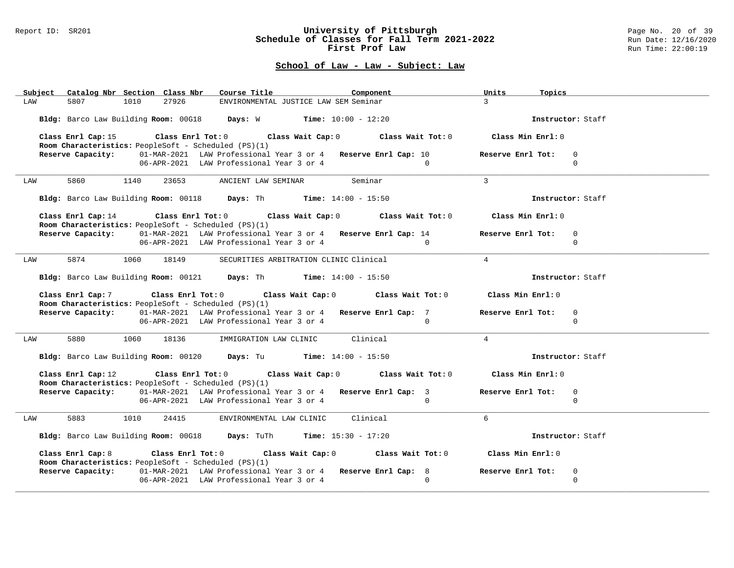# University of Pittsburgh
## Schedule of Classes for Fall Term 2021-2022
## First Prof Law

Report ID: SR201 — Run Date: 12/16/2020 — Run Time: 22:00:19

### School of Law - Law - Subject: Law

| Subject | Catalog Nbr | Section | Class Nbr | Course Title | Component | Units | Topics |
|---|---|---|---|---|---|---|---|
| LAW | 5807 | 1010 | 27926 | ENVIRONMENTAL JUSTICE LAW SEM | Seminar | 3 | |

**Bldg:** Barco Law Building **Room:** 00G18 **Days:** W **Time:** 10:00 - 12:20 **Instructor:** Staff

**Class Enrl Cap:** 15 **Class Enrl Tot:** 0 **Class Wait Cap:** 0 **Class Wait Tot:** 0 **Class Min Enrl:** 0
**Room Characteristics:** PeopleSoft - Scheduled (PS)(1)

| Reserve Capacity: | Date | Group | Reserve Enrl Cap | Reserve Enrl Tot |
|---|---|---|---|---|
| | 01-MAR-2021 | LAW Professional Year 3 or 4 | 10 | 0 |
| | 06-APR-2021 | LAW Professional Year 3 or 4 | 0 | 0 |

---

| Subject | Catalog Nbr | Section | Class Nbr | Course Title | Component | Units | Topics |
|---|---|---|---|---|---|---|---|
| LAW | 5860 | 1140 | 23653 | ANCIENT LAW SEMINAR | Seminar | 3 | |

**Bldg:** Barco Law Building **Room:** 00118 **Days:** Th **Time:** 14:00 - 15:50 **Instructor:** Staff

**Class Enrl Cap:** 14 **Class Enrl Tot:** 0 **Class Wait Cap:** 0 **Class Wait Tot:** 0 **Class Min Enrl:** 0
**Room Characteristics:** PeopleSoft - Scheduled (PS)(1)

| Reserve Capacity: | Date | Group | Reserve Enrl Cap | Reserve Enrl Tot |
|---|---|---|---|---|
| | 01-MAR-2021 | LAW Professional Year 3 or 4 | 14 | 0 |
| | 06-APR-2021 | LAW Professional Year 3 or 4 | 0 | 0 |

---

| Subject | Catalog Nbr | Section | Class Nbr | Course Title | Component | Units | Topics |
|---|---|---|---|---|---|---|---|
| LAW | 5874 | 1060 | 18149 | SECURITIES ARBITRATION CLINIC | Clinical | 4 | |

**Bldg:** Barco Law Building **Room:** 00121 **Days:** Th **Time:** 14:00 - 15:50 **Instructor:** Staff

**Class Enrl Cap:** 7 **Class Enrl Tot:** 0 **Class Wait Cap:** 0 **Class Wait Tot:** 0 **Class Min Enrl:** 0
**Room Characteristics:** PeopleSoft - Scheduled (PS)(1)

| Reserve Capacity: | Date | Group | Reserve Enrl Cap | Reserve Enrl Tot |
|---|---|---|---|---|
| | 01-MAR-2021 | LAW Professional Year 3 or 4 | 7 | 0 |
| | 06-APR-2021 | LAW Professional Year 3 or 4 | 0 | 0 |

---

| Subject | Catalog Nbr | Section | Class Nbr | Course Title | Component | Units | Topics |
|---|---|---|---|---|---|---|---|
| LAW | 5880 | 1060 | 18136 | IMMIGRATION LAW CLINIC | Clinical | 4 | |

**Bldg:** Barco Law Building **Room:** 00120 **Days:** Tu **Time:** 14:00 - 15:50 **Instructor:** Staff

**Class Enrl Cap:** 12 **Class Enrl Tot:** 0 **Class Wait Cap:** 0 **Class Wait Tot:** 0 **Class Min Enrl:** 0
**Room Characteristics:** PeopleSoft - Scheduled (PS)(1)

| Reserve Capacity: | Date | Group | Reserve Enrl Cap | Reserve Enrl Tot |
|---|---|---|---|---|
| | 01-MAR-2021 | LAW Professional Year 3 or 4 | 3 | 0 |
| | 06-APR-2021 | LAW Professional Year 3 or 4 | 0 | 0 |

---

| Subject | Catalog Nbr | Section | Class Nbr | Course Title | Component | Units | Topics |
|---|---|---|---|---|---|---|---|
| LAW | 5883 | 1010 | 24415 | ENVIRONMENTAL LAW CLINIC | Clinical | 6 | |

**Bldg:** Barco Law Building **Room:** 00G18 **Days:** TuTh **Time:** 15:30 - 17:20 **Instructor:** Staff

**Class Enrl Cap:** 8 **Class Enrl Tot:** 0 **Class Wait Cap:** 0 **Class Wait Tot:** 0 **Class Min Enrl:** 0
**Room Characteristics:** PeopleSoft - Scheduled (PS)(1)

| Reserve Capacity: | Date | Group | Reserve Enrl Cap | Reserve Enrl Tot |
|---|---|---|---|---|
| | 01-MAR-2021 | LAW Professional Year 3 or 4 | 8 | 0 |
| | 06-APR-2021 | LAW Professional Year 3 or 4 | 0 | 0 |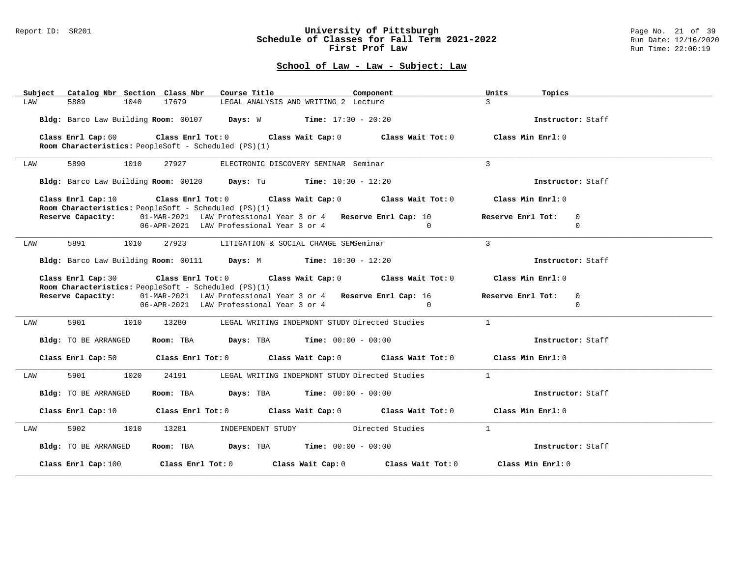## School of Law - Law - Subject: Law

| Subject | Catalog Nbr | Section | Class Nbr | Course Title | Component | Units | Topics |
|---|---|---|---|---|---|---|---|
| LAW | 5889 | 1040 | 17679 | LEGAL ANALYSIS AND WRITING 2 | Lecture | 3 | |

**Bldg:** Barco Law Building **Room:** 00107 **Days:** W **Time:** 17:30 - 20:20 **Instructor:** Staff

**Class Enrl Cap:** 60 **Class Enrl Tot:** 0 **Class Wait Cap:** 0 **Class Wait Tot:** 0 **Class Min Enrl:** 0
**Room Characteristics:** PeopleSoft - Scheduled (PS)(1)

---

| Subject | Catalog Nbr | Section | Class Nbr | Course Title | Component | Units | Topics |
|---|---|---|---|---|---|---|---|
| LAW | 5890 | 1010 | 27927 | ELECTRONIC DISCOVERY SEMINAR | Seminar | 3 | |

**Bldg:** Barco Law Building **Room:** 00120 **Days:** Tu **Time:** 10:30 - 12:20 **Instructor:** Staff

**Class Enrl Cap:** 10 **Class Enrl Tot:** 0 **Class Wait Cap:** 0 **Class Wait Tot:** 0 **Class Min Enrl:** 0
**Room Characteristics:** PeopleSoft - Scheduled (PS)(1)

| Reserve Capacity: | | Reserve Enrl Cap: | Reserve Enrl Tot: |
|---|---|---|---|
| 01-MAR-2021 | LAW Professional Year 3 or 4 | 10 | 0 |
| 06-APR-2021 | LAW Professional Year 3 or 4 | 0 | 0 |

---

| Subject | Catalog Nbr | Section | Class Nbr | Course Title | Component | Units | Topics |
|---|---|---|---|---|---|---|---|
| LAW | 5891 | 1010 | 27923 | LITIGATION & SOCIAL CHANGE SEM | Seminar | 3 | |

**Bldg:** Barco Law Building **Room:** 00111 **Days:** M **Time:** 10:30 - 12:20 **Instructor:** Staff

**Class Enrl Cap:** 30 **Class Enrl Tot:** 0 **Class Wait Cap:** 0 **Class Wait Tot:** 0 **Class Min Enrl:** 0
**Room Characteristics:** PeopleSoft - Scheduled (PS)(1)

| Reserve Capacity: | | Reserve Enrl Cap: | Reserve Enrl Tot: |
|---|---|---|---|
| 01-MAR-2021 | LAW Professional Year 3 or 4 | 16 | 0 |
| 06-APR-2021 | LAW Professional Year 3 or 4 | 0 | 0 |

---

| Subject | Catalog Nbr | Section | Class Nbr | Course Title | Component | Units | Topics |
|---|---|---|---|---|---|---|---|
| LAW | 5901 | 1010 | 13280 | LEGAL WRITING INDEPNDNT STUDY | Directed Studies | 1 | |

**Bldg:** TO BE ARRANGED **Room:** TBA **Days:** TBA **Time:** 00:00 - 00:00 **Instructor:** Staff

**Class Enrl Cap:** 50 **Class Enrl Tot:** 0 **Class Wait Cap:** 0 **Class Wait Tot:** 0 **Class Min Enrl:** 0

---

| Subject | Catalog Nbr | Section | Class Nbr | Course Title | Component | Units | Topics |
|---|---|---|---|---|---|---|---|
| LAW | 5901 | 1020 | 24191 | LEGAL WRITING INDEPNDNT STUDY | Directed Studies | 1 | |

**Bldg:** TO BE ARRANGED **Room:** TBA **Days:** TBA **Time:** 00:00 - 00:00 **Instructor:** Staff

**Class Enrl Cap:** 10 **Class Enrl Tot:** 0 **Class Wait Cap:** 0 **Class Wait Tot:** 0 **Class Min Enrl:** 0

---

| Subject | Catalog Nbr | Section | Class Nbr | Course Title | Component | Units | Topics |
|---|---|---|---|---|---|---|---|
| LAW | 5902 | 1010 | 13281 | INDEPENDENT STUDY | Directed Studies | 1 | |

**Bldg:** TO BE ARRANGED **Room:** TBA **Days:** TBA **Time:** 00:00 - 00:00 **Instructor:** Staff

**Class Enrl Cap:** 100 **Class Enrl Tot:** 0 **Class Wait Cap:** 0 **Class Wait Tot:** 0 **Class Min Enrl:** 0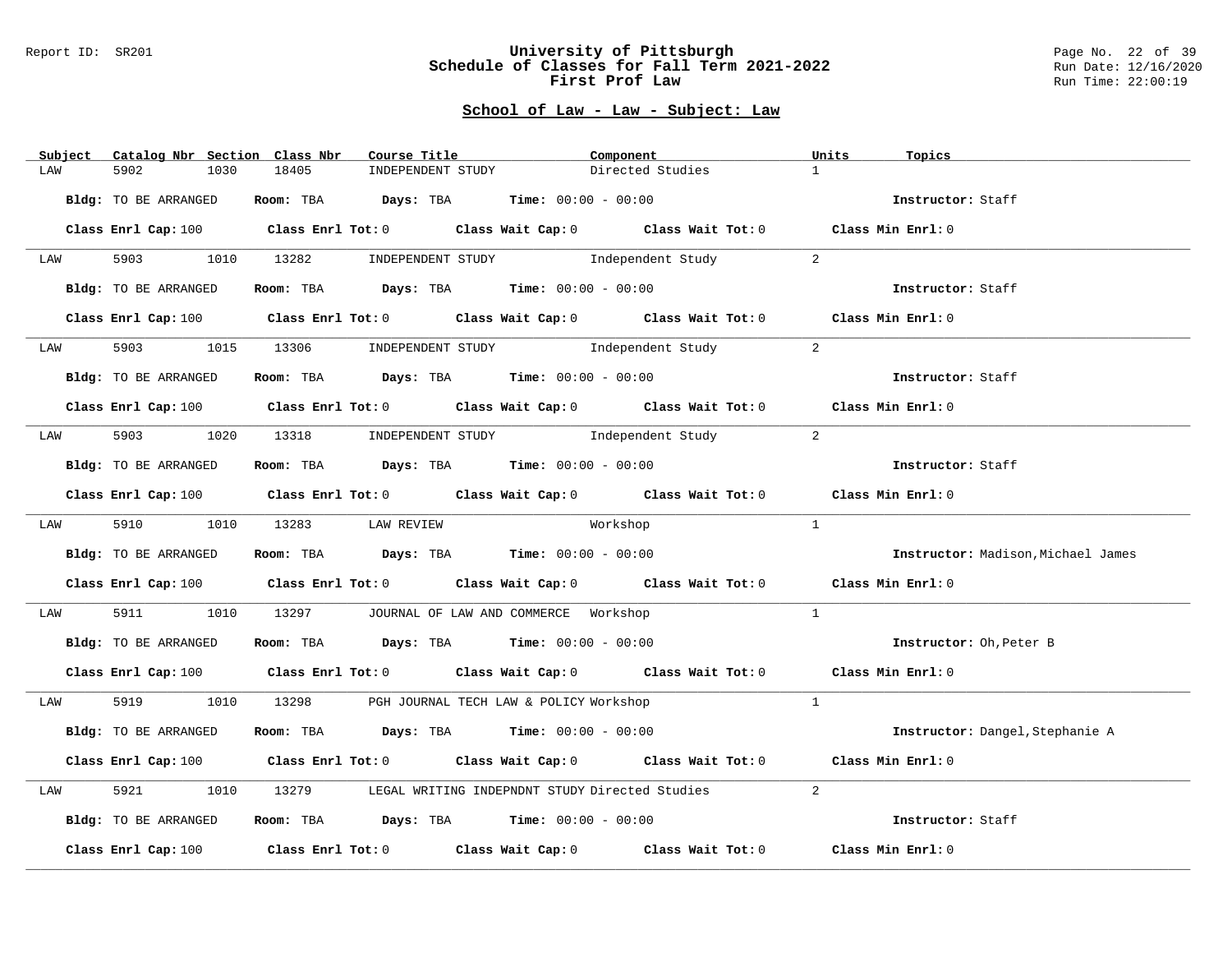## School of Law - Law - Subject: Law

| Subject | Catalog Nbr | Section | Class Nbr | Course Title | Component | Units | Topics |
|---|---|---|---|---|---|---|---|
| LAW | 5902 | 1030 | 18405 | INDEPENDENT STUDY | Directed Studies | 1 | |

**Bldg:** TO BE ARRANGED **Room:** TBA **Days:** TBA **Time:** 00:00 - 00:00 **Instructor:** Staff

**Class Enrl Cap:** 100 **Class Enrl Tot:** 0 **Class Wait Cap:** 0 **Class Wait Tot:** 0 **Class Min Enrl:** 0

| Subject | Catalog Nbr | Section | Class Nbr | Course Title | Component | Units | Topics |
|---|---|---|---|---|---|---|---|
| LAW | 5903 | 1010 | 13282 | INDEPENDENT STUDY | Independent Study | 2 | |

**Bldg:** TO BE ARRANGED **Room:** TBA **Days:** TBA **Time:** 00:00 - 00:00 **Instructor:** Staff

**Class Enrl Cap:** 100 **Class Enrl Tot:** 0 **Class Wait Cap:** 0 **Class Wait Tot:** 0 **Class Min Enrl:** 0

| Subject | Catalog Nbr | Section | Class Nbr | Course Title | Component | Units | Topics |
|---|---|---|---|---|---|---|---|
| LAW | 5903 | 1015 | 13306 | INDEPENDENT STUDY | Independent Study | 2 | |

**Bldg:** TO BE ARRANGED **Room:** TBA **Days:** TBA **Time:** 00:00 - 00:00 **Instructor:** Staff

**Class Enrl Cap:** 100 **Class Enrl Tot:** 0 **Class Wait Cap:** 0 **Class Wait Tot:** 0 **Class Min Enrl:** 0

| Subject | Catalog Nbr | Section | Class Nbr | Course Title | Component | Units | Topics |
|---|---|---|---|---|---|---|---|
| LAW | 5903 | 1020 | 13318 | INDEPENDENT STUDY | Independent Study | 2 | |

**Bldg:** TO BE ARRANGED **Room:** TBA **Days:** TBA **Time:** 00:00 - 00:00 **Instructor:** Staff

**Class Enrl Cap:** 100 **Class Enrl Tot:** 0 **Class Wait Cap:** 0 **Class Wait Tot:** 0 **Class Min Enrl:** 0

| Subject | Catalog Nbr | Section | Class Nbr | Course Title | Component | Units | Topics |
|---|---|---|---|---|---|---|---|
| LAW | 5910 | 1010 | 13283 | LAW REVIEW | Workshop | 1 | |

**Bldg:** TO BE ARRANGED **Room:** TBA **Days:** TBA **Time:** 00:00 - 00:00 **Instructor:** Madison,Michael James

**Class Enrl Cap:** 100 **Class Enrl Tot:** 0 **Class Wait Cap:** 0 **Class Wait Tot:** 0 **Class Min Enrl:** 0

| Subject | Catalog Nbr | Section | Class Nbr | Course Title | Component | Units | Topics |
|---|---|---|---|---|---|---|---|
| LAW | 5911 | 1010 | 13297 | JOURNAL OF LAW AND COMMERCE | Workshop | 1 | |

**Bldg:** TO BE ARRANGED **Room:** TBA **Days:** TBA **Time:** 00:00 - 00:00 **Instructor:** Oh,Peter B

**Class Enrl Cap:** 100 **Class Enrl Tot:** 0 **Class Wait Cap:** 0 **Class Wait Tot:** 0 **Class Min Enrl:** 0

| Subject | Catalog Nbr | Section | Class Nbr | Course Title | Component | Units | Topics |
|---|---|---|---|---|---|---|---|
| LAW | 5919 | 1010 | 13298 | PGH JOURNAL TECH LAW & POLICY | Workshop | 1 | |

**Bldg:** TO BE ARRANGED **Room:** TBA **Days:** TBA **Time:** 00:00 - 00:00 **Instructor:** Dangel,Stephanie A

**Class Enrl Cap:** 100 **Class Enrl Tot:** 0 **Class Wait Cap:** 0 **Class Wait Tot:** 0 **Class Min Enrl:** 0

| Subject | Catalog Nbr | Section | Class Nbr | Course Title | Component | Units | Topics |
|---|---|---|---|---|---|---|---|
| LAW | 5921 | 1010 | 13279 | LEGAL WRITING INDEPNDNT STUDY | Directed Studies | 2 | |

**Bldg:** TO BE ARRANGED **Room:** TBA **Days:** TBA **Time:** 00:00 - 00:00 **Instructor:** Staff

**Class Enrl Cap:** 100 **Class Enrl Tot:** 0 **Class Wait Cap:** 0 **Class Wait Tot:** 0 **Class Min Enrl:** 0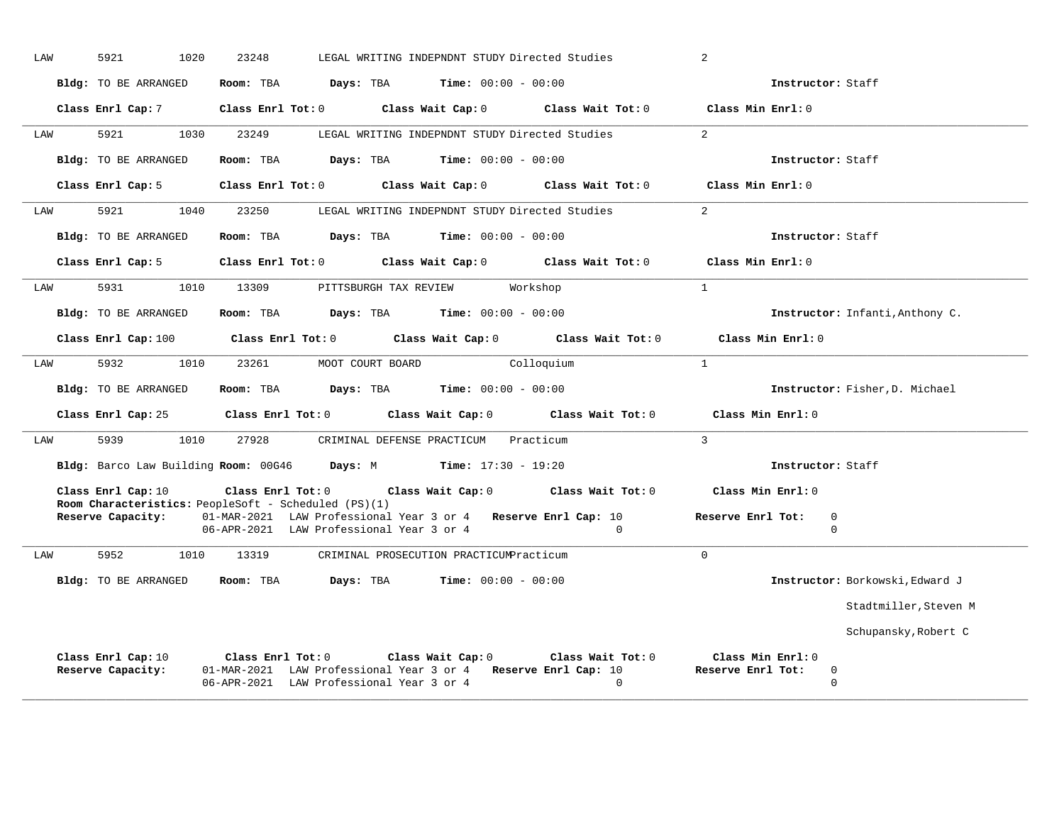LAW 5921 1020 23248 LEGAL WRITING INDEPNDNT STUDY Directed Studies 2

**Bldg:** TO BE ARRANGED **Room:** TBA **Days:** TBA **Time:** 00:00 - 00:00 **Instructor:** Staff

**Class Enrl Cap:** 7 **Class Enrl Tot:** 0 **Class Wait Cap:** 0 **Class Wait Tot:** 0 **Class Min Enrl:** 0

---

LAW 5921 1030 23249 LEGAL WRITING INDEPNDNT STUDY Directed Studies 2

**Bldg:** TO BE ARRANGED **Room:** TBA **Days:** TBA **Time:** 00:00 - 00:00 **Instructor:** Staff

**Class Enrl Cap:** 5 **Class Enrl Tot:** 0 **Class Wait Cap:** 0 **Class Wait Tot:** 0 **Class Min Enrl:** 0

---

LAW 5921 1040 23250 LEGAL WRITING INDEPNDNT STUDY Directed Studies 2

**Bldg:** TO BE ARRANGED **Room:** TBA **Days:** TBA **Time:** 00:00 - 00:00 **Instructor:** Staff

**Class Enrl Cap:** 5 **Class Enrl Tot:** 0 **Class Wait Cap:** 0 **Class Wait Tot:** 0 **Class Min Enrl:** 0

---

LAW 5931 1010 13309 PITTSBURGH TAX REVIEW Workshop 1

**Bldg:** TO BE ARRANGED **Room:** TBA **Days:** TBA **Time:** 00:00 - 00:00 **Instructor:** Infanti,Anthony C.

**Class Enrl Cap:** 100 **Class Enrl Tot:** 0 **Class Wait Cap:** 0 **Class Wait Tot:** 0 **Class Min Enrl:** 0

---

LAW 5932 1010 23261 MOOT COURT BOARD Colloquium 1

**Bldg:** TO BE ARRANGED **Room:** TBA **Days:** TBA **Time:** 00:00 - 00:00 **Instructor:** Fisher,D. Michael

**Class Enrl Cap:** 25 **Class Enrl Tot:** 0 **Class Wait Cap:** 0 **Class Wait Tot:** 0 **Class Min Enrl:** 0

---

LAW 5939 1010 27928 CRIMINAL DEFENSE PRACTICUM Practicum 3

**Bldg:** Barco Law Building **Room:** 00G46 **Days:** M **Time:** 17:30 - 19:20 **Instructor:** Staff

**Class Enrl Cap:** 10 **Class Enrl Tot:** 0 **Class Wait Cap:** 0 **Class Wait Tot:** 0 **Class Min Enrl:** 0

**Room Characteristics:** PeopleSoft - Scheduled (PS)(1)

| **Reserve Capacity:** | | **Reserve Enrl Cap:** | **Reserve Enrl Tot:** |
|---|---|---|---|
| 01-MAR-2021 | LAW Professional Year 3 or 4 | 10 | 0 |
| 06-APR-2021 | LAW Professional Year 3 or 4 | 0 | 0 |

---

LAW 5952 1010 13319 CRIMINAL PROSECUTION PRACTICUM Practicum 0

**Bldg:** TO BE ARRANGED **Room:** TBA **Days:** TBA **Time:** 00:00 - 00:00 **Instructor:** Borkowski,Edward J

Stadtmiller,Steven M

Schupansky,Robert C

**Class Enrl Cap:** 10 **Class Enrl Tot:** 0 **Class Wait Cap:** 0 **Class Wait Tot:** 0 **Class Min Enrl:** 0

| **Reserve Capacity:** | | **Reserve Enrl Cap:** | **Reserve Enrl Tot:** |
|---|---|---|---|
| 01-MAR-2021 | LAW Professional Year 3 or 4 | 10 | 0 |
| 06-APR-2021 | LAW Professional Year 3 or 4 | 0 | 0 |

---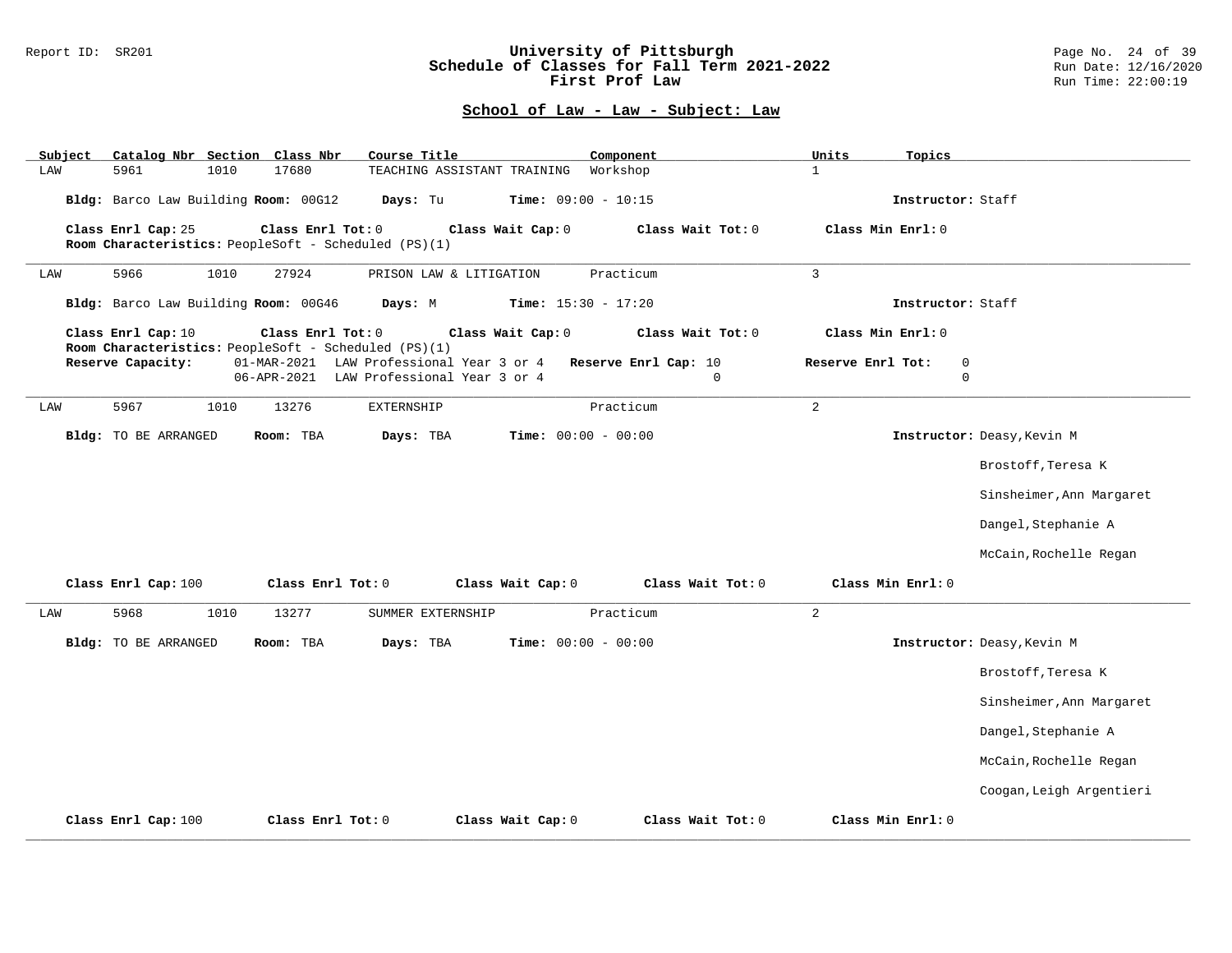## School of Law - Law - Subject: Law

| Subject | Catalog Nbr | Section | Class Nbr | Course Title | Component | Units | Topics |
|---|---|---|---|---|---|---|---|
| LAW | 5961 | 1010 | 17680 | TEACHING ASSISTANT TRAINING | Workshop | 1 | |

**Bldg:** Barco Law Building **Room:** 00G12 **Days:** Tu **Time:** 09:00 - 10:15 **Instructor:** Staff

**Class Enrl Cap:** 25 **Class Enrl Tot:** 0 **Class Wait Cap:** 0 **Class Wait Tot:** 0 **Class Min Enrl:** 0
**Room Characteristics:** PeopleSoft - Scheduled (PS)(1)

---

| Subject | Catalog Nbr | Section | Class Nbr | Course Title | Component | Units | Topics |
|---|---|---|---|---|---|---|---|
| LAW | 5966 | 1010 | 27924 | PRISON LAW & LITIGATION | Practicum | 3 | |

**Bldg:** Barco Law Building **Room:** 00G46 **Days:** M **Time:** 15:30 - 17:20 **Instructor:** Staff

**Class Enrl Cap:** 10 **Class Enrl Tot:** 0 **Class Wait Cap:** 0 **Class Wait Tot:** 0 **Class Min Enrl:** 0
**Room Characteristics:** PeopleSoft - Scheduled (PS)(1)

| Reserve Capacity: | | Reserve Enrl Cap | Reserve Enrl Tot |
|---|---|---|---|
| 01-MAR-2021 | LAW Professional Year 3 or 4 | 10 | 0 |
| 06-APR-2021 | LAW Professional Year 3 or 4 | 0 | 0 |

---

| Subject | Catalog Nbr | Section | Class Nbr | Course Title | Component | Units | Topics |
|---|---|---|---|---|---|---|---|
| LAW | 5967 | 1010 | 13276 | EXTERNSHIP | Practicum | 2 | |

**Bldg:** TO BE ARRANGED **Room:** TBA **Days:** TBA **Time:** 00:00 - 00:00 **Instructor:** Deasy,Kevin M
Brostoff,Teresa K
Sinsheimer,Ann Margaret
Dangel,Stephanie A
McCain,Rochelle Regan

**Class Enrl Cap:** 100 **Class Enrl Tot:** 0 **Class Wait Cap:** 0 **Class Wait Tot:** 0 **Class Min Enrl:** 0

---

| Subject | Catalog Nbr | Section | Class Nbr | Course Title | Component | Units | Topics |
|---|---|---|---|---|---|---|---|
| LAW | 5968 | 1010 | 13277 | SUMMER EXTERNSHIP | Practicum | 2 | |

**Bldg:** TO BE ARRANGED **Room:** TBA **Days:** TBA **Time:** 00:00 - 00:00 **Instructor:** Deasy,Kevin M
Brostoff,Teresa K
Sinsheimer,Ann Margaret
Dangel,Stephanie A
McCain,Rochelle Regan
Coogan,Leigh Argentieri

**Class Enrl Cap:** 100 **Class Enrl Tot:** 0 **Class Wait Cap:** 0 **Class Wait Tot:** 0 **Class Min Enrl:** 0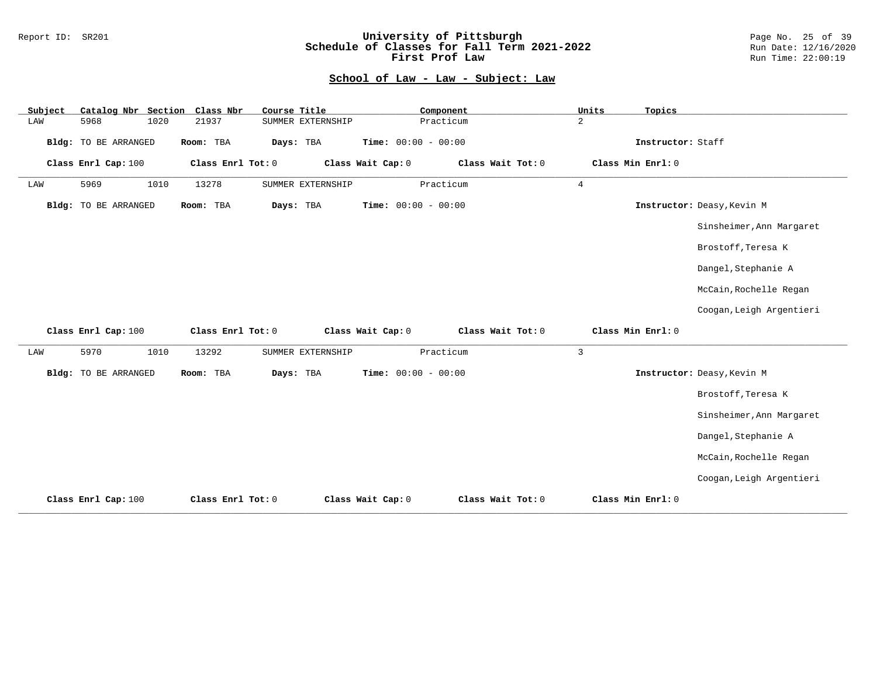## School of Law - Law - Subject: Law

| Subject | Catalog Nbr | Section | Class Nbr | Course Title | Component | Units | Topics |
|---|---|---|---|---|---|---|---|
| LAW | 5968 | 1020 | 21937 | SUMMER EXTERNSHIP | Practicum | 2 | |

**Bldg:** TO BE ARRANGED **Room:** TBA **Days:** TBA **Time:** 00:00 - 00:00 **Instructor:** Staff

**Class Enrl Cap:** 100 **Class Enrl Tot:** 0 **Class Wait Cap:** 0 **Class Wait Tot:** 0 **Class Min Enrl:** 0

---

| Subject | Catalog Nbr | Section | Class Nbr | Course Title | Component | Units | Topics |
|---|---|---|---|---|---|---|---|
| LAW | 5969 | 1010 | 13278 | SUMMER EXTERNSHIP | Practicum | 4 | |

**Bldg:** TO BE ARRANGED **Room:** TBA **Days:** TBA **Time:** 00:00 - 00:00 **Instructor:** Deasy,Kevin M

Sinsheimer,Ann Margaret

Brostoff,Teresa K

Dangel,Stephanie A

McCain,Rochelle Regan

Coogan,Leigh Argentieri

**Class Enrl Cap:** 100 **Class Enrl Tot:** 0 **Class Wait Cap:** 0 **Class Wait Tot:** 0 **Class Min Enrl:** 0

---

| Subject | Catalog Nbr | Section | Class Nbr | Course Title | Component | Units | Topics |
|---|---|---|---|---|---|---|---|
| LAW | 5970 | 1010 | 13292 | SUMMER EXTERNSHIP | Practicum | 3 | |

**Bldg:** TO BE ARRANGED **Room:** TBA **Days:** TBA **Time:** 00:00 - 00:00 **Instructor:** Deasy,Kevin M

Brostoff,Teresa K

Sinsheimer,Ann Margaret

Dangel,Stephanie A

McCain,Rochelle Regan

Coogan,Leigh Argentieri

**Class Enrl Cap:** 100 **Class Enrl Tot:** 0 **Class Wait Cap:** 0 **Class Wait Tot:** 0 **Class Min Enrl:** 0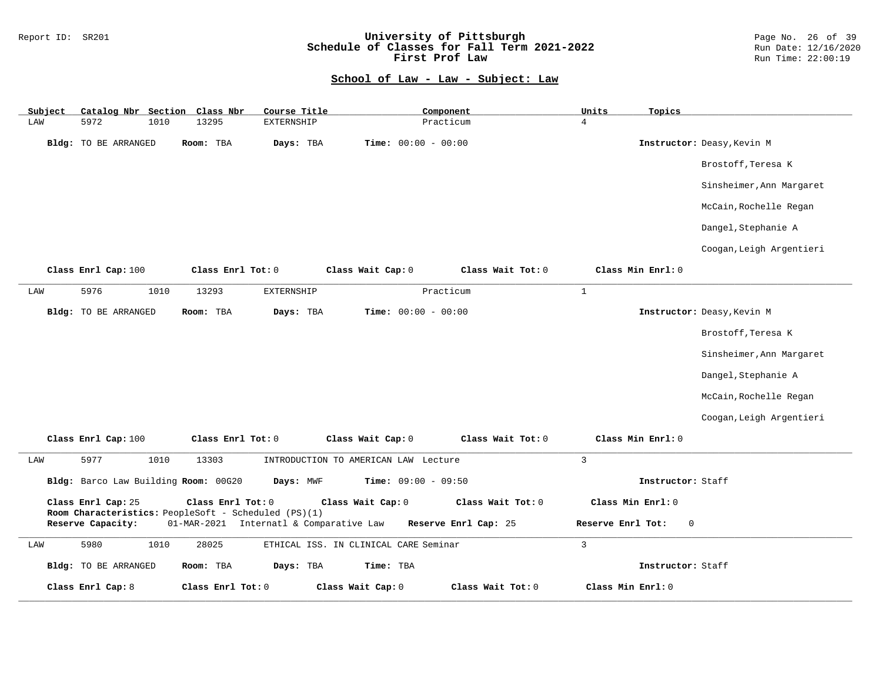## School of Law - Law - Subject: Law

| Subject | Catalog Nbr | Section | Class Nbr | Course Title | Component | Units | Topics |
|---|---|---|---|---|---|---|---|
| LAW | 5972 | 1010 | 13295 | EXTERNSHIP | Practicum | 4 | |

**Bldg:** TO BE ARRANGED **Room:** TBA **Days:** TBA **Time:** 00:00 - 00:00 **Instructor:** Deasy,Kevin M; Brostoff,Teresa K; Sinsheimer,Ann Margaret; McCain,Rochelle Regan; Dangel,Stephanie A; Coogan,Leigh Argentieri

**Class Enrl Cap:** 100 **Class Enrl Tot:** 0 **Class Wait Cap:** 0 **Class Wait Tot:** 0 **Class Min Enrl:** 0

---

| Subject | Catalog Nbr | Section | Class Nbr | Course Title | Component | Units | Topics |
|---|---|---|---|---|---|---|---|
| LAW | 5976 | 1010 | 13293 | EXTERNSHIP | Practicum | 1 | |

**Bldg:** TO BE ARRANGED **Room:** TBA **Days:** TBA **Time:** 00:00 - 00:00 **Instructor:** Deasy,Kevin M; Brostoff,Teresa K; Sinsheimer,Ann Margaret; Dangel,Stephanie A; McCain,Rochelle Regan; Coogan,Leigh Argentieri

**Class Enrl Cap:** 100 **Class Enrl Tot:** 0 **Class Wait Cap:** 0 **Class Wait Tot:** 0 **Class Min Enrl:** 0

---

| Subject | Catalog Nbr | Section | Class Nbr | Course Title | Component | Units | Topics |
|---|---|---|---|---|---|---|---|
| LAW | 5977 | 1010 | 13303 | INTRODUCTION TO AMERICAN LAW | Lecture | 3 | |

**Bldg:** Barco Law Building **Room:** 00G20 **Days:** MWF **Time:** 09:00 - 09:50 **Instructor:** Staff

**Class Enrl Cap:** 25 **Class Enrl Tot:** 0 **Class Wait Cap:** 0 **Class Wait Tot:** 0 **Class Min Enrl:** 0

**Room Characteristics:** PeopleSoft - Scheduled (PS)(1)

**Reserve Capacity:** 01-MAR-2021 Internatl & Comparative Law **Reserve Enrl Cap:** 25 **Reserve Enrl Tot:** 0

---

| Subject | Catalog Nbr | Section | Class Nbr | Course Title | Component | Units | Topics |
|---|---|---|---|---|---|---|---|
| LAW | 5980 | 1010 | 28025 | ETHICAL ISS. IN CLINICAL CARE | Seminar | 3 | |

**Bldg:** TO BE ARRANGED **Room:** TBA **Days:** TBA **Time:** TBA **Instructor:** Staff

**Class Enrl Cap:** 8 **Class Enrl Tot:** 0 **Class Wait Cap:** 0 **Class Wait Tot:** 0 **Class Min Enrl:** 0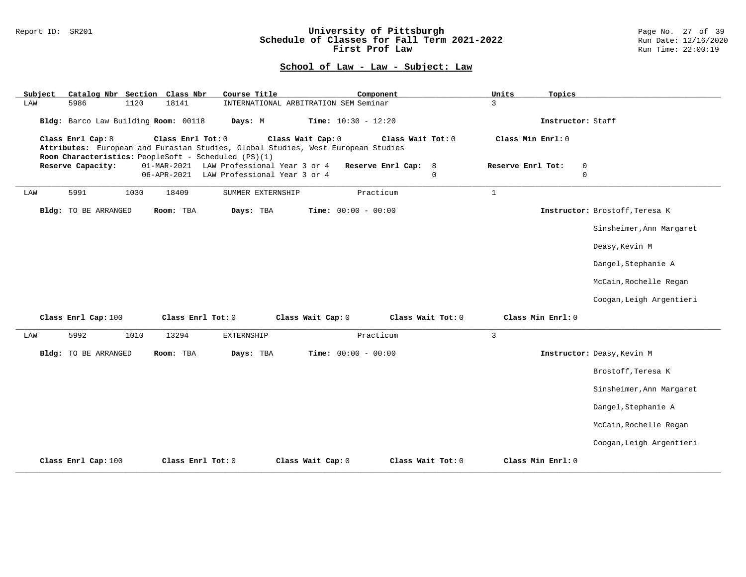## School of Law - Law - Subject: Law

| Subject | Catalog Nbr | Section | Class Nbr | Course Title | Component | Units | Topics |
|---|---|---|---|---|---|---|---|
| LAW | 5986 | 1120 | 18141 | INTERNATIONAL ARBITRATION SEM | Seminar | 3 | |

**Bldg:** Barco Law Building **Room:** 00118 **Days:** M **Time:** 10:30 - 12:20 **Instructor:** Staff

**Class Enrl Cap:** 8 **Class Enrl Tot:** 0 **Class Wait Cap:** 0 **Class Wait Tot:** 0 **Class Min Enrl:** 0

**Attributes:** European and Eurasian Studies, Global Studies, West European Studies

**Room Characteristics:** PeopleSoft - Scheduled (PS)(1)

| Reserve Capacity: | | Reserve Enrl Cap: | Reserve Enrl Tot: |
|---|---|---|---|
| 01-MAR-2021 | LAW Professional Year 3 or 4 | 8 | 0 |
| 06-APR-2021 | LAW Professional Year 3 or 4 | 0 | 0 |

---

| Subject | Catalog Nbr | Section | Class Nbr | Course Title | Component | Units | Topics |
|---|---|---|---|---|---|---|---|
| LAW | 5991 | 1030 | 18409 | SUMMER EXTERNSHIP | Practicum | 1 | |

**Bldg:** TO BE ARRANGED **Room:** TBA **Days:** TBA **Time:** 00:00 - 00:00 **Instructor:** Brostoff,Teresa K

Sinsheimer,Ann Margaret

Deasy,Kevin M

Dangel,Stephanie A

McCain,Rochelle Regan

Coogan,Leigh Argentieri

**Class Enrl Cap:** 100 **Class Enrl Tot:** 0 **Class Wait Cap:** 0 **Class Wait Tot:** 0 **Class Min Enrl:** 0

---

| Subject | Catalog Nbr | Section | Class Nbr | Course Title | Component | Units | Topics |
|---|---|---|---|---|---|---|---|
| LAW | 5992 | 1010 | 13294 | EXTERNSHIP | Practicum | 3 | |

**Bldg:** TO BE ARRANGED **Room:** TBA **Days:** TBA **Time:** 00:00 - 00:00 **Instructor:** Deasy,Kevin M

Brostoff,Teresa K

Sinsheimer,Ann Margaret

Dangel,Stephanie A

McCain,Rochelle Regan

Coogan,Leigh Argentieri

**Class Enrl Cap:** 100 **Class Enrl Tot:** 0 **Class Wait Cap:** 0 **Class Wait Tot:** 0 **Class Min Enrl:** 0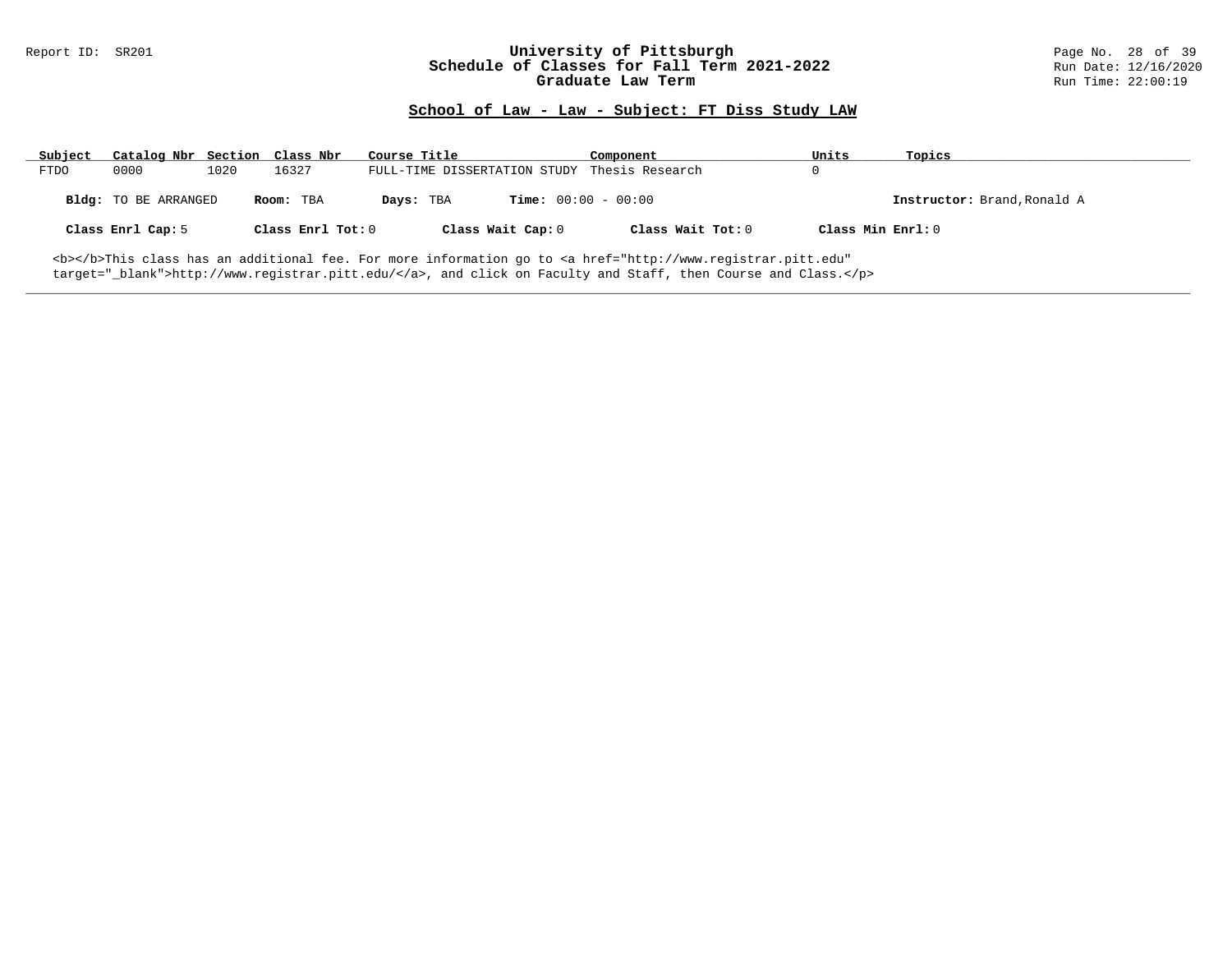## School of Law - Law - Subject: FT Diss Study LAW

| Subject | Catalog Nbr | Section | Class Nbr | Course Title | Component | Units | Topics |
|---|---|---|---|---|---|---|---|
| FTDO | 0000 | 1020 | 16327 | FULL-TIME DISSERTATION STUDY | Thesis Research | 0 | |

**Bldg:** TO BE ARRANGED **Room:** TBA **Days:** TBA **Time:** 00:00 - 00:00 **Instructor:** Brand,Ronald A

**Class Enrl Cap:** 5 **Class Enrl Tot:** 0 **Class Wait Cap:** 0 **Class Wait Tot:** 0 **Class Min Enrl:** 0

<b></b>This class has an additional fee. For more information go to <a href="http://www.registrar.pitt.edu" target="_blank">http://www.registrar.pitt.edu/</a>, and click on Faculty and Staff, then Course and Class.</p>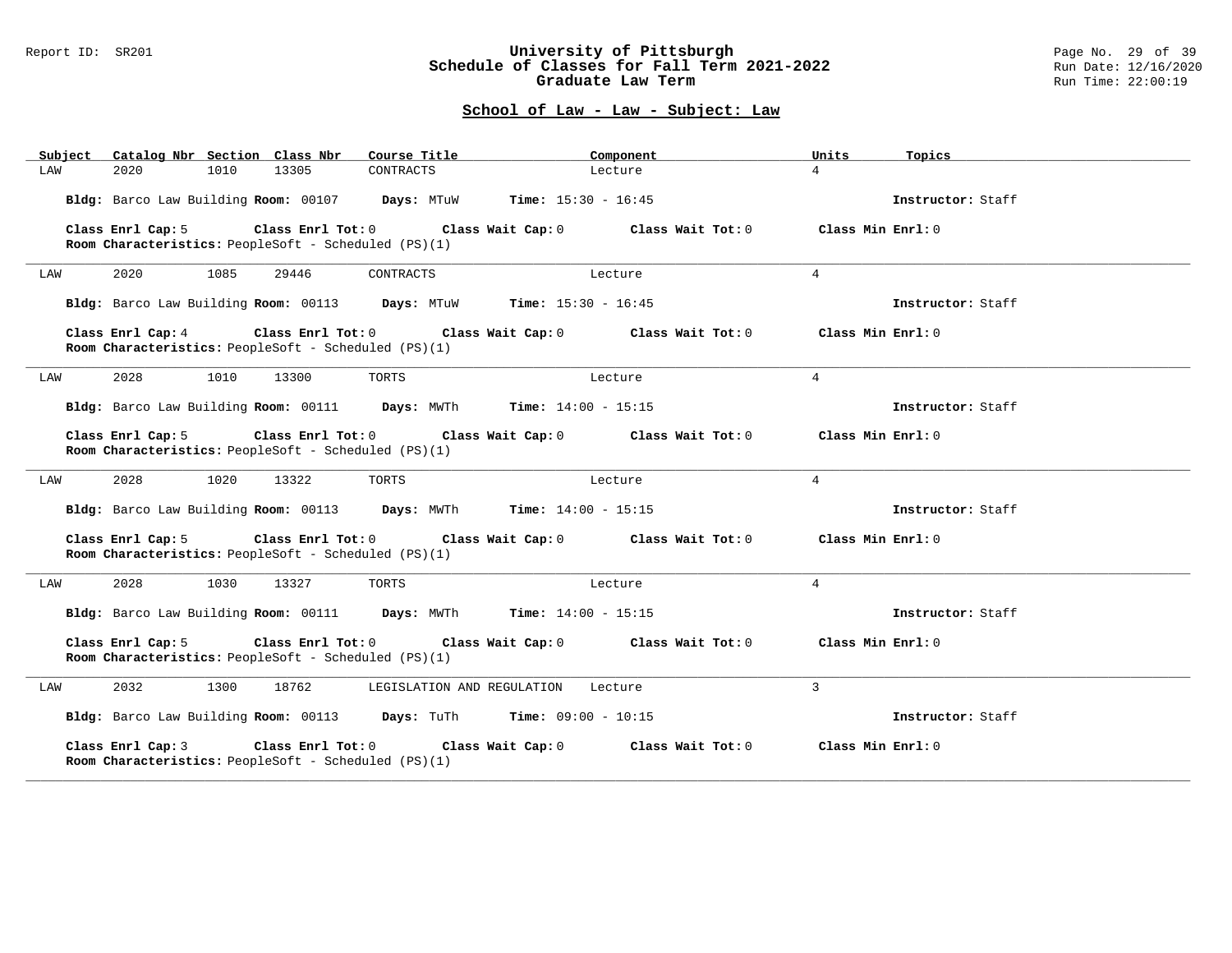## School of Law - Law - Subject: Law

| Subject | Catalog Nbr | Section | Class Nbr | Course Title | Component | Units | Topics |
|---|---|---|---|---|---|---|---|
| LAW | 2020 | 1010 | 13305 | CONTRACTS | Lecture | 4 | |

**Bldg:** Barco Law Building **Room:** 00107 **Days:** MTuW **Time:** 15:30 - 16:45 **Instructor:** Staff

**Class Enrl Cap:** 5 **Class Enrl Tot:** 0 **Class Wait Cap:** 0 **Class Wait Tot:** 0 **Class Min Enrl:** 0
**Room Characteristics:** PeopleSoft - Scheduled (PS)(1)

---

| Subject | Catalog Nbr | Section | Class Nbr | Course Title | Component | Units | Topics |
|---|---|---|---|---|---|---|---|
| LAW | 2020 | 1085 | 29446 | CONTRACTS | Lecture | 4 | |

**Bldg:** Barco Law Building **Room:** 00113 **Days:** MTuW **Time:** 15:30 - 16:45 **Instructor:** Staff

**Class Enrl Cap:** 4 **Class Enrl Tot:** 0 **Class Wait Cap:** 0 **Class Wait Tot:** 0 **Class Min Enrl:** 0
**Room Characteristics:** PeopleSoft - Scheduled (PS)(1)

---

| Subject | Catalog Nbr | Section | Class Nbr | Course Title | Component | Units | Topics |
|---|---|---|---|---|---|---|---|
| LAW | 2028 | 1010 | 13300 | TORTS | Lecture | 4 | |

**Bldg:** Barco Law Building **Room:** 00111 **Days:** MWTh **Time:** 14:00 - 15:15 **Instructor:** Staff

**Class Enrl Cap:** 5 **Class Enrl Tot:** 0 **Class Wait Cap:** 0 **Class Wait Tot:** 0 **Class Min Enrl:** 0
**Room Characteristics:** PeopleSoft - Scheduled (PS)(1)

---

| Subject | Catalog Nbr | Section | Class Nbr | Course Title | Component | Units | Topics |
|---|---|---|---|---|---|---|---|
| LAW | 2028 | 1020 | 13322 | TORTS | Lecture | 4 | |

**Bldg:** Barco Law Building **Room:** 00113 **Days:** MWTh **Time:** 14:00 - 15:15 **Instructor:** Staff

**Class Enrl Cap:** 5 **Class Enrl Tot:** 0 **Class Wait Cap:** 0 **Class Wait Tot:** 0 **Class Min Enrl:** 0
**Room Characteristics:** PeopleSoft - Scheduled (PS)(1)

---

| Subject | Catalog Nbr | Section | Class Nbr | Course Title | Component | Units | Topics |
|---|---|---|---|---|---|---|---|
| LAW | 2028 | 1030 | 13327 | TORTS | Lecture | 4 | |

**Bldg:** Barco Law Building **Room:** 00111 **Days:** MWTh **Time:** 14:00 - 15:15 **Instructor:** Staff

**Class Enrl Cap:** 5 **Class Enrl Tot:** 0 **Class Wait Cap:** 0 **Class Wait Tot:** 0 **Class Min Enrl:** 0
**Room Characteristics:** PeopleSoft - Scheduled (PS)(1)

---

| Subject | Catalog Nbr | Section | Class Nbr | Course Title | Component | Units | Topics |
|---|---|---|---|---|---|---|---|
| LAW | 2032 | 1300 | 18762 | LEGISLATION AND REGULATION | Lecture | 3 | |

**Bldg:** Barco Law Building **Room:** 00113 **Days:** TuTh **Time:** 09:00 - 10:15 **Instructor:** Staff

**Class Enrl Cap:** 3 **Class Enrl Tot:** 0 **Class Wait Cap:** 0 **Class Wait Tot:** 0 **Class Min Enrl:** 0
**Room Characteristics:** PeopleSoft - Scheduled (PS)(1)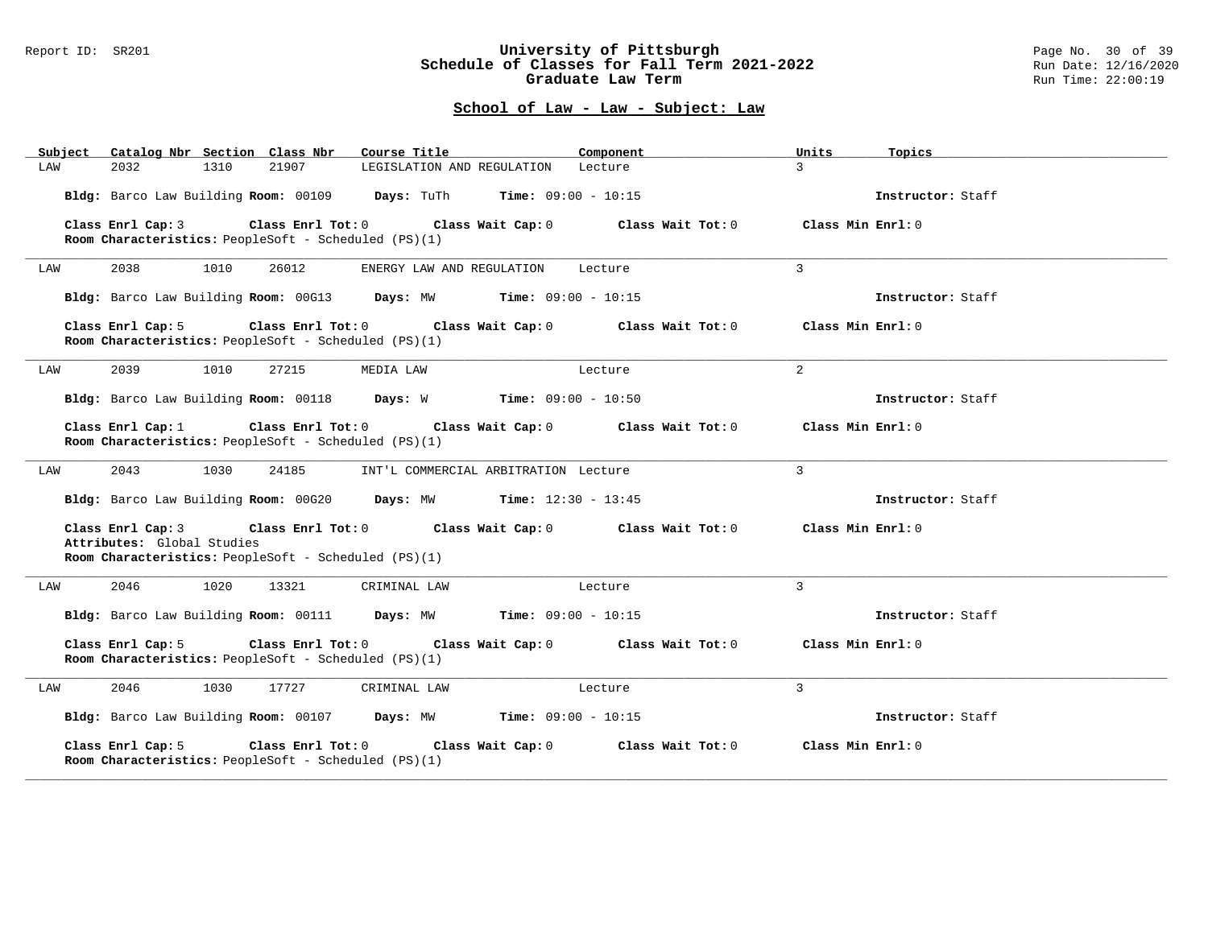**University of Pittsburgh**
**Schedule of Classes for Fall Term 2021-2022**
**Graduate Law Term**

Report ID: SR201

Run Date: 12/16/2020
Run Time: 22:00:19

## School of Law - Law - Subject: Law

| Subject | Catalog Nbr | Section | Class Nbr | Course Title | Component | Units | Topics |
|---|---|---|---|---|---|---|---|
| LAW | 2032 | 1310 | 21907 | LEGISLATION AND REGULATION | Lecture | 3 | |

**Bldg:** Barco Law Building **Room:** 00109 **Days:** TuTh **Time:** 09:00 - 10:15 **Instructor:** Staff

**Class Enrl Cap:** 3 **Class Enrl Tot:** 0 **Class Wait Cap:** 0 **Class Wait Tot:** 0 **Class Min Enrl:** 0
**Room Characteristics:** PeopleSoft - Scheduled (PS)(1)

---

| Subject | Catalog Nbr | Section | Class Nbr | Course Title | Component | Units | Topics |
|---|---|---|---|---|---|---|---|
| LAW | 2038 | 1010 | 26012 | ENERGY LAW AND REGULATION | Lecture | 3 | |

**Bldg:** Barco Law Building **Room:** 00G13 **Days:** MW **Time:** 09:00 - 10:15 **Instructor:** Staff

**Class Enrl Cap:** 5 **Class Enrl Tot:** 0 **Class Wait Cap:** 0 **Class Wait Tot:** 0 **Class Min Enrl:** 0
**Room Characteristics:** PeopleSoft - Scheduled (PS)(1)

---

| Subject | Catalog Nbr | Section | Class Nbr | Course Title | Component | Units | Topics |
|---|---|---|---|---|---|---|---|
| LAW | 2039 | 1010 | 27215 | MEDIA LAW | Lecture | 2 | |

**Bldg:** Barco Law Building **Room:** 00118 **Days:** W **Time:** 09:00 - 10:50 **Instructor:** Staff

**Class Enrl Cap:** 1 **Class Enrl Tot:** 0 **Class Wait Cap:** 0 **Class Wait Tot:** 0 **Class Min Enrl:** 0
**Room Characteristics:** PeopleSoft - Scheduled (PS)(1)

---

| Subject | Catalog Nbr | Section | Class Nbr | Course Title | Component | Units | Topics |
|---|---|---|---|---|---|---|---|
| LAW | 2043 | 1030 | 24185 | INT'L COMMERCIAL ARBITRATION | Lecture | 3 | |

**Bldg:** Barco Law Building **Room:** 00G20 **Days:** MW **Time:** 12:30 - 13:45 **Instructor:** Staff

**Class Enrl Cap:** 3 **Class Enrl Tot:** 0 **Class Wait Cap:** 0 **Class Wait Tot:** 0 **Class Min Enrl:** 0
**Attributes:** Global Studies
**Room Characteristics:** PeopleSoft - Scheduled (PS)(1)

---

| Subject | Catalog Nbr | Section | Class Nbr | Course Title | Component | Units | Topics |
|---|---|---|---|---|---|---|---|
| LAW | 2046 | 1020 | 13321 | CRIMINAL LAW | Lecture | 3 | |

**Bldg:** Barco Law Building **Room:** 00111 **Days:** MW **Time:** 09:00 - 10:15 **Instructor:** Staff

**Class Enrl Cap:** 5 **Class Enrl Tot:** 0 **Class Wait Cap:** 0 **Class Wait Tot:** 0 **Class Min Enrl:** 0
**Room Characteristics:** PeopleSoft - Scheduled (PS)(1)

---

| Subject | Catalog Nbr | Section | Class Nbr | Course Title | Component | Units | Topics |
|---|---|---|---|---|---|---|---|
| LAW | 2046 | 1030 | 17727 | CRIMINAL LAW | Lecture | 3 | |

**Bldg:** Barco Law Building **Room:** 00107 **Days:** MW **Time:** 09:00 - 10:15 **Instructor:** Staff

**Class Enrl Cap:** 5 **Class Enrl Tot:** 0 **Class Wait Cap:** 0 **Class Wait Tot:** 0 **Class Min Enrl:** 0
**Room Characteristics:** PeopleSoft - Scheduled (PS)(1)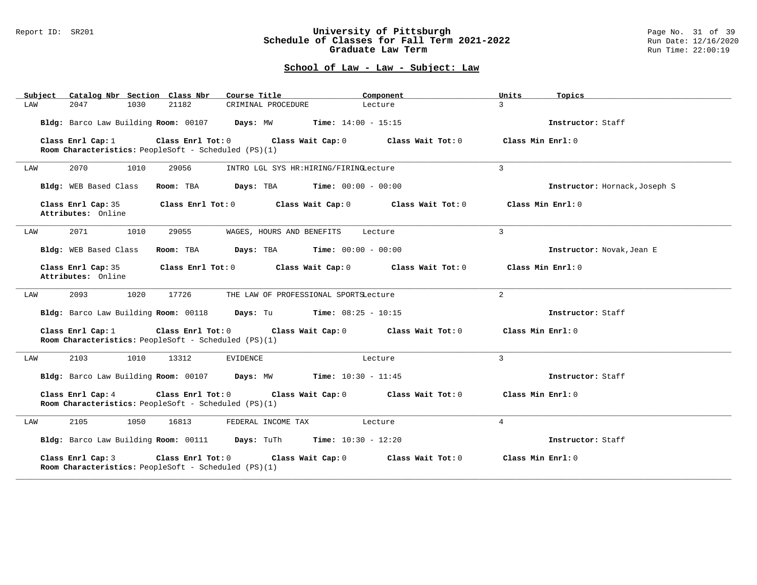## School of Law - Law - Subject: Law

| Subject | Catalog Nbr | Section | Class Nbr | Course Title | Component | Units | Topics |
|---|---|---|---|---|---|---|---|
| LAW | 2047 | 1030 | 21182 | CRIMINAL PROCEDURE | Lecture | 3 | |

**Bldg:** Barco Law Building **Room:** 00107 **Days:** MW **Time:** 14:00 - 15:15 **Instructor:** Staff

**Class Enrl Cap:** 1 **Class Enrl Tot:** 0 **Class Wait Cap:** 0 **Class Wait Tot:** 0 **Class Min Enrl:** 0
**Room Characteristics:** PeopleSoft - Scheduled (PS)(1)

---

| Subject | Catalog Nbr | Section | Class Nbr | Course Title | Component | Units | Topics |
|---|---|---|---|---|---|---|---|
| LAW | 2070 | 1010 | 29056 | INTRO LGL SYS HR:HIRING/FIRING | Lecture | 3 | |

**Bldg:** WEB Based Class **Room:** TBA **Days:** TBA **Time:** 00:00 - 00:00 **Instructor:** Hornack,Joseph S

**Class Enrl Cap:** 35 **Class Enrl Tot:** 0 **Class Wait Cap:** 0 **Class Wait Tot:** 0 **Class Min Enrl:** 0
**Attributes:** Online

---

| Subject | Catalog Nbr | Section | Class Nbr | Course Title | Component | Units | Topics |
|---|---|---|---|---|---|---|---|
| LAW | 2071 | 1010 | 29055 | WAGES, HOURS AND BENEFITS | Lecture | 3 | |

**Bldg:** WEB Based Class **Room:** TBA **Days:** TBA **Time:** 00:00 - 00:00 **Instructor:** Novak,Jean E

**Class Enrl Cap:** 35 **Class Enrl Tot:** 0 **Class Wait Cap:** 0 **Class Wait Tot:** 0 **Class Min Enrl:** 0
**Attributes:** Online

---

| Subject | Catalog Nbr | Section | Class Nbr | Course Title | Component | Units | Topics |
|---|---|---|---|---|---|---|---|
| LAW | 2093 | 1020 | 17726 | THE LAW OF PROFESSIONAL SPORTS | Lecture | 2 | |

**Bldg:** Barco Law Building **Room:** 00118 **Days:** Tu **Time:** 08:25 - 10:15 **Instructor:** Staff

**Class Enrl Cap:** 1 **Class Enrl Tot:** 0 **Class Wait Cap:** 0 **Class Wait Tot:** 0 **Class Min Enrl:** 0
**Room Characteristics:** PeopleSoft - Scheduled (PS)(1)

---

| Subject | Catalog Nbr | Section | Class Nbr | Course Title | Component | Units | Topics |
|---|---|---|---|---|---|---|---|
| LAW | 2103 | 1010 | 13312 | EVIDENCE | Lecture | 3 | |

**Bldg:** Barco Law Building **Room:** 00107 **Days:** MW **Time:** 10:30 - 11:45 **Instructor:** Staff

**Class Enrl Cap:** 4 **Class Enrl Tot:** 0 **Class Wait Cap:** 0 **Class Wait Tot:** 0 **Class Min Enrl:** 0
**Room Characteristics:** PeopleSoft - Scheduled (PS)(1)

---

| Subject | Catalog Nbr | Section | Class Nbr | Course Title | Component | Units | Topics |
|---|---|---|---|---|---|---|---|
| LAW | 2105 | 1050 | 16813 | FEDERAL INCOME TAX | Lecture | 4 | |

**Bldg:** Barco Law Building **Room:** 00111 **Days:** TuTh **Time:** 10:30 - 12:20 **Instructor:** Staff

**Class Enrl Cap:** 3 **Class Enrl Tot:** 0 **Class Wait Cap:** 0 **Class Wait Tot:** 0 **Class Min Enrl:** 0
**Room Characteristics:** PeopleSoft - Scheduled (PS)(1)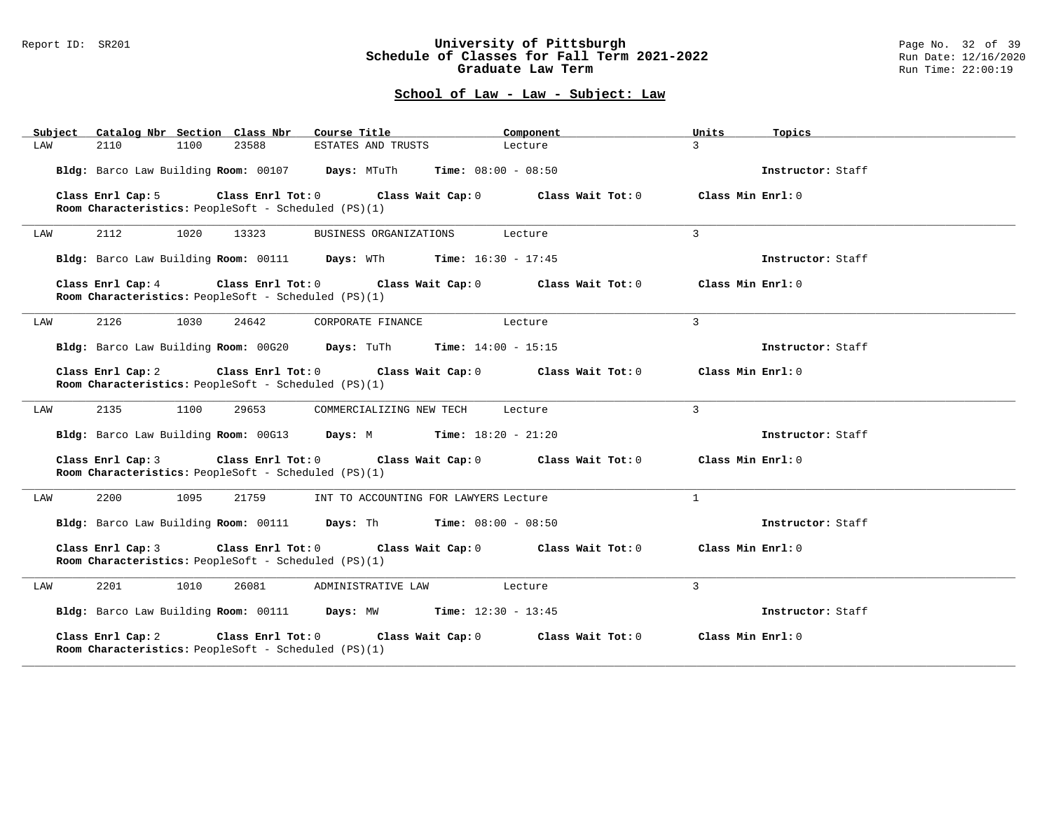Report ID: SR201

# University of Pittsburgh
## Schedule of Classes for Fall Term 2021-2022
## Graduate Law Term

Run Date: 12/16/2020
Run Time: 22:00:19

### School of Law - Law - Subject: Law

| Subject | Catalog Nbr | Section | Class Nbr | Course Title | Component | Units | Topics |
|---|---|---|---|---|---|---|---|
| LAW | 2110 | 1100 | 23588 | ESTATES AND TRUSTS | Lecture | 3 | |

**Bldg:** Barco Law Building **Room:** 00107 **Days:** MTuTh **Time:** 08:00 - 08:50 **Instructor:** Staff

**Class Enrl Cap:** 5 **Class Enrl Tot:** 0 **Class Wait Cap:** 0 **Class Wait Tot:** 0 **Class Min Enrl:** 0
**Room Characteristics:** PeopleSoft - Scheduled (PS)(1)

---

| Subject | Catalog Nbr | Section | Class Nbr | Course Title | Component | Units | Topics |
|---|---|---|---|---|---|---|---|
| LAW | 2112 | 1020 | 13323 | BUSINESS ORGANIZATIONS | Lecture | 3 | |

**Bldg:** Barco Law Building **Room:** 00111 **Days:** WTh **Time:** 16:30 - 17:45 **Instructor:** Staff

**Class Enrl Cap:** 4 **Class Enrl Tot:** 0 **Class Wait Cap:** 0 **Class Wait Tot:** 0 **Class Min Enrl:** 0
**Room Characteristics:** PeopleSoft - Scheduled (PS)(1)

---

| Subject | Catalog Nbr | Section | Class Nbr | Course Title | Component | Units | Topics |
|---|---|---|---|---|---|---|---|
| LAW | 2126 | 1030 | 24642 | CORPORATE FINANCE | Lecture | 3 | |

**Bldg:** Barco Law Building **Room:** 00G20 **Days:** TuTh **Time:** 14:00 - 15:15 **Instructor:** Staff

**Class Enrl Cap:** 2 **Class Enrl Tot:** 0 **Class Wait Cap:** 0 **Class Wait Tot:** 0 **Class Min Enrl:** 0
**Room Characteristics:** PeopleSoft - Scheduled (PS)(1)

---

| Subject | Catalog Nbr | Section | Class Nbr | Course Title | Component | Units | Topics |
|---|---|---|---|---|---|---|---|
| LAW | 2135 | 1100 | 29653 | COMMERCIALIZING NEW TECH | Lecture | 3 | |

**Bldg:** Barco Law Building **Room:** 00G13 **Days:** M **Time:** 18:20 - 21:20 **Instructor:** Staff

**Class Enrl Cap:** 3 **Class Enrl Tot:** 0 **Class Wait Cap:** 0 **Class Wait Tot:** 0 **Class Min Enrl:** 0
**Room Characteristics:** PeopleSoft - Scheduled (PS)(1)

---

| Subject | Catalog Nbr | Section | Class Nbr | Course Title | Component | Units | Topics |
|---|---|---|---|---|---|---|---|
| LAW | 2200 | 1095 | 21759 | INT TO ACCOUNTING FOR LAWYERS | Lecture | 1 | |

**Bldg:** Barco Law Building **Room:** 00111 **Days:** Th **Time:** 08:00 - 08:50 **Instructor:** Staff

**Class Enrl Cap:** 3 **Class Enrl Tot:** 0 **Class Wait Cap:** 0 **Class Wait Tot:** 0 **Class Min Enrl:** 0
**Room Characteristics:** PeopleSoft - Scheduled (PS)(1)

---

| Subject | Catalog Nbr | Section | Class Nbr | Course Title | Component | Units | Topics |
|---|---|---|---|---|---|---|---|
| LAW | 2201 | 1010 | 26081 | ADMINISTRATIVE LAW | Lecture | 3 | |

**Bldg:** Barco Law Building **Room:** 00111 **Days:** MW **Time:** 12:30 - 13:45 **Instructor:** Staff

**Class Enrl Cap:** 2 **Class Enrl Tot:** 0 **Class Wait Cap:** 0 **Class Wait Tot:** 0 **Class Min Enrl:** 0
**Room Characteristics:** PeopleSoft - Scheduled (PS)(1)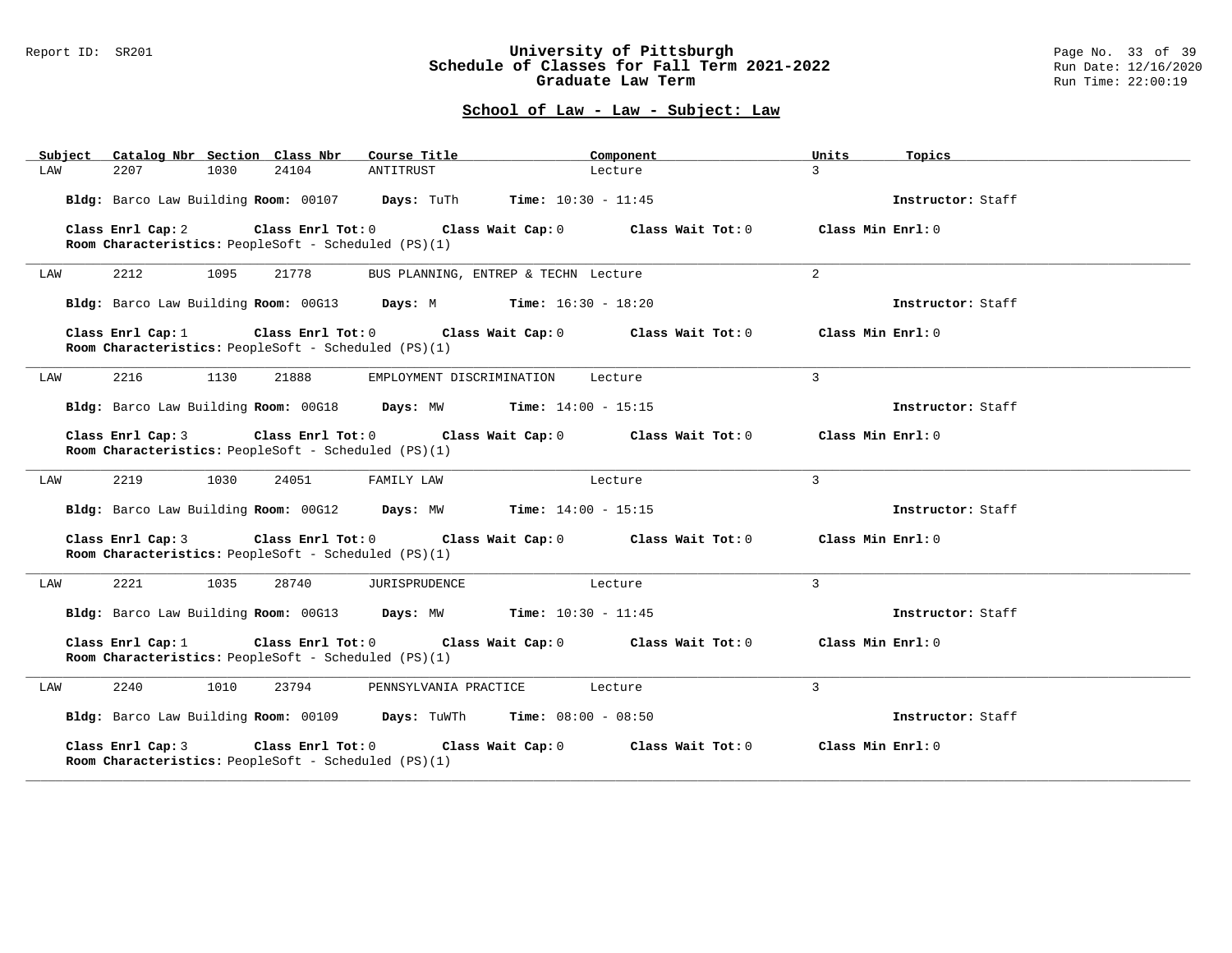## School of Law - Law - Subject: Law

| Subject | Catalog Nbr | Section | Class Nbr | Course Title | Component | Units | Topics |
|---|---|---|---|---|---|---|---|
| LAW | 2207 | 1030 | 24104 | ANTITRUST | Lecture | 3 | |

**Bldg:** Barco Law Building **Room:** 00107 **Days:** TuTh **Time:** 10:30 - 11:45 **Instructor:** Staff

**Class Enrl Cap:** 2 **Class Enrl Tot:** 0 **Class Wait Cap:** 0 **Class Wait Tot:** 0 **Class Min Enrl:** 0
**Room Characteristics:** PeopleSoft - Scheduled (PS)(1)

---

| Subject | Catalog Nbr | Section | Class Nbr | Course Title | Component | Units | Topics |
|---|---|---|---|---|---|---|---|
| LAW | 2212 | 1095 | 21778 | BUS PLANNING, ENTREP & TECHN | Lecture | 2 | |

**Bldg:** Barco Law Building **Room:** 00G13 **Days:** M **Time:** 16:30 - 18:20 **Instructor:** Staff

**Class Enrl Cap:** 1 **Class Enrl Tot:** 0 **Class Wait Cap:** 0 **Class Wait Tot:** 0 **Class Min Enrl:** 0
**Room Characteristics:** PeopleSoft - Scheduled (PS)(1)

---

| Subject | Catalog Nbr | Section | Class Nbr | Course Title | Component | Units | Topics |
|---|---|---|---|---|---|---|---|
| LAW | 2216 | 1130 | 21888 | EMPLOYMENT DISCRIMINATION | Lecture | 3 | |

**Bldg:** Barco Law Building **Room:** 00G18 **Days:** MW **Time:** 14:00 - 15:15 **Instructor:** Staff

**Class Enrl Cap:** 3 **Class Enrl Tot:** 0 **Class Wait Cap:** 0 **Class Wait Tot:** 0 **Class Min Enrl:** 0
**Room Characteristics:** PeopleSoft - Scheduled (PS)(1)

---

| Subject | Catalog Nbr | Section | Class Nbr | Course Title | Component | Units | Topics |
|---|---|---|---|---|---|---|---|
| LAW | 2219 | 1030 | 24051 | FAMILY LAW | Lecture | 3 | |

**Bldg:** Barco Law Building **Room:** 00G12 **Days:** MW **Time:** 14:00 - 15:15 **Instructor:** Staff

**Class Enrl Cap:** 3 **Class Enrl Tot:** 0 **Class Wait Cap:** 0 **Class Wait Tot:** 0 **Class Min Enrl:** 0
**Room Characteristics:** PeopleSoft - Scheduled (PS)(1)

---

| Subject | Catalog Nbr | Section | Class Nbr | Course Title | Component | Units | Topics |
|---|---|---|---|---|---|---|---|
| LAW | 2221 | 1035 | 28740 | JURISPRUDENCE | Lecture | 3 | |

**Bldg:** Barco Law Building **Room:** 00G13 **Days:** MW **Time:** 10:30 - 11:45 **Instructor:** Staff

**Class Enrl Cap:** 1 **Class Enrl Tot:** 0 **Class Wait Cap:** 0 **Class Wait Tot:** 0 **Class Min Enrl:** 0
**Room Characteristics:** PeopleSoft - Scheduled (PS)(1)

---

| Subject | Catalog Nbr | Section | Class Nbr | Course Title | Component | Units | Topics |
|---|---|---|---|---|---|---|---|
| LAW | 2240 | 1010 | 23794 | PENNSYLVANIA PRACTICE | Lecture | 3 | |

**Bldg:** Barco Law Building **Room:** 00109 **Days:** TuWTh **Time:** 08:00 - 08:50 **Instructor:** Staff

**Class Enrl Cap:** 3 **Class Enrl Tot:** 0 **Class Wait Cap:** 0 **Class Wait Tot:** 0 **Class Min Enrl:** 0
**Room Characteristics:** PeopleSoft - Scheduled (PS)(1)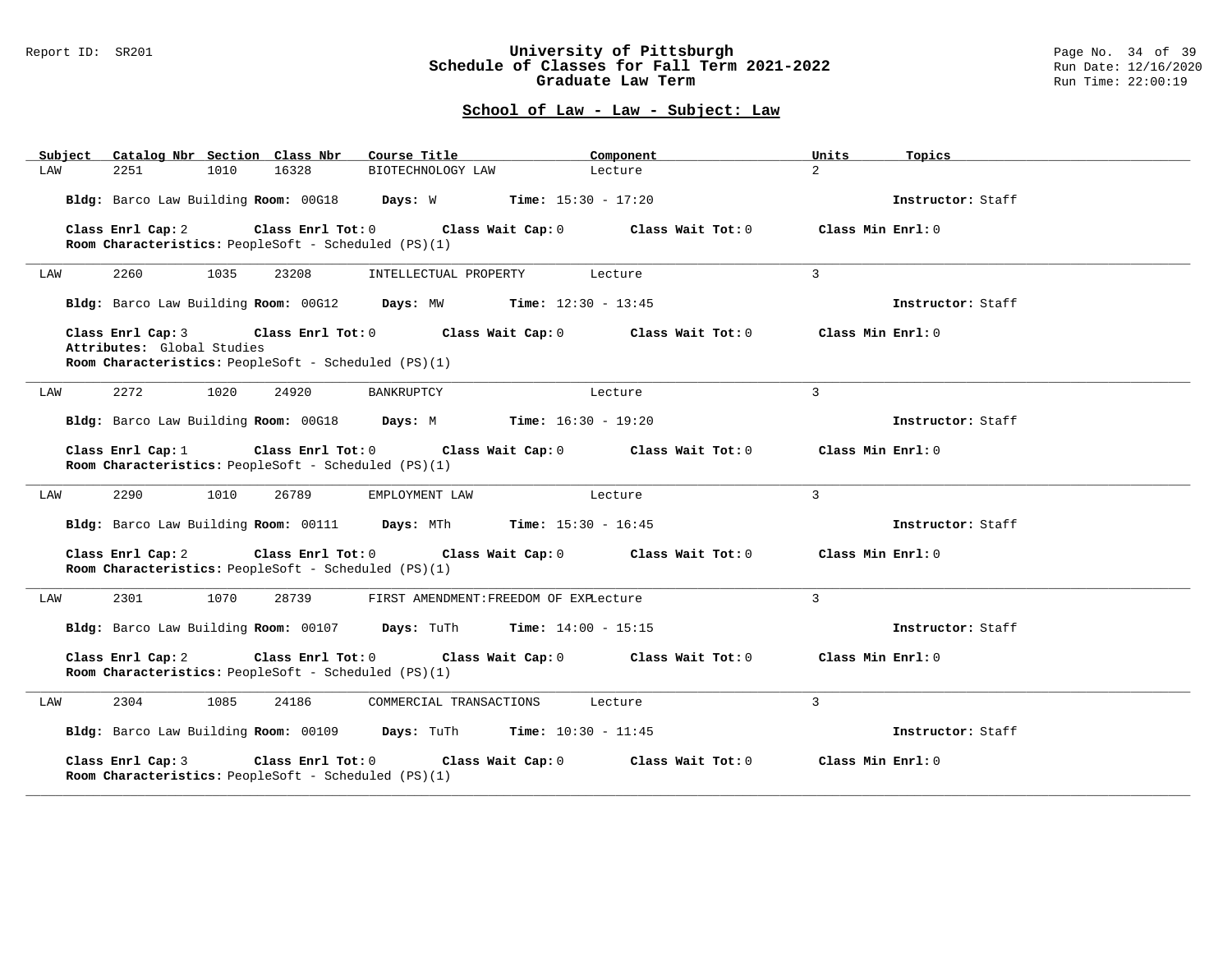## School of Law - Law - Subject: Law

| Subject | Catalog Nbr | Section | Class Nbr | Course Title | Component | Units | Topics |
|---|---|---|---|---|---|---|---|
| LAW | 2251 | 1010 | 16328 | BIOTECHNOLOGY LAW | Lecture | 2 | |

**Bldg:** Barco Law Building **Room:** 00G18 **Days:** W **Time:** 15:30 - 17:20 **Instructor:** Staff

**Class Enrl Cap:** 2 **Class Enrl Tot:** 0 **Class Wait Cap:** 0 **Class Wait Tot:** 0 **Class Min Enrl:** 0
**Room Characteristics:** PeopleSoft - Scheduled (PS)(1)

---

| Subject | Catalog Nbr | Section | Class Nbr | Course Title | Component | Units | Topics |
|---|---|---|---|---|---|---|---|
| LAW | 2260 | 1035 | 23208 | INTELLECTUAL PROPERTY | Lecture | 3 | |

**Bldg:** Barco Law Building **Room:** 00G12 **Days:** MW **Time:** 12:30 - 13:45 **Instructor:** Staff

**Class Enrl Cap:** 3 **Class Enrl Tot:** 0 **Class Wait Cap:** 0 **Class Wait Tot:** 0 **Class Min Enrl:** 0
**Attributes:** Global Studies
**Room Characteristics:** PeopleSoft - Scheduled (PS)(1)

---

| Subject | Catalog Nbr | Section | Class Nbr | Course Title | Component | Units | Topics |
|---|---|---|---|---|---|---|---|
| LAW | 2272 | 1020 | 24920 | BANKRUPTCY | Lecture | 3 | |

**Bldg:** Barco Law Building **Room:** 00G18 **Days:** M **Time:** 16:30 - 19:20 **Instructor:** Staff

**Class Enrl Cap:** 1 **Class Enrl Tot:** 0 **Class Wait Cap:** 0 **Class Wait Tot:** 0 **Class Min Enrl:** 0
**Room Characteristics:** PeopleSoft - Scheduled (PS)(1)

---

| Subject | Catalog Nbr | Section | Class Nbr | Course Title | Component | Units | Topics |
|---|---|---|---|---|---|---|---|
| LAW | 2290 | 1010 | 26789 | EMPLOYMENT LAW | Lecture | 3 | |

**Bldg:** Barco Law Building **Room:** 00111 **Days:** MTh **Time:** 15:30 - 16:45 **Instructor:** Staff

**Class Enrl Cap:** 2 **Class Enrl Tot:** 0 **Class Wait Cap:** 0 **Class Wait Tot:** 0 **Class Min Enrl:** 0
**Room Characteristics:** PeopleSoft - Scheduled (PS)(1)

---

| Subject | Catalog Nbr | Section | Class Nbr | Course Title | Component | Units | Topics |
|---|---|---|---|---|---|---|---|
| LAW | 2301 | 1070 | 28739 | FIRST AMENDMENT:FREEDOM OF EXP | Lecture | 3 | |

**Bldg:** Barco Law Building **Room:** 00107 **Days:** TuTh **Time:** 14:00 - 15:15 **Instructor:** Staff

**Class Enrl Cap:** 2 **Class Enrl Tot:** 0 **Class Wait Cap:** 0 **Class Wait Tot:** 0 **Class Min Enrl:** 0
**Room Characteristics:** PeopleSoft - Scheduled (PS)(1)

---

| Subject | Catalog Nbr | Section | Class Nbr | Course Title | Component | Units | Topics |
|---|---|---|---|---|---|---|---|
| LAW | 2304 | 1085 | 24186 | COMMERCIAL TRANSACTIONS | Lecture | 3 | |

**Bldg:** Barco Law Building **Room:** 00109 **Days:** TuTh **Time:** 10:30 - 11:45 **Instructor:** Staff

**Class Enrl Cap:** 3 **Class Enrl Tot:** 0 **Class Wait Cap:** 0 **Class Wait Tot:** 0 **Class Min Enrl:** 0
**Room Characteristics:** PeopleSoft - Scheduled (PS)(1)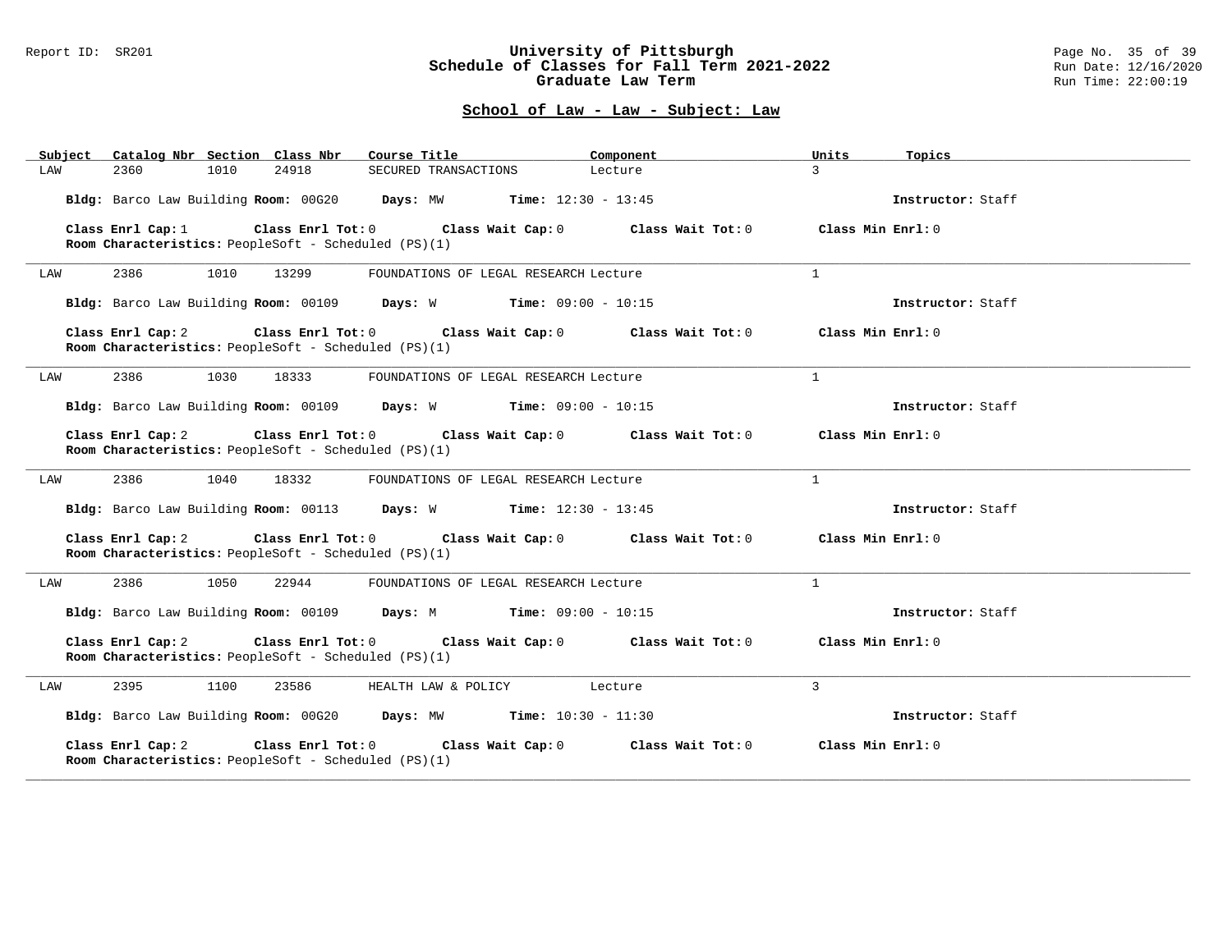## School of Law - Law - Subject: Law

| Subject | Catalog Nbr | Section | Class Nbr | Course Title | Component | Units | Topics |
|---|---|---|---|---|---|---|---|
| LAW | 2360 | 1010 | 24918 | SECURED TRANSACTIONS | Lecture | 3 | |

**Bldg:** Barco Law Building **Room:** 00G20 **Days:** MW **Time:** 12:30 - 13:45 **Instructor:** Staff

**Class Enrl Cap:** 1 **Class Enrl Tot:** 0 **Class Wait Cap:** 0 **Class Wait Tot:** 0 **Class Min Enrl:** 0
**Room Characteristics:** PeopleSoft - Scheduled (PS)(1)

---

| Subject | Catalog Nbr | Section | Class Nbr | Course Title | Component | Units | Topics |
|---|---|---|---|---|---|---|---|
| LAW | 2386 | 1010 | 13299 | FOUNDATIONS OF LEGAL RESEARCH | Lecture | 1 | |

**Bldg:** Barco Law Building **Room:** 00109 **Days:** W **Time:** 09:00 - 10:15 **Instructor:** Staff

**Class Enrl Cap:** 2 **Class Enrl Tot:** 0 **Class Wait Cap:** 0 **Class Wait Tot:** 0 **Class Min Enrl:** 0
**Room Characteristics:** PeopleSoft - Scheduled (PS)(1)

---

| Subject | Catalog Nbr | Section | Class Nbr | Course Title | Component | Units | Topics |
|---|---|---|---|---|---|---|---|
| LAW | 2386 | 1030 | 18333 | FOUNDATIONS OF LEGAL RESEARCH | Lecture | 1 | |

**Bldg:** Barco Law Building **Room:** 00109 **Days:** W **Time:** 09:00 - 10:15 **Instructor:** Staff

**Class Enrl Cap:** 2 **Class Enrl Tot:** 0 **Class Wait Cap:** 0 **Class Wait Tot:** 0 **Class Min Enrl:** 0
**Room Characteristics:** PeopleSoft - Scheduled (PS)(1)

---

| Subject | Catalog Nbr | Section | Class Nbr | Course Title | Component | Units | Topics |
|---|---|---|---|---|---|---|---|
| LAW | 2386 | 1040 | 18332 | FOUNDATIONS OF LEGAL RESEARCH | Lecture | 1 | |

**Bldg:** Barco Law Building **Room:** 00113 **Days:** W **Time:** 12:30 - 13:45 **Instructor:** Staff

**Class Enrl Cap:** 2 **Class Enrl Tot:** 0 **Class Wait Cap:** 0 **Class Wait Tot:** 0 **Class Min Enrl:** 0
**Room Characteristics:** PeopleSoft - Scheduled (PS)(1)

---

| Subject | Catalog Nbr | Section | Class Nbr | Course Title | Component | Units | Topics |
|---|---|---|---|---|---|---|---|
| LAW | 2386 | 1050 | 22944 | FOUNDATIONS OF LEGAL RESEARCH | Lecture | 1 | |

**Bldg:** Barco Law Building **Room:** 00109 **Days:** M **Time:** 09:00 - 10:15 **Instructor:** Staff

**Class Enrl Cap:** 2 **Class Enrl Tot:** 0 **Class Wait Cap:** 0 **Class Wait Tot:** 0 **Class Min Enrl:** 0
**Room Characteristics:** PeopleSoft - Scheduled (PS)(1)

---

| Subject | Catalog Nbr | Section | Class Nbr | Course Title | Component | Units | Topics |
|---|---|---|---|---|---|---|---|
| LAW | 2395 | 1100 | 23586 | HEALTH LAW & POLICY | Lecture | 3 | |

**Bldg:** Barco Law Building **Room:** 00G20 **Days:** MW **Time:** 10:30 - 11:30 **Instructor:** Staff

**Class Enrl Cap:** 2 **Class Enrl Tot:** 0 **Class Wait Cap:** 0 **Class Wait Tot:** 0 **Class Min Enrl:** 0
**Room Characteristics:** PeopleSoft - Scheduled (PS)(1)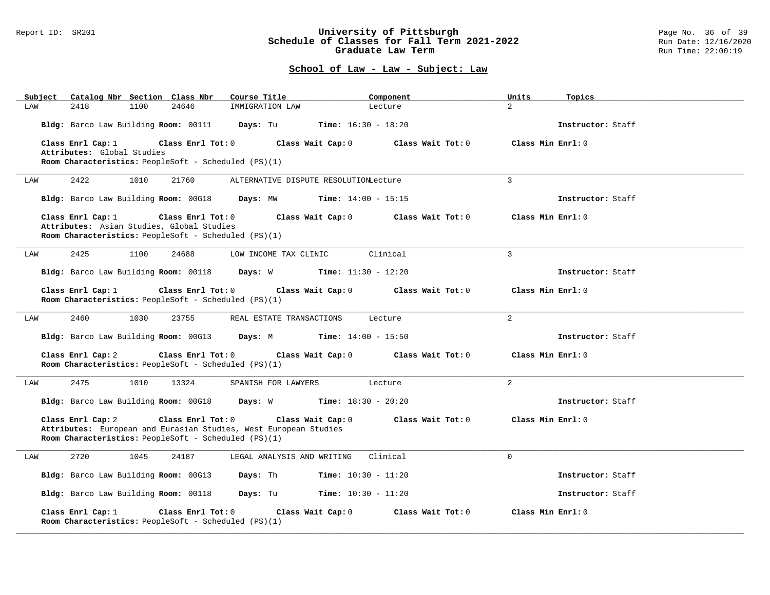## School of Law - Law - Subject: Law

| Subject | Catalog Nbr | Section | Class Nbr | Course Title | Component | Units | Topics |
|---|---|---|---|---|---|---|---|
| LAW | 2418 | 1100 | 24646 | IMMIGRATION LAW | Lecture | 2 | |

**Bldg:** Barco Law Building **Room:** 00111 **Days:** Tu **Time:** 16:30 - 18:20 **Instructor:** Staff

**Class Enrl Cap:** 1 **Class Enrl Tot:** 0 **Class Wait Cap:** 0 **Class Wait Tot:** 0 **Class Min Enrl:** 0
**Attributes:** Global Studies
**Room Characteristics:** PeopleSoft - Scheduled (PS)(1)

---

| Subject | Catalog Nbr | Section | Class Nbr | Course Title | Component | Units | Topics |
|---|---|---|---|---|---|---|---|
| LAW | 2422 | 1010 | 21760 | ALTERNATIVE DISPUTE RESOLUTION | Lecture | 3 | |

**Bldg:** Barco Law Building **Room:** 00G18 **Days:** MW **Time:** 14:00 - 15:15 **Instructor:** Staff

**Class Enrl Cap:** 1 **Class Enrl Tot:** 0 **Class Wait Cap:** 0 **Class Wait Tot:** 0 **Class Min Enrl:** 0
**Attributes:** Asian Studies, Global Studies
**Room Characteristics:** PeopleSoft - Scheduled (PS)(1)

---

| Subject | Catalog Nbr | Section | Class Nbr | Course Title | Component | Units | Topics |
|---|---|---|---|---|---|---|---|
| LAW | 2425 | 1100 | 24688 | LOW INCOME TAX CLINIC | Clinical | 3 | |

**Bldg:** Barco Law Building **Room:** 00118 **Days:** W **Time:** 11:30 - 12:20 **Instructor:** Staff

**Class Enrl Cap:** 1 **Class Enrl Tot:** 0 **Class Wait Cap:** 0 **Class Wait Tot:** 0 **Class Min Enrl:** 0
**Room Characteristics:** PeopleSoft - Scheduled (PS)(1)

---

| Subject | Catalog Nbr | Section | Class Nbr | Course Title | Component | Units | Topics |
|---|---|---|---|---|---|---|---|
| LAW | 2460 | 1030 | 23755 | REAL ESTATE TRANSACTIONS | Lecture | 2 | |

**Bldg:** Barco Law Building **Room:** 00G13 **Days:** M **Time:** 14:00 - 15:50 **Instructor:** Staff

**Class Enrl Cap:** 2 **Class Enrl Tot:** 0 **Class Wait Cap:** 0 **Class Wait Tot:** 0 **Class Min Enrl:** 0
**Room Characteristics:** PeopleSoft - Scheduled (PS)(1)

---

| Subject | Catalog Nbr | Section | Class Nbr | Course Title | Component | Units | Topics |
|---|---|---|---|---|---|---|---|
| LAW | 2475 | 1010 | 13324 | SPANISH FOR LAWYERS | Lecture | 2 | |

**Bldg:** Barco Law Building **Room:** 00G18 **Days:** W **Time:** 18:30 - 20:20 **Instructor:** Staff

**Class Enrl Cap:** 2 **Class Enrl Tot:** 0 **Class Wait Cap:** 0 **Class Wait Tot:** 0 **Class Min Enrl:** 0
**Attributes:** European and Eurasian Studies, West European Studies
**Room Characteristics:** PeopleSoft - Scheduled (PS)(1)

---

| Subject | Catalog Nbr | Section | Class Nbr | Course Title | Component | Units | Topics |
|---|---|---|---|---|---|---|---|
| LAW | 2720 | 1045 | 24187 | LEGAL ANALYSIS AND WRITING | Clinical | 0 | |

**Bldg:** Barco Law Building **Room:** 00G13 **Days:** Th **Time:** 10:30 - 11:20 **Instructor:** Staff

**Bldg:** Barco Law Building **Room:** 00118 **Days:** Tu **Time:** 10:30 - 11:20 **Instructor:** Staff

**Class Enrl Cap:** 1 **Class Enrl Tot:** 0 **Class Wait Cap:** 0 **Class Wait Tot:** 0 **Class Min Enrl:** 0
**Room Characteristics:** PeopleSoft - Scheduled (PS)(1)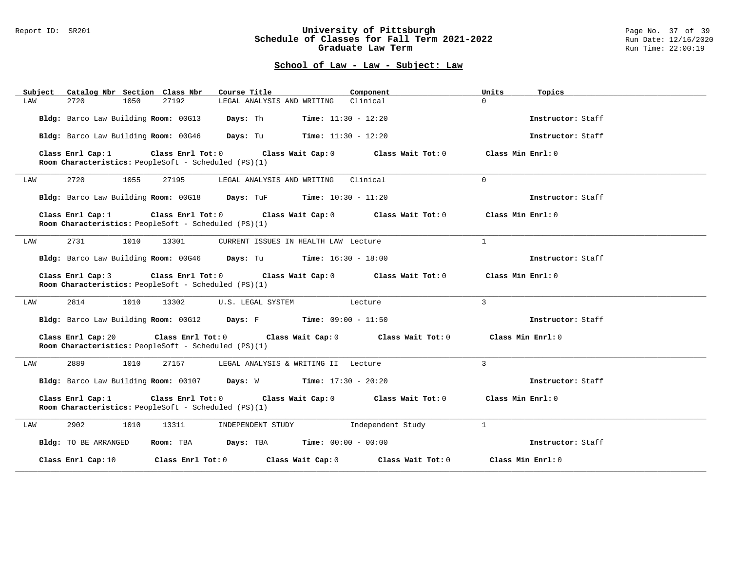# University of Pittsburgh
## Schedule of Classes for Fall Term 2021-2022
## Graduate Law Term

Report ID: SR201

### School of Law - Law - Subject: Law

| Subject | Catalog Nbr | Section | Class Nbr | Course Title | Component | Units | Topics |
|---|---|---|---|---|---|---|---|
| LAW | 2720 | 1050 | 27192 | LEGAL ANALYSIS AND WRITING | Clinical | 0 | |

**Bldg:** Barco Law Building **Room:** 00G13 **Days:** Th **Time:** 11:30 - 12:20 **Instructor:** Staff

**Bldg:** Barco Law Building **Room:** 00G46 **Days:** Tu **Time:** 11:30 - 12:20 **Instructor:** Staff

**Class Enrl Cap:** 1 **Class Enrl Tot:** 0 **Class Wait Cap:** 0 **Class Wait Tot:** 0 **Class Min Enrl:** 0
**Room Characteristics:** PeopleSoft - Scheduled (PS)(1)

---

| Subject | Catalog Nbr | Section | Class Nbr | Course Title | Component | Units | Topics |
|---|---|---|---|---|---|---|---|
| LAW | 2720 | 1055 | 27195 | LEGAL ANALYSIS AND WRITING | Clinical | 0 | |

**Bldg:** Barco Law Building **Room:** 00G18 **Days:** TuF **Time:** 10:30 - 11:20 **Instructor:** Staff

**Class Enrl Cap:** 1 **Class Enrl Tot:** 0 **Class Wait Cap:** 0 **Class Wait Tot:** 0 **Class Min Enrl:** 0
**Room Characteristics:** PeopleSoft - Scheduled (PS)(1)

---

| Subject | Catalog Nbr | Section | Class Nbr | Course Title | Component | Units | Topics |
|---|---|---|---|---|---|---|---|
| LAW | 2731 | 1010 | 13301 | CURRENT ISSUES IN HEALTH LAW | Lecture | 1 | |

**Bldg:** Barco Law Building **Room:** 00G46 **Days:** Tu **Time:** 16:30 - 18:00 **Instructor:** Staff

**Class Enrl Cap:** 3 **Class Enrl Tot:** 0 **Class Wait Cap:** 0 **Class Wait Tot:** 0 **Class Min Enrl:** 0
**Room Characteristics:** PeopleSoft - Scheduled (PS)(1)

---

| Subject | Catalog Nbr | Section | Class Nbr | Course Title | Component | Units | Topics |
|---|---|---|---|---|---|---|---|
| LAW | 2814 | 1010 | 13302 | U.S. LEGAL SYSTEM | Lecture | 3 | |

**Bldg:** Barco Law Building **Room:** 00G12 **Days:** F **Time:** 09:00 - 11:50 **Instructor:** Staff

**Class Enrl Cap:** 20 **Class Enrl Tot:** 0 **Class Wait Cap:** 0 **Class Wait Tot:** 0 **Class Min Enrl:** 0
**Room Characteristics:** PeopleSoft - Scheduled (PS)(1)

---

| Subject | Catalog Nbr | Section | Class Nbr | Course Title | Component | Units | Topics |
|---|---|---|---|---|---|---|---|
| LAW | 2889 | 1010 | 27157 | LEGAL ANALYSIS & WRITING II | Lecture | 3 | |

**Bldg:** Barco Law Building **Room:** 00107 **Days:** W **Time:** 17:30 - 20:20 **Instructor:** Staff

**Class Enrl Cap:** 1 **Class Enrl Tot:** 0 **Class Wait Cap:** 0 **Class Wait Tot:** 0 **Class Min Enrl:** 0
**Room Characteristics:** PeopleSoft - Scheduled (PS)(1)

---

| Subject | Catalog Nbr | Section | Class Nbr | Course Title | Component | Units | Topics |
|---|---|---|---|---|---|---|---|
| LAW | 2902 | 1010 | 13311 | INDEPENDENT STUDY | Independent Study | 1 | |

**Bldg:** TO BE ARRANGED **Room:** TBA **Days:** TBA **Time:** 00:00 - 00:00 **Instructor:** Staff

**Class Enrl Cap:** 10 **Class Enrl Tot:** 0 **Class Wait Cap:** 0 **Class Wait Tot:** 0 **Class Min Enrl:** 0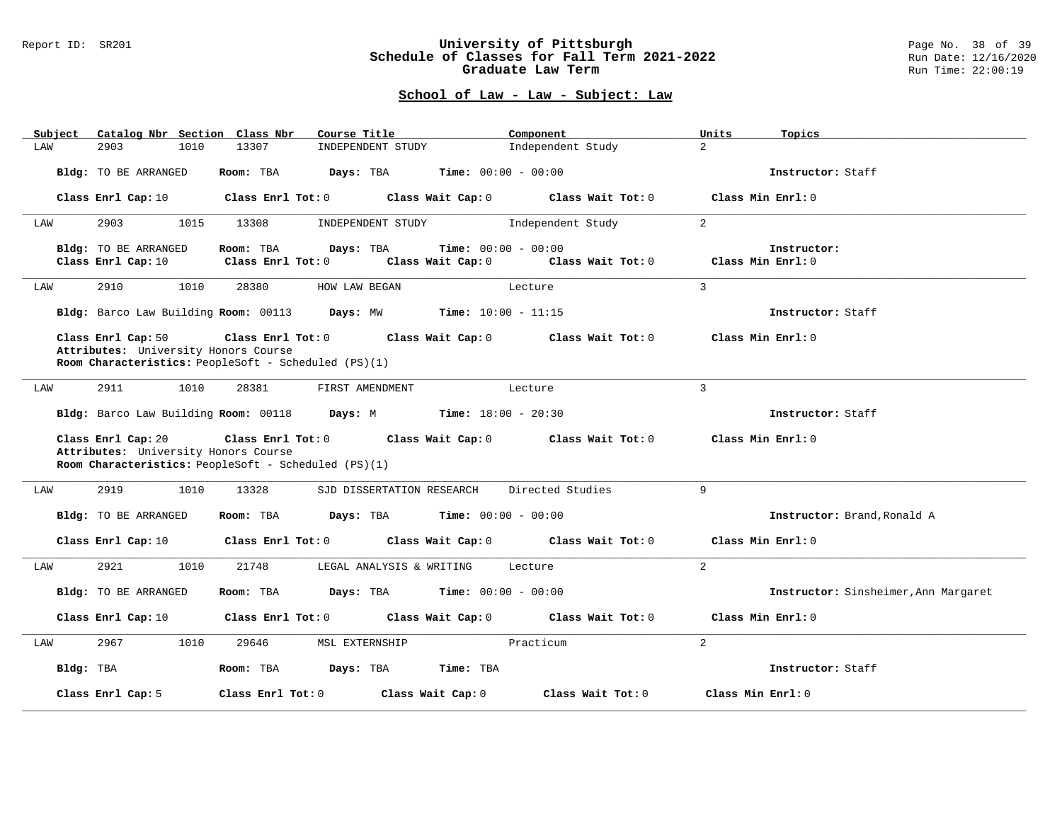## School of Law - Law - Subject: Law

| Subject | Catalog Nbr | Section | Class Nbr | Course Title | Component | Units | Topics |
|---|---|---|---|---|---|---|---|
| LAW | 2903 | 1010 | 13307 | INDEPENDENT STUDY | Independent Study | 2 | |

**Bldg:** TO BE ARRANGED **Room:** TBA **Days:** TBA **Time:** 00:00 - 00:00 **Instructor:** Staff

**Class Enrl Cap:** 10 **Class Enrl Tot:** 0 **Class Wait Cap:** 0 **Class Wait Tot:** 0 **Class Min Enrl:** 0

---

| Subject | Catalog Nbr | Section | Class Nbr | Course Title | Component | Units | Topics |
|---|---|---|---|---|---|---|---|
| LAW | 2903 | 1015 | 13308 | INDEPENDENT STUDY | Independent Study | 2 | |

**Bldg:** TO BE ARRANGED **Room:** TBA **Days:** TBA **Time:** 00:00 - 00:00 **Instructor:**
**Class Enrl Cap:** 10 **Class Enrl Tot:** 0 **Class Wait Cap:** 0 **Class Wait Tot:** 0 **Class Min Enrl:** 0

---

| Subject | Catalog Nbr | Section | Class Nbr | Course Title | Component | Units | Topics |
|---|---|---|---|---|---|---|---|
| LAW | 2910 | 1010 | 28380 | HOW LAW BEGAN | Lecture | 3 | |

**Bldg:** Barco Law Building **Room:** 00113 **Days:** MW **Time:** 10:00 - 11:15 **Instructor:** Staff

**Class Enrl Cap:** 50 **Class Enrl Tot:** 0 **Class Wait Cap:** 0 **Class Wait Tot:** 0 **Class Min Enrl:** 0
**Attributes:** University Honors Course
**Room Characteristics:** PeopleSoft - Scheduled (PS)(1)

---

| Subject | Catalog Nbr | Section | Class Nbr | Course Title | Component | Units | Topics |
|---|---|---|---|---|---|---|---|
| LAW | 2911 | 1010 | 28381 | FIRST AMENDMENT | Lecture | 3 | |

**Bldg:** Barco Law Building **Room:** 00118 **Days:** M **Time:** 18:00 - 20:30 **Instructor:** Staff

**Class Enrl Cap:** 20 **Class Enrl Tot:** 0 **Class Wait Cap:** 0 **Class Wait Tot:** 0 **Class Min Enrl:** 0
**Attributes:** University Honors Course
**Room Characteristics:** PeopleSoft - Scheduled (PS)(1)

---

| Subject | Catalog Nbr | Section | Class Nbr | Course Title | Component | Units | Topics |
|---|---|---|---|---|---|---|---|
| LAW | 2919 | 1010 | 13328 | SJD DISSERTATION RESEARCH | Directed Studies | 9 | |

**Bldg:** TO BE ARRANGED **Room:** TBA **Days:** TBA **Time:** 00:00 - 00:00 **Instructor:** Brand,Ronald A

**Class Enrl Cap:** 10 **Class Enrl Tot:** 0 **Class Wait Cap:** 0 **Class Wait Tot:** 0 **Class Min Enrl:** 0

---

| Subject | Catalog Nbr | Section | Class Nbr | Course Title | Component | Units | Topics |
|---|---|---|---|---|---|---|---|
| LAW | 2921 | 1010 | 21748 | LEGAL ANALYSIS & WRITING | Lecture | 2 | |

**Bldg:** TO BE ARRANGED **Room:** TBA **Days:** TBA **Time:** 00:00 - 00:00 **Instructor:** Sinsheimer,Ann Margaret

**Class Enrl Cap:** 10 **Class Enrl Tot:** 0 **Class Wait Cap:** 0 **Class Wait Tot:** 0 **Class Min Enrl:** 0

---

| Subject | Catalog Nbr | Section | Class Nbr | Course Title | Component | Units | Topics |
|---|---|---|---|---|---|---|---|
| LAW | 2967 | 1010 | 29646 | MSL EXTERNSHIP | Practicum | 2 | |

**Bldg:** TBA **Room:** TBA **Days:** TBA **Time:** TBA **Instructor:** Staff

**Class Enrl Cap:** 5 **Class Enrl Tot:** 0 **Class Wait Cap:** 0 **Class Wait Tot:** 0 **Class Min Enrl:** 0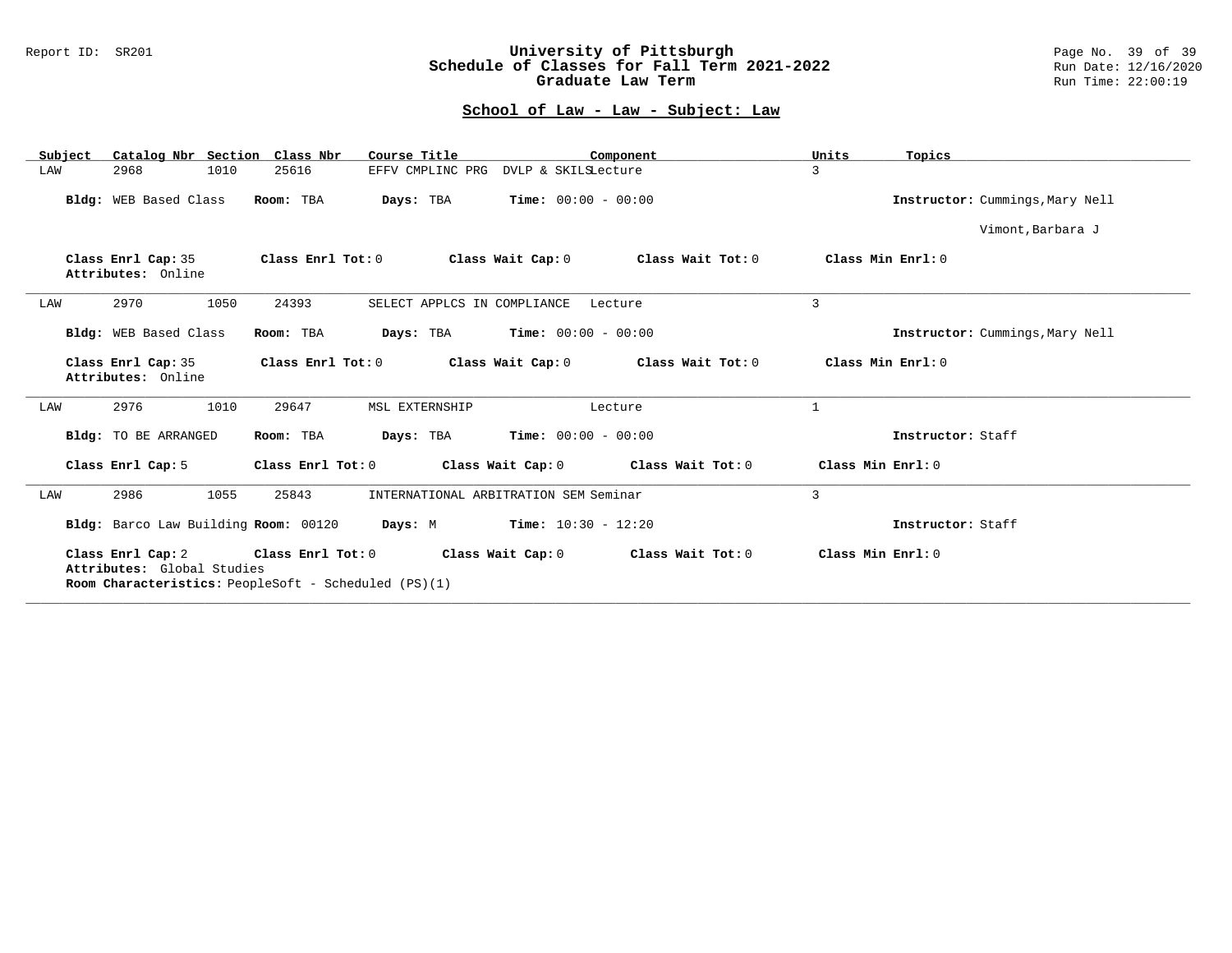Report ID: SR201

# University of Pittsburgh
## Schedule of Classes for Fall Term 2021-2022
## Graduate Law Term

Run Date: 12/16/2020
Run Time: 22:00:19

### School of Law - Law - Subject: Law

| Subject | Catalog Nbr | Section | Class Nbr | Course Title | Component | Units | Topics |
|---|---|---|---|---|---|---|---|
| LAW | 2968 | 1010 | 25616 | EFFV CMPLINC PRG DVLP & SKILS | Lecture | 3 | |

**Bldg:** WEB Based Class **Room:** TBA **Days:** TBA **Time:** 00:00 - 00:00 **Instructor:** Cummings,Mary Nell; Vimont,Barbara J

**Class Enrl Cap:** 35 **Class Enrl Tot:** 0 **Class Wait Cap:** 0 **Class Wait Tot:** 0 **Class Min Enrl:** 0
**Attributes:** Online

---

| Subject | Catalog Nbr | Section | Class Nbr | Course Title | Component | Units | Topics |
|---|---|---|---|---|---|---|---|
| LAW | 2970 | 1050 | 24393 | SELECT APPLCS IN COMPLIANCE | Lecture | 3 | |

**Bldg:** WEB Based Class **Room:** TBA **Days:** TBA **Time:** 00:00 - 00:00 **Instructor:** Cummings,Mary Nell

**Class Enrl Cap:** 35 **Class Enrl Tot:** 0 **Class Wait Cap:** 0 **Class Wait Tot:** 0 **Class Min Enrl:** 0
**Attributes:** Online

---

| Subject | Catalog Nbr | Section | Class Nbr | Course Title | Component | Units | Topics |
|---|---|---|---|---|---|---|---|
| LAW | 2976 | 1010 | 29647 | MSL EXTERNSHIP | Lecture | 1 | |

**Bldg:** TO BE ARRANGED **Room:** TBA **Days:** TBA **Time:** 00:00 - 00:00 **Instructor:** Staff

**Class Enrl Cap:** 5 **Class Enrl Tot:** 0 **Class Wait Cap:** 0 **Class Wait Tot:** 0 **Class Min Enrl:** 0

---

| Subject | Catalog Nbr | Section | Class Nbr | Course Title | Component | Units | Topics |
|---|---|---|---|---|---|---|---|
| LAW | 2986 | 1055 | 25843 | INTERNATIONAL ARBITRATION SEM | Seminar | 3 | |

**Bldg:** Barco Law Building **Room:** 00120 **Days:** M **Time:** 10:30 - 12:20 **Instructor:** Staff

**Class Enrl Cap:** 2 **Class Enrl Tot:** 0 **Class Wait Cap:** 0 **Class Wait Tot:** 0 **Class Min Enrl:** 0
**Attributes:** Global Studies
**Room Characteristics:** PeopleSoft - Scheduled (PS)(1)